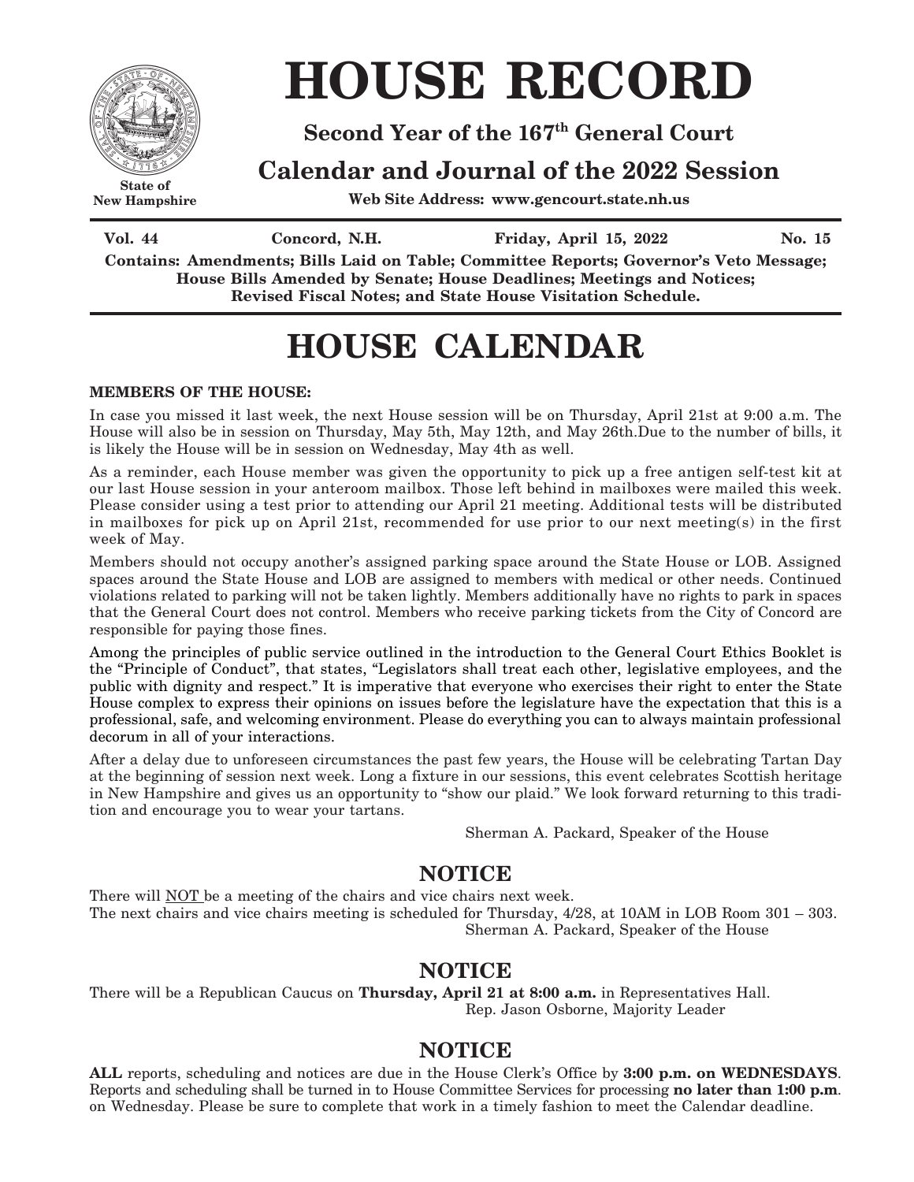State of New Hampshire

# HOUSE RECORD

**Second Year of the 167th General Court**

**Calendar and Journal of the 2022 Session**

**Web Site Address: www.gencourt.state.nh.us**

**Vol. 44 Concord, N.H. Friday, April 15, 2022 No. 15**

**Contains: Amendments; Bills Laid on Table; Committee Reports; Governor's Veto Message; House Bills Amended by Senate; House Deadlines; Meetings and Notices; Revised Fiscal Notes; and State House Visitation Schedule.**

# HOUSE CALENDAR

**MEMBERS OF THE HOUSE:**

In case you missed it last week, the next House session will be on Thursday, April 21st at 9:00 a.m. The House will also be in session on Thursday, May 5th, May 12th, and May 26th.Due to the number of bills, it is likely the House will be in session on Wednesday, May 4th as well.

As a reminder, each House member was given the opportunity to pick up a free antigen self-test kit at our last House session in your anteroom mailbox. Those left behind in mailboxes were mailed this week. Please consider using a test prior to attending our April 21 meeting. Additional tests will be distributed in mailboxes for pick up on April 21st, recommended for use prior to our next meeting(s) in the first week of May.

Members should not occupy another's assigned parking space around the State House or LOB. Assigned spaces around the State House and LOB are assigned to members with medical or other needs. Continued violations related to parking will not be taken lightly. Members additionally have no rights to park in spaces that the General Court does not control. Members who receive parking tickets from the City of Concord are responsible for paying those fines.

Among the principles of public service outlined in the introduction to the General Court Ethics Booklet is the "Principle of Conduct", that states, "Legislators shall treat each other, legislative employees, and the public with dignity and respect." It is imperative that everyone who exercises their right to enter the State House complex to express their opinions on issues before the legislature have the expectation that this is a professional, safe, and welcoming environment. Please do everything you can to always maintain professional decorum in all of your interactions.

After a delay due to unforeseen circumstances the past few years, the House will be celebrating Tartan Day at the beginning of session next week. Long a fixture in our sessions, this event celebrates Scottish heritage in New Hampshire and gives us an opportunity to "show our plaid." We look forward returning to this tradition and encourage you to wear your tartans.

Sherman A. Packard, Speaker of the House

## NOTICE

There will NOT be a meeting of the chairs and vice chairs next week.
The next chairs and vice chairs meeting is scheduled for Thursday, 4/28, at 10AM in LOB Room 301 – 303.

Sherman A. Packard, Speaker of the House

## NOTICE

There will be a Republican Caucus on **Thursday, April 21 at 8:00 a.m.** in Representatives Hall.

Rep. Jason Osborne, Majority Leader

## NOTICE

**ALL** reports, scheduling and notices are due in the House Clerk's Office by **3:00 p.m. on WEDNESDAYS**. Reports and scheduling shall be turned in to House Committee Services for processing **no later than 1:00 p.m**. on Wednesday. Please be sure to complete that work in a timely fashion to meet the Calendar deadline.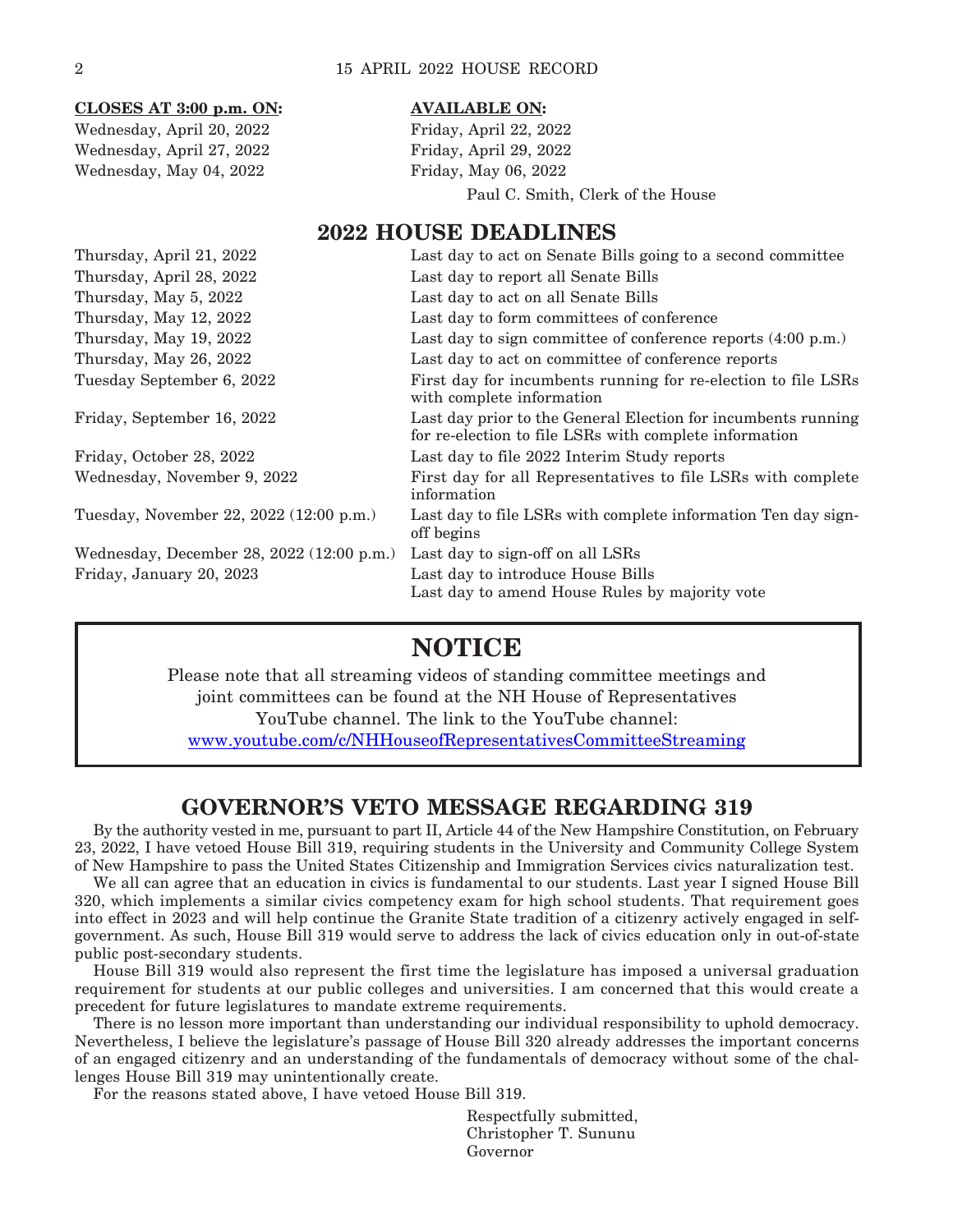| CLOSES AT 3:00 p.m. ON: | AVAILABLE ON: |
|---|---|
| Wednesday, April 20, 2022 | Friday, April 22, 2022 |
| Wednesday, April 27, 2022 | Friday, April 29, 2022 |
| Wednesday, May 04, 2022 | Friday, May 06, 2022 |

Paul C. Smith, Clerk of the House

## 2022 HOUSE DEADLINES

| | |
|---|---|
| Thursday, April 21, 2022 | Last day to act on Senate Bills going to a second committee |
| Thursday, April 28, 2022 | Last day to report all Senate Bills |
| Thursday, May 5, 2022 | Last day to act on all Senate Bills |
| Thursday, May 12, 2022 | Last day to form committees of conference |
| Thursday, May 19, 2022 | Last day to sign committee of conference reports (4:00 p.m.) |
| Thursday, May 26, 2022 | Last day to act on committee of conference reports |
| Tuesday September 6, 2022 | First day for incumbents running for re-election to file LSRs with complete information |
| Friday, September 16, 2022 | Last day prior to the General Election for incumbents running for re-election to file LSRs with complete information |
| Friday, October 28, 2022 | Last day to file 2022 Interim Study reports |
| Wednesday, November 9, 2022 | First day for all Representatives to file LSRs with complete information |
| Tuesday, November 22, 2022 (12:00 p.m.) | Last day to file LSRs with complete information Ten day sign-off begins |
| Wednesday, December 28, 2022 (12:00 p.m.) | Last day to sign-off on all LSRs |
| Friday, January 20, 2023 | Last day to introduce House Bills<br>Last day to amend House Rules by majority vote |

## NOTICE

Please note that all streaming videos of standing committee meetings and joint committees can be found at the NH House of Representatives YouTube channel. The link to the YouTube channel: www.youtube.com/c/NHHouseofRepresentativesCommitteeStreaming

## GOVERNOR'S VETO MESSAGE REGARDING 319

By the authority vested in me, pursuant to part II, Article 44 of the New Hampshire Constitution, on February 23, 2022, I have vetoed House Bill 319, requiring students in the University and Community College System of New Hampshire to pass the United States Citizenship and Immigration Services civics naturalization test.

We all can agree that an education in civics is fundamental to our students. Last year I signed House Bill 320, which implements a similar civics competency exam for high school students. That requirement goes into effect in 2023 and will help continue the Granite State tradition of a citizenry actively engaged in self-government. As such, House Bill 319 would serve to address the lack of civics education only in out-of-state public post-secondary students.

House Bill 319 would also represent the first time the legislature has imposed a universal graduation requirement for students at our public colleges and universities. I am concerned that this would create a precedent for future legislatures to mandate extreme requirements.

There is no lesson more important than understanding our individual responsibility to uphold democracy. Nevertheless, I believe the legislature's passage of House Bill 320 already addresses the important concerns of an engaged citizenry and an understanding of the fundamentals of democracy without some of the challenges House Bill 319 may unintentionally create.

For the reasons stated above, I have vetoed House Bill 319.

Respectfully submitted,
Christopher T. Sununu
Governor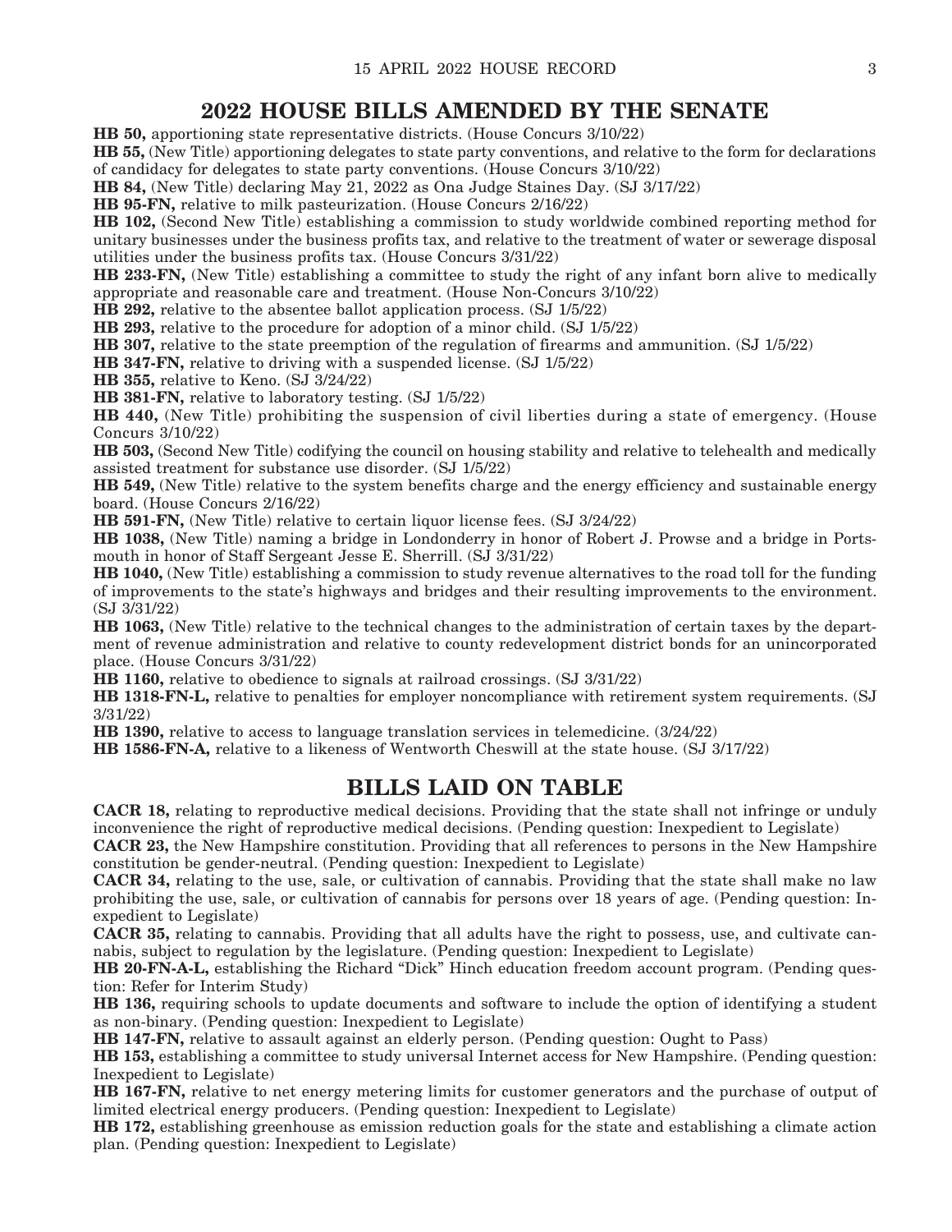## 2022 HOUSE BILLS AMENDED BY THE SENATE

**HB 50,** apportioning state representative districts. (House Concurs 3/10/22)

**HB 55,** (New Title) apportioning delegates to state party conventions, and relative to the form for declarations of candidacy for delegates to state party conventions. (House Concurs 3/10/22)

**HB 84,** (New Title) declaring May 21, 2022 as Ona Judge Staines Day. (SJ 3/17/22)

**HB 95-FN,** relative to milk pasteurization. (House Concurs 2/16/22)

**HB 102,** (Second New Title) establishing a commission to study worldwide combined reporting method for unitary businesses under the business profits tax, and relative to the treatment of water or sewerage disposal utilities under the business profits tax. (House Concurs 3/31/22)

**HB 233-FN,** (New Title) establishing a committee to study the right of any infant born alive to medically appropriate and reasonable care and treatment. (House Non-Concurs 3/10/22)

**HB 292,** relative to the absentee ballot application process. (SJ 1/5/22)

**HB 293,** relative to the procedure for adoption of a minor child. (SJ 1/5/22)

**HB 307,** relative to the state preemption of the regulation of firearms and ammunition. (SJ 1/5/22)

**HB 347-FN,** relative to driving with a suspended license. (SJ 1/5/22)

**HB 355,** relative to Keno. (SJ 3/24/22)

**HB 381-FN,** relative to laboratory testing. (SJ 1/5/22)

**HB 440,** (New Title) prohibiting the suspension of civil liberties during a state of emergency. (House Concurs 3/10/22)

**HB 503,** (Second New Title) codifying the council on housing stability and relative to telehealth and medically assisted treatment for substance use disorder. (SJ 1/5/22)

**HB 549,** (New Title) relative to the system benefits charge and the energy efficiency and sustainable energy board. (House Concurs 2/16/22)

**HB 591-FN,** (New Title) relative to certain liquor license fees. (SJ 3/24/22)

**HB 1038,** (New Title) naming a bridge in Londonderry in honor of Robert J. Prowse and a bridge in Portsmouth in honor of Staff Sergeant Jesse E. Sherrill. (SJ 3/31/22)

**HB 1040,** (New Title) establishing a commission to study revenue alternatives to the road toll for the funding of improvements to the state's highways and bridges and their resulting improvements to the environment. (SJ 3/31/22)

**HB 1063,** (New Title) relative to the technical changes to the administration of certain taxes by the department of revenue administration and relative to county redevelopment district bonds for an unincorporated place. (House Concurs 3/31/22)

**HB 1160,** relative to obedience to signals at railroad crossings. (SJ 3/31/22)

**HB 1318-FN-L,** relative to penalties for employer noncompliance with retirement system requirements. (SJ 3/31/22)

**HB 1390,** relative to access to language translation services in telemedicine. (3/24/22)

**HB 1586-FN-A,** relative to a likeness of Wentworth Cheswill at the state house. (SJ 3/17/22)

## BILLS LAID ON TABLE

**CACR 18,** relating to reproductive medical decisions. Providing that the state shall not infringe or unduly inconvenience the right of reproductive medical decisions. (Pending question: Inexpedient to Legislate)

**CACR 23,** the New Hampshire constitution. Providing that all references to persons in the New Hampshire constitution be gender-neutral. (Pending question: Inexpedient to Legislate)

**CACR 34,** relating to the use, sale, or cultivation of cannabis. Providing that the state shall make no law prohibiting the use, sale, or cultivation of cannabis for persons over 18 years of age. (Pending question: Inexpedient to Legislate)

**CACR 35,** relating to cannabis. Providing that all adults have the right to possess, use, and cultivate cannabis, subject to regulation by the legislature. (Pending question: Inexpedient to Legislate)

**HB 20-FN-A-L,** establishing the Richard "Dick" Hinch education freedom account program. (Pending question: Refer for Interim Study)

**HB 136,** requiring schools to update documents and software to include the option of identifying a student as non-binary. (Pending question: Inexpedient to Legislate)

**HB 147-FN,** relative to assault against an elderly person. (Pending question: Ought to Pass)

**HB 153,** establishing a committee to study universal Internet access for New Hampshire. (Pending question: Inexpedient to Legislate)

**HB 167-FN,** relative to net energy metering limits for customer generators and the purchase of output of limited electrical energy producers. (Pending question: Inexpedient to Legislate)

**HB 172,** establishing greenhouse as emission reduction goals for the state and establishing a climate action plan. (Pending question: Inexpedient to Legislate)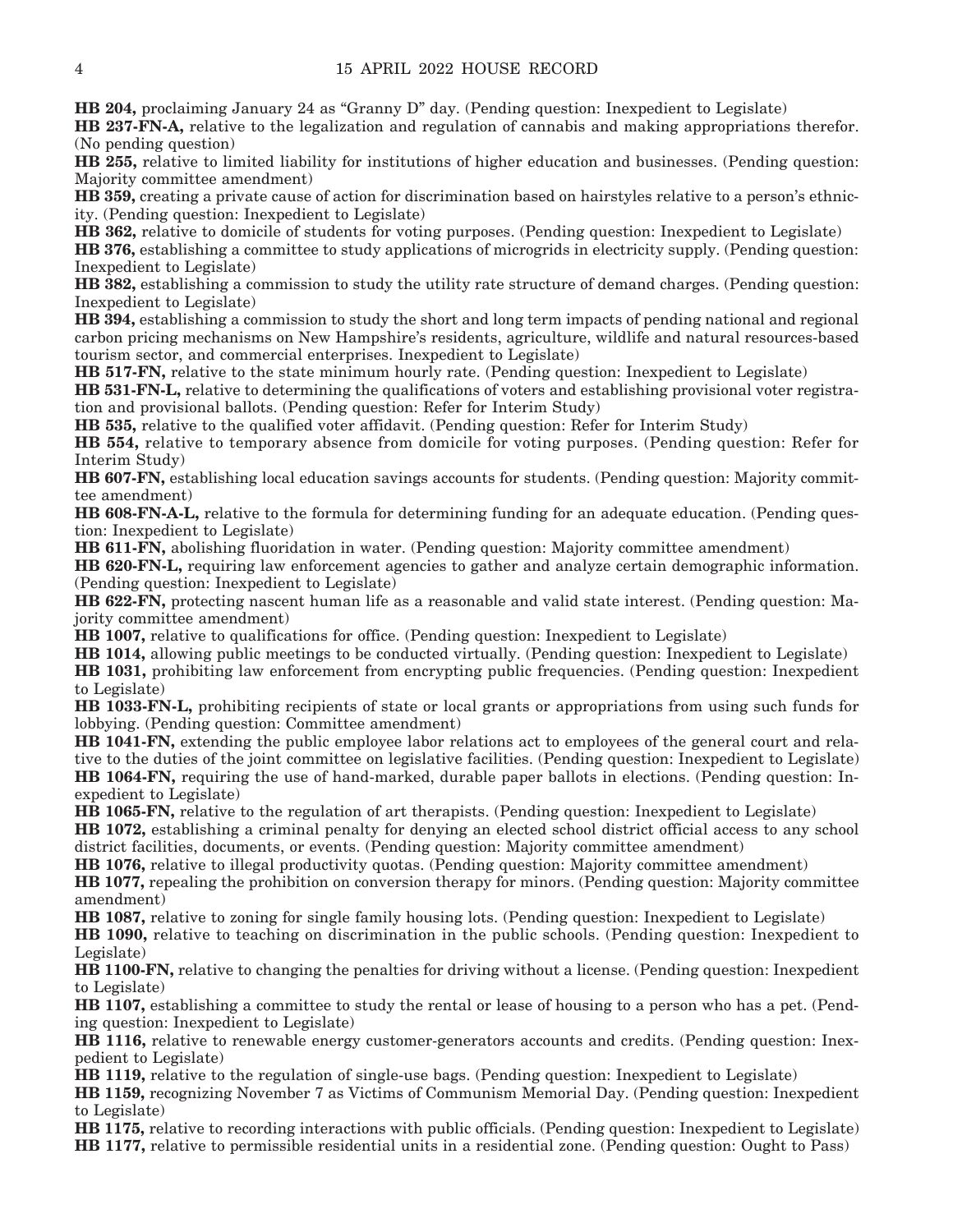**HB 204,** proclaiming January 24 as "Granny D" day. (Pending question: Inexpedient to Legislate)

**HB 237-FN-A,** relative to the legalization and regulation of cannabis and making appropriations therefor. (No pending question)

**HB 255,** relative to limited liability for institutions of higher education and businesses. (Pending question: Majority committee amendment)

**HB 359,** creating a private cause of action for discrimination based on hairstyles relative to a person's ethnicity. (Pending question: Inexpedient to Legislate)

**HB 362,** relative to domicile of students for voting purposes. (Pending question: Inexpedient to Legislate)

**HB 376,** establishing a committee to study applications of microgrids in electricity supply. (Pending question: Inexpedient to Legislate)

**HB 382,** establishing a commission to study the utility rate structure of demand charges. (Pending question: Inexpedient to Legislate)

**HB 394,** establishing a commission to study the short and long term impacts of pending national and regional carbon pricing mechanisms on New Hampshire's residents, agriculture, wildlife and natural resources-based tourism sector, and commercial enterprises. Inexpedient to Legislate)

**HB 517-FN,** relative to the state minimum hourly rate. (Pending question: Inexpedient to Legislate)

**HB 531-FN-L,** relative to determining the qualifications of voters and establishing provisional voter registration and provisional ballots. (Pending question: Refer for Interim Study)

**HB 535,** relative to the qualified voter affidavit. (Pending question: Refer for Interim Study)

**HB 554,** relative to temporary absence from domicile for voting purposes. (Pending question: Refer for Interim Study)

**HB 607-FN,** establishing local education savings accounts for students. (Pending question: Majority committee amendment)

**HB 608-FN-A-L,** relative to the formula for determining funding for an adequate education. (Pending question: Inexpedient to Legislate)

**HB 611-FN,** abolishing fluoridation in water. (Pending question: Majority committee amendment)

**HB 620-FN-L,** requiring law enforcement agencies to gather and analyze certain demographic information. (Pending question: Inexpedient to Legislate)

**HB 622-FN,** protecting nascent human life as a reasonable and valid state interest. (Pending question: Majority committee amendment)

**HB 1007,** relative to qualifications for office. (Pending question: Inexpedient to Legislate)

**HB 1014,** allowing public meetings to be conducted virtually. (Pending question: Inexpedient to Legislate)

**HB 1031,** prohibiting law enforcement from encrypting public frequencies. (Pending question: Inexpedient to Legislate)

**HB 1033-FN-L,** prohibiting recipients of state or local grants or appropriations from using such funds for lobbying. (Pending question: Committee amendment)

**HB 1041-FN,** extending the public employee labor relations act to employees of the general court and relative to the duties of the joint committee on legislative facilities. (Pending question: Inexpedient to Legislate)

**HB 1064-FN,** requiring the use of hand-marked, durable paper ballots in elections. (Pending question: Inexpedient to Legislate)

**HB 1065-FN,** relative to the regulation of art therapists. (Pending question: Inexpedient to Legislate)

**HB 1072,** establishing a criminal penalty for denying an elected school district official access to any school district facilities, documents, or events. (Pending question: Majority committee amendment)

**HB 1076,** relative to illegal productivity quotas. (Pending question: Majority committee amendment)

**HB 1077,** repealing the prohibition on conversion therapy for minors. (Pending question: Majority committee amendment)

**HB 1087,** relative to zoning for single family housing lots. (Pending question: Inexpedient to Legislate)

**HB 1090,** relative to teaching on discrimination in the public schools. (Pending question: Inexpedient to Legislate)

**HB 1100-FN,** relative to changing the penalties for driving without a license. (Pending question: Inexpedient to Legislate)

**HB 1107,** establishing a committee to study the rental or lease of housing to a person who has a pet. (Pending question: Inexpedient to Legislate)

**HB 1116,** relative to renewable energy customer-generators accounts and credits. (Pending question: Inexpedient to Legislate)

**HB 1119,** relative to the regulation of single-use bags. (Pending question: Inexpedient to Legislate)

**HB 1159,** recognizing November 7 as Victims of Communism Memorial Day. (Pending question: Inexpedient to Legislate)

**HB 1175,** relative to recording interactions with public officials. (Pending question: Inexpedient to Legislate)

**HB 1177,** relative to permissible residential units in a residential zone. (Pending question: Ought to Pass)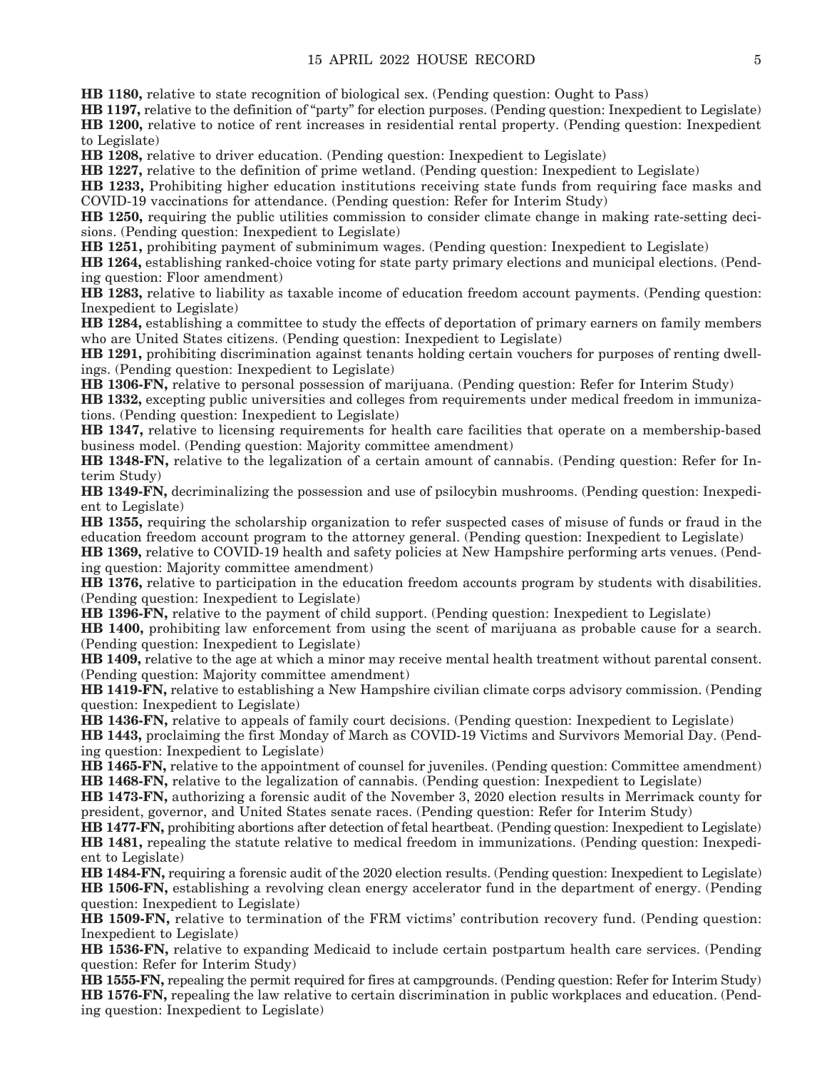**HB 1180,** relative to state recognition of biological sex. (Pending question: Ought to Pass)

**HB 1197,** relative to the definition of "party" for election purposes. (Pending question: Inexpedient to Legislate)

**HB 1200,** relative to notice of rent increases in residential rental property. (Pending question: Inexpedient to Legislate)

**HB 1208,** relative to driver education. (Pending question: Inexpedient to Legislate)

**HB 1227,** relative to the definition of prime wetland. (Pending question: Inexpedient to Legislate)

**HB 1233,** Prohibiting higher education institutions receiving state funds from requiring face masks and COVID-19 vaccinations for attendance. (Pending question: Refer for Interim Study)

**HB 1250,** requiring the public utilities commission to consider climate change in making rate-setting decisions. (Pending question: Inexpedient to Legislate)

**HB 1251,** prohibiting payment of subminimum wages. (Pending question: Inexpedient to Legislate)

**HB 1264,** establishing ranked-choice voting for state party primary elections and municipal elections. (Pending question: Floor amendment)

**HB 1283,** relative to liability as taxable income of education freedom account payments. (Pending question: Inexpedient to Legislate)

**HB 1284,** establishing a committee to study the effects of deportation of primary earners on family members who are United States citizens. (Pending question: Inexpedient to Legislate)

**HB 1291,** prohibiting discrimination against tenants holding certain vouchers for purposes of renting dwellings. (Pending question: Inexpedient to Legislate)

**HB 1306-FN,** relative to personal possession of marijuana. (Pending question: Refer for Interim Study)

**HB 1332,** excepting public universities and colleges from requirements under medical freedom in immunizations. (Pending question: Inexpedient to Legislate)

**HB 1347,** relative to licensing requirements for health care facilities that operate on a membership-based business model. (Pending question: Majority committee amendment)

**HB 1348-FN,** relative to the legalization of a certain amount of cannabis. (Pending question: Refer for Interim Study)

**HB 1349-FN,** decriminalizing the possession and use of psilocybin mushrooms. (Pending question: Inexpedient to Legislate)

**HB 1355,** requiring the scholarship organization to refer suspected cases of misuse of funds or fraud in the education freedom account program to the attorney general. (Pending question: Inexpedient to Legislate)

**HB 1369,** relative to COVID-19 health and safety policies at New Hampshire performing arts venues. (Pending question: Majority committee amendment)

**HB 1376,** relative to participation in the education freedom accounts program by students with disabilities. (Pending question: Inexpedient to Legislate)

**HB 1396-FN,** relative to the payment of child support. (Pending question: Inexpedient to Legislate)

**HB 1400,** prohibiting law enforcement from using the scent of marijuana as probable cause for a search. (Pending question: Inexpedient to Legislate)

**HB 1409,** relative to the age at which a minor may receive mental health treatment without parental consent. (Pending question: Majority committee amendment)

**HB 1419-FN,** relative to establishing a New Hampshire civilian climate corps advisory commission. (Pending question: Inexpedient to Legislate)

**HB 1436-FN,** relative to appeals of family court decisions. (Pending question: Inexpedient to Legislate)

**HB 1443,** proclaiming the first Monday of March as COVID-19 Victims and Survivors Memorial Day. (Pending question: Inexpedient to Legislate)

**HB 1465-FN,** relative to the appointment of counsel for juveniles. (Pending question: Committee amendment)

**HB 1468-FN,** relative to the legalization of cannabis. (Pending question: Inexpedient to Legislate)

**HB 1473-FN,** authorizing a forensic audit of the November 3, 2020 election results in Merrimack county for president, governor, and United States senate races. (Pending question: Refer for Interim Study)

**HB 1477-FN,** prohibiting abortions after detection of fetal heartbeat. (Pending question: Inexpedient to Legislate)

**HB 1481,** repealing the statute relative to medical freedom in immunizations. (Pending question: Inexpedient to Legislate)

**HB 1484-FN,** requiring a forensic audit of the 2020 election results. (Pending question: Inexpedient to Legislate)

**HB 1506-FN,** establishing a revolving clean energy accelerator fund in the department of energy. (Pending question: Inexpedient to Legislate)

**HB 1509-FN,** relative to termination of the FRM victims' contribution recovery fund. (Pending question: Inexpedient to Legislate)

**HB 1536-FN,** relative to expanding Medicaid to include certain postpartum health care services. (Pending question: Refer for Interim Study)

**HB 1555-FN,** repealing the permit required for fires at campgrounds. (Pending question: Refer for Interim Study)

**HB 1576-FN,** repealing the law relative to certain discrimination in public workplaces and education. (Pending question: Inexpedient to Legislate)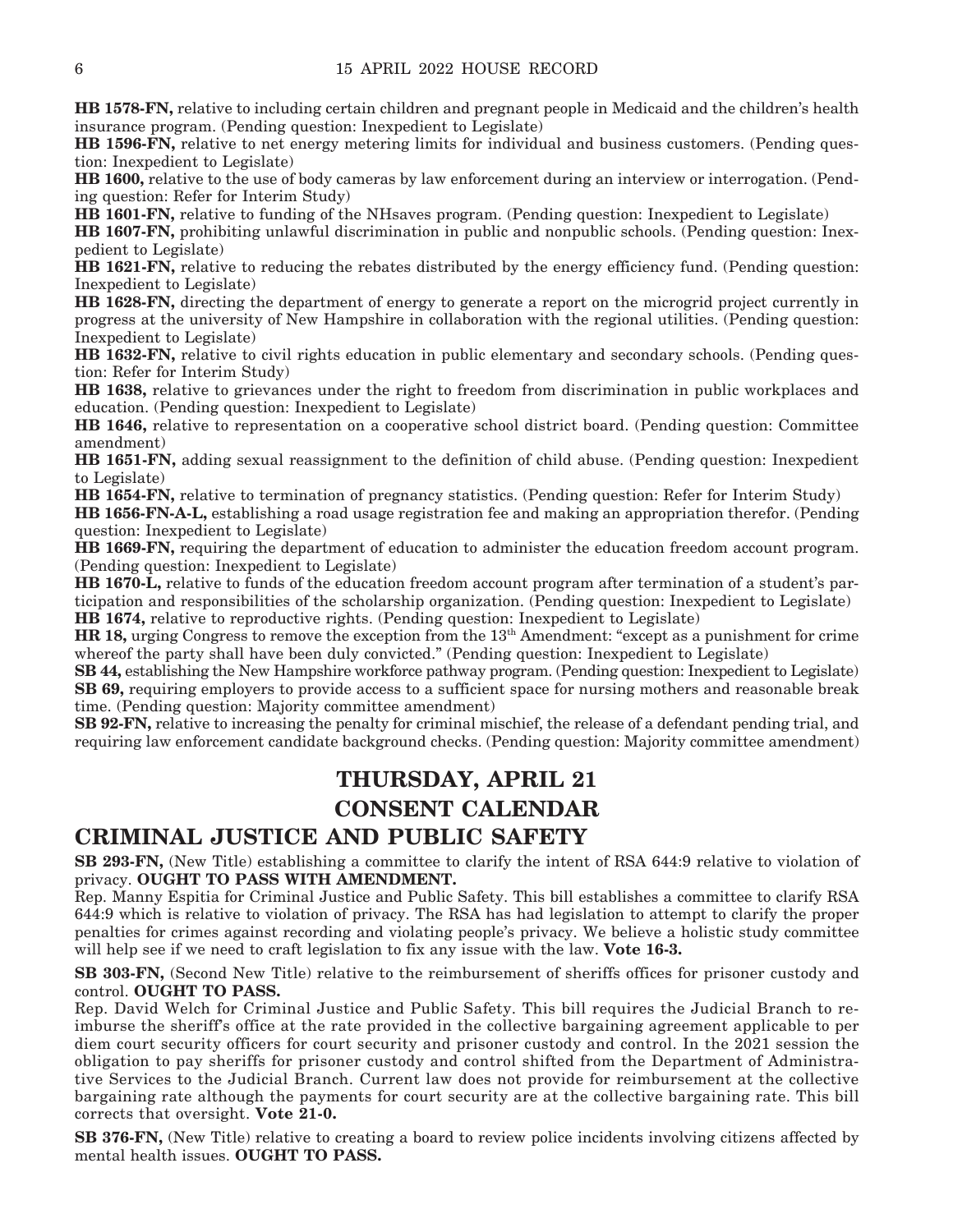**HB 1578-FN,** relative to including certain children and pregnant people in Medicaid and the children's health insurance program. (Pending question: Inexpedient to Legislate)

**HB 1596-FN,** relative to net energy metering limits for individual and business customers. (Pending question: Inexpedient to Legislate)

**HB 1600,** relative to the use of body cameras by law enforcement during an interview or interrogation. (Pending question: Refer for Interim Study)

**HB 1601-FN,** relative to funding of the NHsaves program. (Pending question: Inexpedient to Legislate)

**HB 1607-FN,** prohibiting unlawful discrimination in public and nonpublic schools. (Pending question: Inexpedient to Legislate)

**HB 1621-FN,** relative to reducing the rebates distributed by the energy efficiency fund. (Pending question: Inexpedient to Legislate)

**HB 1628-FN,** directing the department of energy to generate a report on the microgrid project currently in progress at the university of New Hampshire in collaboration with the regional utilities. (Pending question: Inexpedient to Legislate)

**HB 1632-FN,** relative to civil rights education in public elementary and secondary schools. (Pending question: Refer for Interim Study)

**HB 1638,** relative to grievances under the right to freedom from discrimination in public workplaces and education. (Pending question: Inexpedient to Legislate)

**HB 1646,** relative to representation on a cooperative school district board. (Pending question: Committee amendment)

**HB 1651-FN,** adding sexual reassignment to the definition of child abuse. (Pending question: Inexpedient to Legislate)

**HB 1654-FN,** relative to termination of pregnancy statistics. (Pending question: Refer for Interim Study)

**HB 1656-FN-A-L,** establishing a road usage registration fee and making an appropriation therefor. (Pending question: Inexpedient to Legislate)

**HB 1669-FN,** requiring the department of education to administer the education freedom account program. (Pending question: Inexpedient to Legislate)

**HB 1670-L,** relative to funds of the education freedom account program after termination of a student's participation and responsibilities of the scholarship organization. (Pending question: Inexpedient to Legislate)

**HB 1674,** relative to reproductive rights. (Pending question: Inexpedient to Legislate)

**HR 18,** urging Congress to remove the exception from the 13th Amendment: "except as a punishment for crime whereof the party shall have been duly convicted." (Pending question: Inexpedient to Legislate)

**SB 44,** establishing the New Hampshire workforce pathway program. (Pending question: Inexpedient to Legislate)

**SB 69,** requiring employers to provide access to a sufficient space for nursing mothers and reasonable break time. (Pending question: Majority committee amendment)

**SB 92-FN,** relative to increasing the penalty for criminal mischief, the release of a defendant pending trial, and requiring law enforcement candidate background checks. (Pending question: Majority committee amendment)

# THURSDAY, APRIL 21

# CONSENT CALENDAR

## CRIMINAL JUSTICE AND PUBLIC SAFETY

**SB 293-FN,** (New Title) establishing a committee to clarify the intent of RSA 644:9 relative to violation of privacy. **OUGHT TO PASS WITH AMENDMENT.**

Rep. Manny Espitia for Criminal Justice and Public Safety. This bill establishes a committee to clarify RSA 644:9 which is relative to violation of privacy. The RSA has had legislation to attempt to clarify the proper penalties for crimes against recording and violating people's privacy. We believe a holistic study committee will help see if we need to craft legislation to fix any issue with the law. **Vote 16-3.**

**SB 303-FN,** (Second New Title) relative to the reimbursement of sheriffs offices for prisoner custody and control. **OUGHT TO PASS.**

Rep. David Welch for Criminal Justice and Public Safety. This bill requires the Judicial Branch to reimburse the sheriff's office at the rate provided in the collective bargaining agreement applicable to per diem court security officers for court security and prisoner custody and control. In the 2021 session the obligation to pay sheriffs for prisoner custody and control shifted from the Department of Administrative Services to the Judicial Branch. Current law does not provide for reimbursement at the collective bargaining rate although the payments for court security are at the collective bargaining rate. This bill corrects that oversight. **Vote 21-0.**

**SB 376-FN,** (New Title) relative to creating a board to review police incidents involving citizens affected by mental health issues. **OUGHT TO PASS.**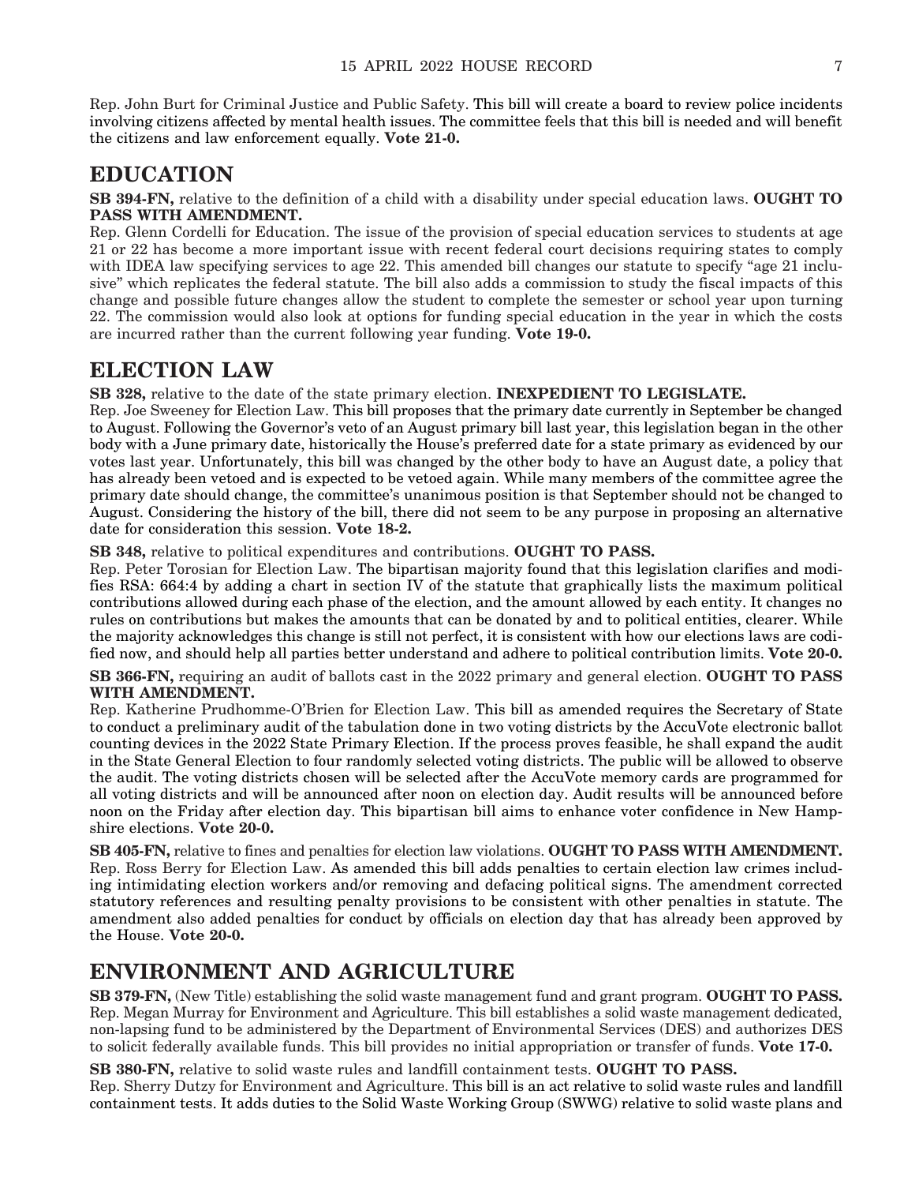Rep. John Burt for Criminal Justice and Public Safety. This bill will create a board to review police incidents involving citizens affected by mental health issues. The committee feels that this bill is needed and will benefit the citizens and law enforcement equally. **Vote 21-0.**

## EDUCATION

**SB 394-FN,** relative to the definition of a child with a disability under special education laws. **OUGHT TO PASS WITH AMENDMENT.**

Rep. Glenn Cordelli for Education. The issue of the provision of special education services to students at age 21 or 22 has become a more important issue with recent federal court decisions requiring states to comply with IDEA law specifying services to age 22. This amended bill changes our statute to specify "age 21 inclusive" which replicates the federal statute. The bill also adds a commission to study the fiscal impacts of this change and possible future changes allow the student to complete the semester or school year upon turning 22. The commission would also look at options for funding special education in the year in which the costs are incurred rather than the current following year funding. **Vote 19-0.**

## ELECTION LAW

**SB 328,** relative to the date of the state primary election. **INEXPEDIENT TO LEGISLATE.**

Rep. Joe Sweeney for Election Law. This bill proposes that the primary date currently in September be changed to August. Following the Governor's veto of an August primary bill last year, this legislation began in the other body with a June primary date, historically the House's preferred date for a state primary as evidenced by our votes last year. Unfortunately, this bill was changed by the other body to have an August date, a policy that has already been vetoed and is expected to be vetoed again. While many members of the committee agree the primary date should change, the committee's unanimous position is that September should not be changed to August. Considering the history of the bill, there did not seem to be any purpose in proposing an alternative date for consideration this session. **Vote 18-2.**

**SB 348,** relative to political expenditures and contributions. **OUGHT TO PASS.**

Rep. Peter Torosian for Election Law. The bipartisan majority found that this legislation clarifies and modifies RSA: 664:4 by adding a chart in section IV of the statute that graphically lists the maximum political contributions allowed during each phase of the election, and the amount allowed by each entity. It changes no rules on contributions but makes the amounts that can be donated by and to political entities, clearer. While the majority acknowledges this change is still not perfect, it is consistent with how our elections laws are codified now, and should help all parties better understand and adhere to political contribution limits. **Vote 20-0.**

**SB 366-FN,** requiring an audit of ballots cast in the 2022 primary and general election. **OUGHT TO PASS WITH AMENDMENT.**

Rep. Katherine Prudhomme-O'Brien for Election Law. This bill as amended requires the Secretary of State to conduct a preliminary audit of the tabulation done in two voting districts by the AccuVote electronic ballot counting devices in the 2022 State Primary Election. If the process proves feasible, he shall expand the audit in the State General Election to four randomly selected voting districts. The public will be allowed to observe the audit. The voting districts chosen will be selected after the AccuVote memory cards are programmed for all voting districts and will be announced after noon on election day. Audit results will be announced before noon on the Friday after election day. This bipartisan bill aims to enhance voter confidence in New Hampshire elections. **Vote 20-0.**

**SB 405-FN,** relative to fines and penalties for election law violations. **OUGHT TO PASS WITH AMENDMENT.**

Rep. Ross Berry for Election Law. As amended this bill adds penalties to certain election law crimes including intimidating election workers and/or removing and defacing political signs. The amendment corrected statutory references and resulting penalty provisions to be consistent with other penalties in statute. The amendment also added penalties for conduct by officials on election day that has already been approved by the House. **Vote 20-0.**

## ENVIRONMENT AND AGRICULTURE

**SB 379-FN,** (New Title) establishing the solid waste management fund and grant program. **OUGHT TO PASS.**

Rep. Megan Murray for Environment and Agriculture. This bill establishes a solid waste management dedicated, non-lapsing fund to be administered by the Department of Environmental Services (DES) and authorizes DES to solicit federally available funds. This bill provides no initial appropriation or transfer of funds. **Vote 17-0.**

**SB 380-FN,** relative to solid waste rules and landfill containment tests. **OUGHT TO PASS.**

Rep. Sherry Dutzy for Environment and Agriculture. This bill is an act relative to solid waste rules and landfill containment tests. It adds duties to the Solid Waste Working Group (SWWG) relative to solid waste plans and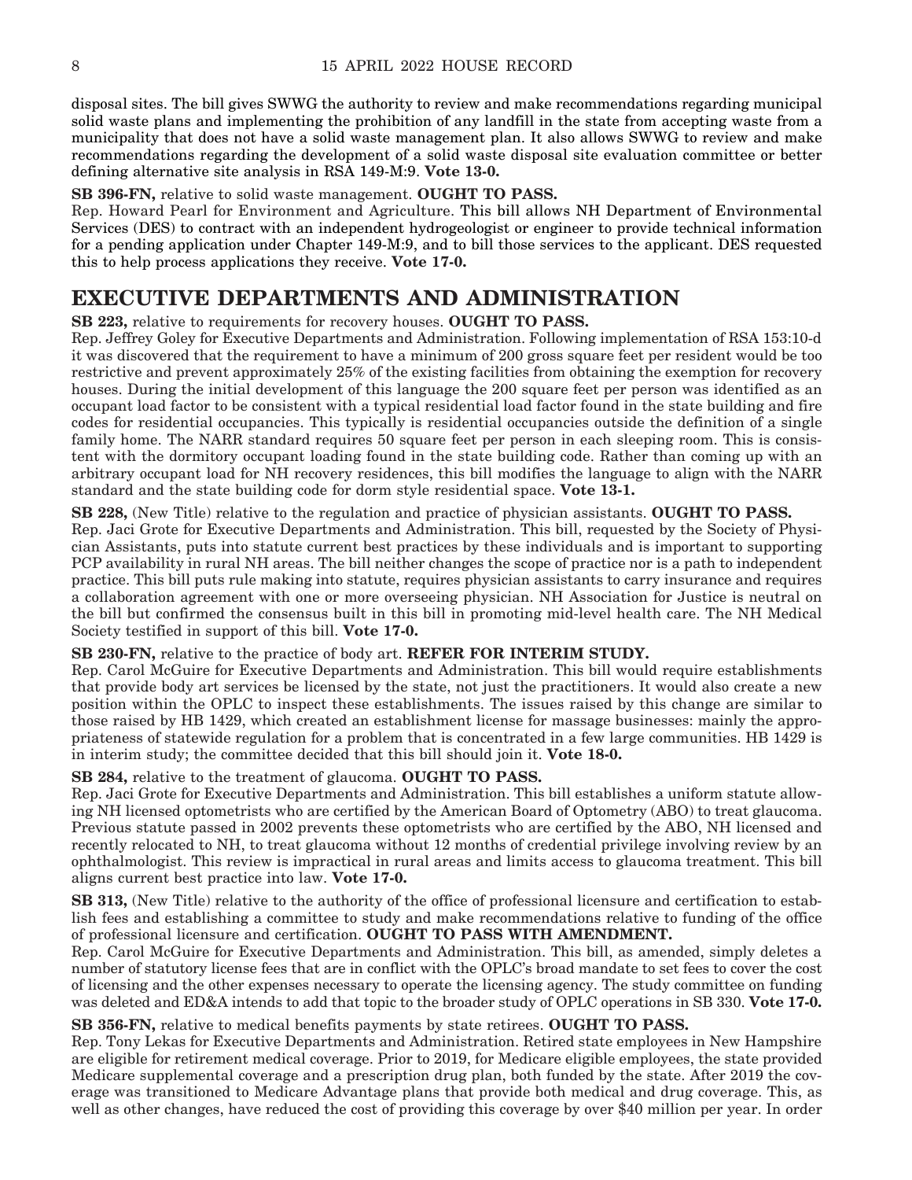disposal sites. The bill gives SWWG the authority to review and make recommendations regarding municipal solid waste plans and implementing the prohibition of any landfill in the state from accepting waste from a municipality that does not have a solid waste management plan. It also allows SWWG to review and make recommendations regarding the development of a solid waste disposal site evaluation committee or better defining alternative site analysis in RSA 149-M:9. **Vote 13-0.**

**SB 396-FN,** relative to solid waste management. **OUGHT TO PASS.**

Rep. Howard Pearl for Environment and Agriculture. This bill allows NH Department of Environmental Services (DES) to contract with an independent hydrogeologist or engineer to provide technical information for a pending application under Chapter 149-M:9, and to bill those services to the applicant. DES requested this to help process applications they receive. **Vote 17-0.**

## EXECUTIVE DEPARTMENTS AND ADMINISTRATION

**SB 223,** relative to requirements for recovery houses. **OUGHT TO PASS.**

Rep. Jeffrey Goley for Executive Departments and Administration. Following implementation of RSA 153:10-d it was discovered that the requirement to have a minimum of 200 gross square feet per resident would be too restrictive and prevent approximately 25% of the existing facilities from obtaining the exemption for recovery houses. During the initial development of this language the 200 square feet per person was identified as an occupant load factor to be consistent with a typical residential load factor found in the state building and fire codes for residential occupancies. This typically is residential occupancies outside the definition of a single family home. The NARR standard requires 50 square feet per person in each sleeping room. This is consistent with the dormitory occupant loading found in the state building code. Rather than coming up with an arbitrary occupant load for NH recovery residences, this bill modifies the language to align with the NARR standard and the state building code for dorm style residential space. **Vote 13-1.**

**SB 228,** (New Title) relative to the regulation and practice of physician assistants. **OUGHT TO PASS.**

Rep. Jaci Grote for Executive Departments and Administration. This bill, requested by the Society of Physician Assistants, puts into statute current best practices by these individuals and is important to supporting PCP availability in rural NH areas. The bill neither changes the scope of practice nor is a path to independent practice. This bill puts rule making into statute, requires physician assistants to carry insurance and requires a collaboration agreement with one or more overseeing physician. NH Association for Justice is neutral on the bill but confirmed the consensus built in this bill in promoting mid-level health care. The NH Medical Society testified in support of this bill. **Vote 17-0.**

**SB 230-FN,** relative to the practice of body art. **REFER FOR INTERIM STUDY.**

Rep. Carol McGuire for Executive Departments and Administration. This bill would require establishments that provide body art services be licensed by the state, not just the practitioners. It would also create a new position within the OPLC to inspect these establishments. The issues raised by this change are similar to those raised by HB 1429, which created an establishment license for massage businesses: mainly the appropriateness of statewide regulation for a problem that is concentrated in a few large communities. HB 1429 is in interim study; the committee decided that this bill should join it. **Vote 18-0.**

**SB 284,** relative to the treatment of glaucoma. **OUGHT TO PASS.**

Rep. Jaci Grote for Executive Departments and Administration. This bill establishes a uniform statute allowing NH licensed optometrists who are certified by the American Board of Optometry (ABO) to treat glaucoma. Previous statute passed in 2002 prevents these optometrists who are certified by the ABO, NH licensed and recently relocated to NH, to treat glaucoma without 12 months of credential privilege involving review by an ophthalmologist. This review is impractical in rural areas and limits access to glaucoma treatment. This bill aligns current best practice into law. **Vote 17-0.**

**SB 313,** (New Title) relative to the authority of the office of professional licensure and certification to establish fees and establishing a committee to study and make recommendations relative to funding of the office of professional licensure and certification. **OUGHT TO PASS WITH AMENDMENT.**

Rep. Carol McGuire for Executive Departments and Administration. This bill, as amended, simply deletes a number of statutory license fees that are in conflict with the OPLC's broad mandate to set fees to cover the cost of licensing and the other expenses necessary to operate the licensing agency. The study committee on funding was deleted and ED&A intends to add that topic to the broader study of OPLC operations in SB 330. **Vote 17-0.**

**SB 356-FN,** relative to medical benefits payments by state retirees. **OUGHT TO PASS.**

Rep. Tony Lekas for Executive Departments and Administration. Retired state employees in New Hampshire are eligible for retirement medical coverage. Prior to 2019, for Medicare eligible employees, the state provided Medicare supplemental coverage and a prescription drug plan, both funded by the state. After 2019 the coverage was transitioned to Medicare Advantage plans that provide both medical and drug coverage. This, as well as other changes, have reduced the cost of providing this coverage by over $40 million per year. In order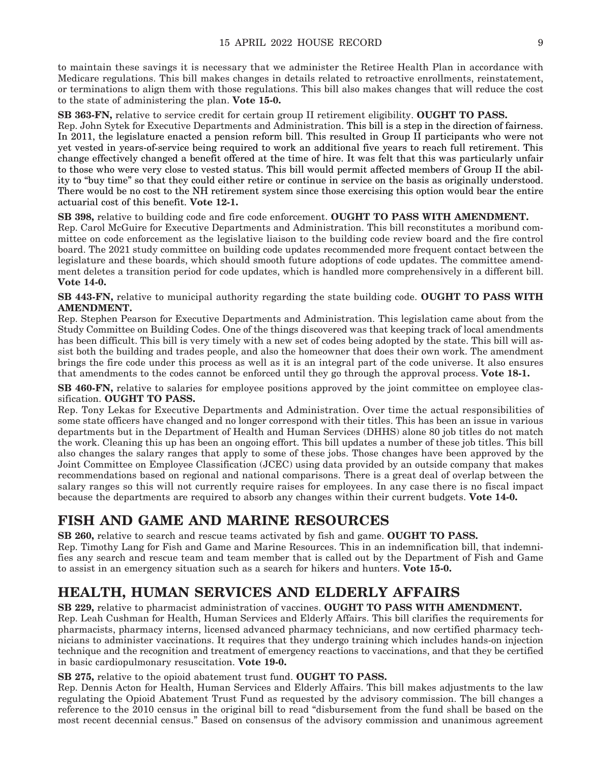to maintain these savings it is necessary that we administer the Retiree Health Plan in accordance with Medicare regulations. This bill makes changes in details related to retroactive enrollments, reinstatement, or terminations to align them with those regulations. This bill also makes changes that will reduce the cost to the state of administering the plan. **Vote 15-0.**

**SB 363-FN,** relative to service credit for certain group II retirement eligibility. **OUGHT TO PASS.**
Rep. John Sytek for Executive Departments and Administration. This bill is a step in the direction of fairness. In 2011, the legislature enacted a pension reform bill. This resulted in Group II participants who were not yet vested in years-of-service being required to work an additional five years to reach full retirement. This change effectively changed a benefit offered at the time of hire. It was felt that this was particularly unfair to those who were very close to vested status. This bill would permit affected members of Group II the ability to "buy time" so that they could either retire or continue in service on the basis as originally understood. There would be no cost to the NH retirement system since those exercising this option would bear the entire actuarial cost of this benefit. **Vote 12-1.**

**SB 398,** relative to building code and fire code enforcement. **OUGHT TO PASS WITH AMENDMENT.**
Rep. Carol McGuire for Executive Departments and Administration. This bill reconstitutes a moribund committee on code enforcement as the legislative liaison to the building code review board and the fire control board. The 2021 study committee on building code updates recommended more frequent contact between the legislature and these boards, which should smooth future adoptions of code updates. The committee amendment deletes a transition period for code updates, which is handled more comprehensively in a different bill. **Vote 14-0.**

**SB 443-FN,** relative to municipal authority regarding the state building code. **OUGHT TO PASS WITH AMENDMENT.**
Rep. Stephen Pearson for Executive Departments and Administration. This legislation came about from the Study Committee on Building Codes. One of the things discovered was that keeping track of local amendments has been difficult. This bill is very timely with a new set of codes being adopted by the state. This bill will assist both the building and trades people, and also the homeowner that does their own work. The amendment brings the fire code under this process as well as it is an integral part of the code universe. It also ensures that amendments to the codes cannot be enforced until they go through the approval process. **Vote 18-1.**

**SB 460-FN,** relative to salaries for employee positions approved by the joint committee on employee classification. **OUGHT TO PASS.**
Rep. Tony Lekas for Executive Departments and Administration. Over time the actual responsibilities of some state officers have changed and no longer correspond with their titles. This has been an issue in various departments but in the Department of Health and Human Services (DHHS) alone 80 job titles do not match the work. Cleaning this up has been an ongoing effort. This bill updates a number of these job titles. This bill also changes the salary ranges that apply to some of these jobs. Those changes have been approved by the Joint Committee on Employee Classification (JCEC) using data provided by an outside company that makes recommendations based on regional and national comparisons. There is a great deal of overlap between the salary ranges so this will not currently require raises for employees. In any case there is no fiscal impact because the departments are required to absorb any changes within their current budgets. **Vote 14-0.**

## FISH AND GAME AND MARINE RESOURCES

**SB 260,** relative to search and rescue teams activated by fish and game. **OUGHT TO PASS.**
Rep. Timothy Lang for Fish and Game and Marine Resources. This in an indemnification bill, that indemnifies any search and rescue team and team member that is called out by the Department of Fish and Game to assist in an emergency situation such as a search for hikers and hunters. **Vote 15-0.**

## HEALTH, HUMAN SERVICES AND ELDERLY AFFAIRS

**SB 229,** relative to pharmacist administration of vaccines. **OUGHT TO PASS WITH AMENDMENT.**
Rep. Leah Cushman for Health, Human Services and Elderly Affairs. This bill clarifies the requirements for pharmacists, pharmacy interns, licensed advanced pharmacy technicians, and now certified pharmacy technicians to administer vaccinations. It requires that they undergo training which includes hands-on injection technique and the recognition and treatment of emergency reactions to vaccinations, and that they be certified in basic cardiopulmonary resuscitation. **Vote 19-0.**

**SB 275,** relative to the opioid abatement trust fund. **OUGHT TO PASS.**
Rep. Dennis Acton for Health, Human Services and Elderly Affairs. This bill makes adjustments to the law regulating the Opioid Abatement Trust Fund as requested by the advisory commission. The bill changes a reference to the 2010 census in the original bill to read "disbursement from the fund shall be based on the most recent decennial census." Based on consensus of the advisory commission and unanimous agreement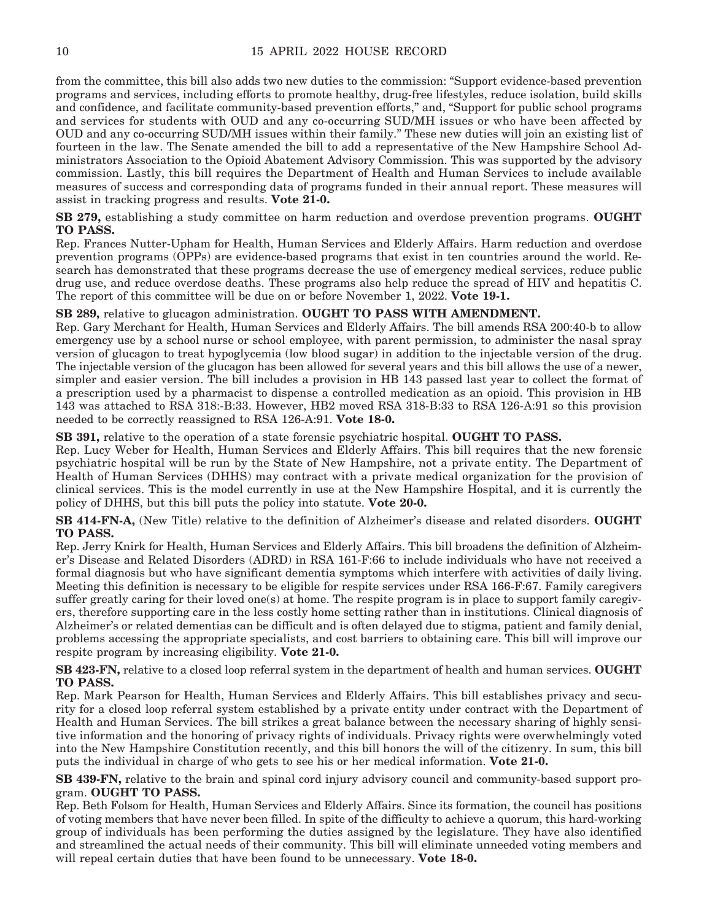from the committee, this bill also adds two new duties to the commission: "Support evidence-based prevention programs and services, including efforts to promote healthy, drug-free lifestyles, reduce isolation, build skills and confidence, and facilitate community-based prevention efforts," and, "Support for public school programs and services for students with OUD and any co-occurring SUD/MH issues or who have been affected by OUD and any co-occurring SUD/MH issues within their family." These new duties will join an existing list of fourteen in the law. The Senate amended the bill to add a representative of the New Hampshire School Administrators Association to the Opioid Abatement Advisory Commission. This was supported by the advisory commission. Lastly, this bill requires the Department of Health and Human Services to include available measures of success and corresponding data of programs funded in their annual report. These measures will assist in tracking progress and results. **Vote 21-0.**

**SB 279,** establishing a study committee on harm reduction and overdose prevention programs. **OUGHT TO PASS.**

Rep. Frances Nutter-Upham for Health, Human Services and Elderly Affairs. Harm reduction and overdose prevention programs (OPPs) are evidence-based programs that exist in ten countries around the world. Research has demonstrated that these programs decrease the use of emergency medical services, reduce public drug use, and reduce overdose deaths. These programs also help reduce the spread of HIV and hepatitis C. The report of this committee will be due on or before November 1, 2022. **Vote 19-1.**

**SB 289,** relative to glucagon administration. **OUGHT TO PASS WITH AMENDMENT.**

Rep. Gary Merchant for Health, Human Services and Elderly Affairs. The bill amends RSA 200:40-b to allow emergency use by a school nurse or school employee, with parent permission, to administer the nasal spray version of glucagon to treat hypoglycemia (low blood sugar) in addition to the injectable version of the drug. The injectable version of the glucagon has been allowed for several years and this bill allows the use of a newer, simpler and easier version. The bill includes a provision in HB 143 passed last year to collect the format of a prescription used by a pharmacist to dispense a controlled medication as an opioid. This provision in HB 143 was attached to RSA 318:-B:33. However, HB2 moved RSA 318-B:33 to RSA 126-A:91 so this provision needed to be correctly reassigned to RSA 126-A:91. **Vote 18-0.**

**SB 391,** relative to the operation of a state forensic psychiatric hospital. **OUGHT TO PASS.**

Rep. Lucy Weber for Health, Human Services and Elderly Affairs. This bill requires that the new forensic psychiatric hospital will be run by the State of New Hampshire, not a private entity. The Department of Health of Human Services (DHHS) may contract with a private medical organization for the provision of clinical services. This is the model currently in use at the New Hampshire Hospital, and it is currently the policy of DHHS, but this bill puts the policy into statute. **Vote 20-0.**

**SB 414-FN-A,** (New Title) relative to the definition of Alzheimer's disease and related disorders. **OUGHT TO PASS.**

Rep. Jerry Knirk for Health, Human Services and Elderly Affairs. This bill broadens the definition of Alzheimer's Disease and Related Disorders (ADRD) in RSA 161-F:66 to include individuals who have not received a formal diagnosis but who have significant dementia symptoms which interfere with activities of daily living. Meeting this definition is necessary to be eligible for respite services under RSA 166-F:67. Family caregivers suffer greatly caring for their loved one(s) at home. The respite program is in place to support family caregivers, therefore supporting care in the less costly home setting rather than in institutions. Clinical diagnosis of Alzheimer's or related dementias can be difficult and is often delayed due to stigma, patient and family denial, problems accessing the appropriate specialists, and cost barriers to obtaining care. This bill will improve our respite program by increasing eligibility. **Vote 21-0.**

**SB 423-FN,** relative to a closed loop referral system in the department of health and human services. **OUGHT TO PASS.**

Rep. Mark Pearson for Health, Human Services and Elderly Affairs. This bill establishes privacy and security for a closed loop referral system established by a private entity under contract with the Department of Health and Human Services. The bill strikes a great balance between the necessary sharing of highly sensitive information and the honoring of privacy rights of individuals. Privacy rights were overwhelmingly voted into the New Hampshire Constitution recently, and this bill honors the will of the citizenry. In sum, this bill puts the individual in charge of who gets to see his or her medical information. **Vote 21-0.**

**SB 439-FN,** relative to the brain and spinal cord injury advisory council and community-based support program. **OUGHT TO PASS.**

Rep. Beth Folsom for Health, Human Services and Elderly Affairs. Since its formation, the council has positions of voting members that have never been filled. In spite of the difficulty to achieve a quorum, this hard-working group of individuals has been performing the duties assigned by the legislature. They have also identified and streamlined the actual needs of their community. This bill will eliminate unneeded voting members and will repeal certain duties that have been found to be unnecessary. **Vote 18-0.**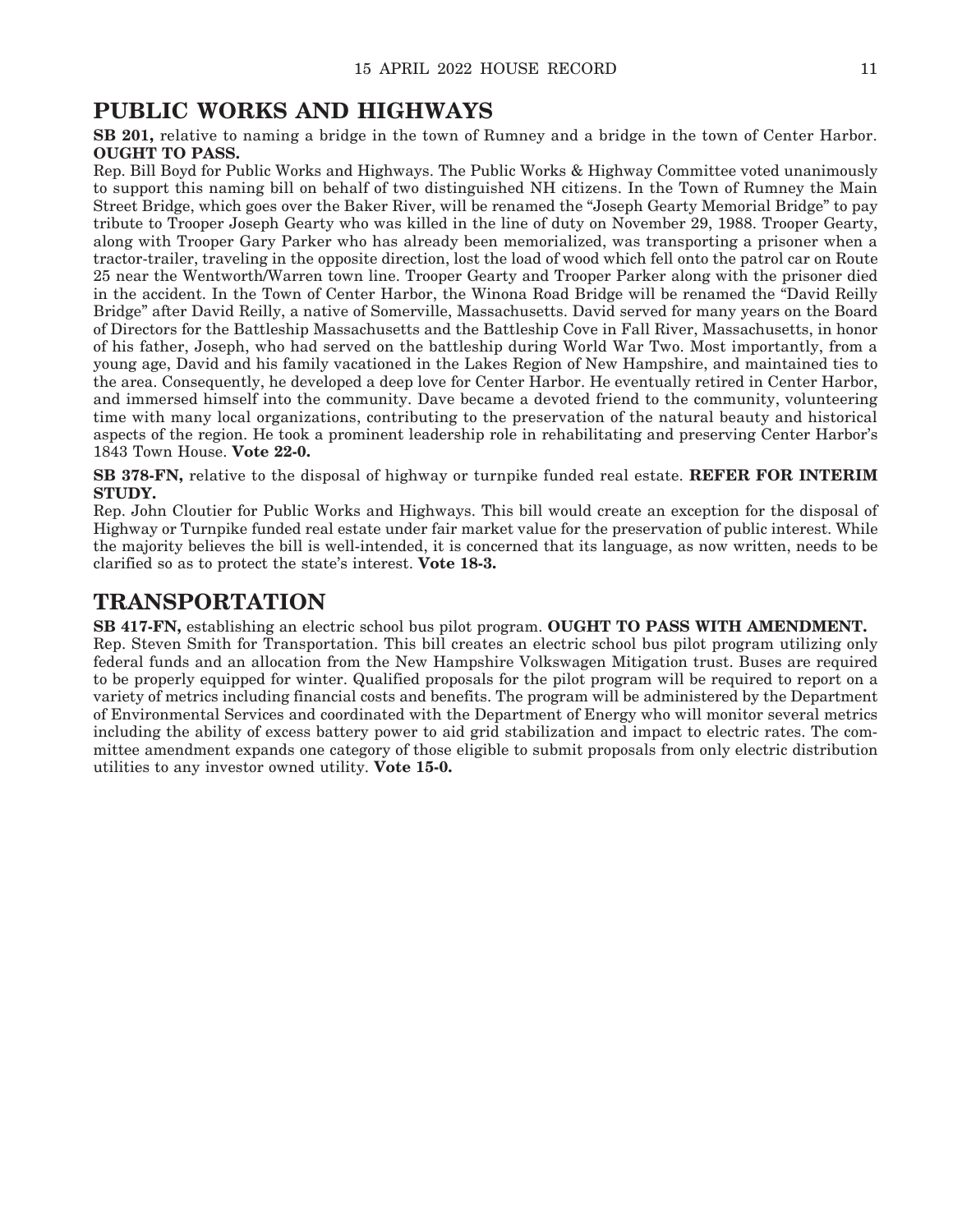## PUBLIC WORKS AND HIGHWAYS

**SB 201,** relative to naming a bridge in the town of Rumney and a bridge in the town of Center Harbor. **OUGHT TO PASS.**

Rep. Bill Boyd for Public Works and Highways. The Public Works & Highway Committee voted unanimously to support this naming bill on behalf of two distinguished NH citizens. In the Town of Rumney the Main Street Bridge, which goes over the Baker River, will be renamed the "Joseph Gearty Memorial Bridge" to pay tribute to Trooper Joseph Gearty who was killed in the line of duty on November 29, 1988. Trooper Gearty, along with Trooper Gary Parker who has already been memorialized, was transporting a prisoner when a tractor-trailer, traveling in the opposite direction, lost the load of wood which fell onto the patrol car on Route 25 near the Wentworth/Warren town line. Trooper Gearty and Trooper Parker along with the prisoner died in the accident. In the Town of Center Harbor, the Winona Road Bridge will be renamed the "David Reilly Bridge" after David Reilly, a native of Somerville, Massachusetts. David served for many years on the Board of Directors for the Battleship Massachusetts and the Battleship Cove in Fall River, Massachusetts, in honor of his father, Joseph, who had served on the battleship during World War Two. Most importantly, from a young age, David and his family vacationed in the Lakes Region of New Hampshire, and maintained ties to the area. Consequently, he developed a deep love for Center Harbor. He eventually retired in Center Harbor, and immersed himself into the community. Dave became a devoted friend to the community, volunteering time with many local organizations, contributing to the preservation of the natural beauty and historical aspects of the region. He took a prominent leadership role in rehabilitating and preserving Center Harbor's 1843 Town House. **Vote 22-0.**

**SB 378-FN,** relative to the disposal of highway or turnpike funded real estate. **REFER FOR INTERIM STUDY.**

Rep. John Cloutier for Public Works and Highways. This bill would create an exception for the disposal of Highway or Turnpike funded real estate under fair market value for the preservation of public interest. While the majority believes the bill is well-intended, it is concerned that its language, as now written, needs to be clarified so as to protect the state's interest. **Vote 18-3.**

## TRANSPORTATION

**SB 417-FN,** establishing an electric school bus pilot program. **OUGHT TO PASS WITH AMENDMENT.**

Rep. Steven Smith for Transportation. This bill creates an electric school bus pilot program utilizing only federal funds and an allocation from the New Hampshire Volkswagen Mitigation trust. Buses are required to be properly equipped for winter. Qualified proposals for the pilot program will be required to report on a variety of metrics including financial costs and benefits. The program will be administered by the Department of Environmental Services and coordinated with the Department of Energy who will monitor several metrics including the ability of excess battery power to aid grid stabilization and impact to electric rates. The committee amendment expands one category of those eligible to submit proposals from only electric distribution utilities to any investor owned utility. **Vote 15-0.**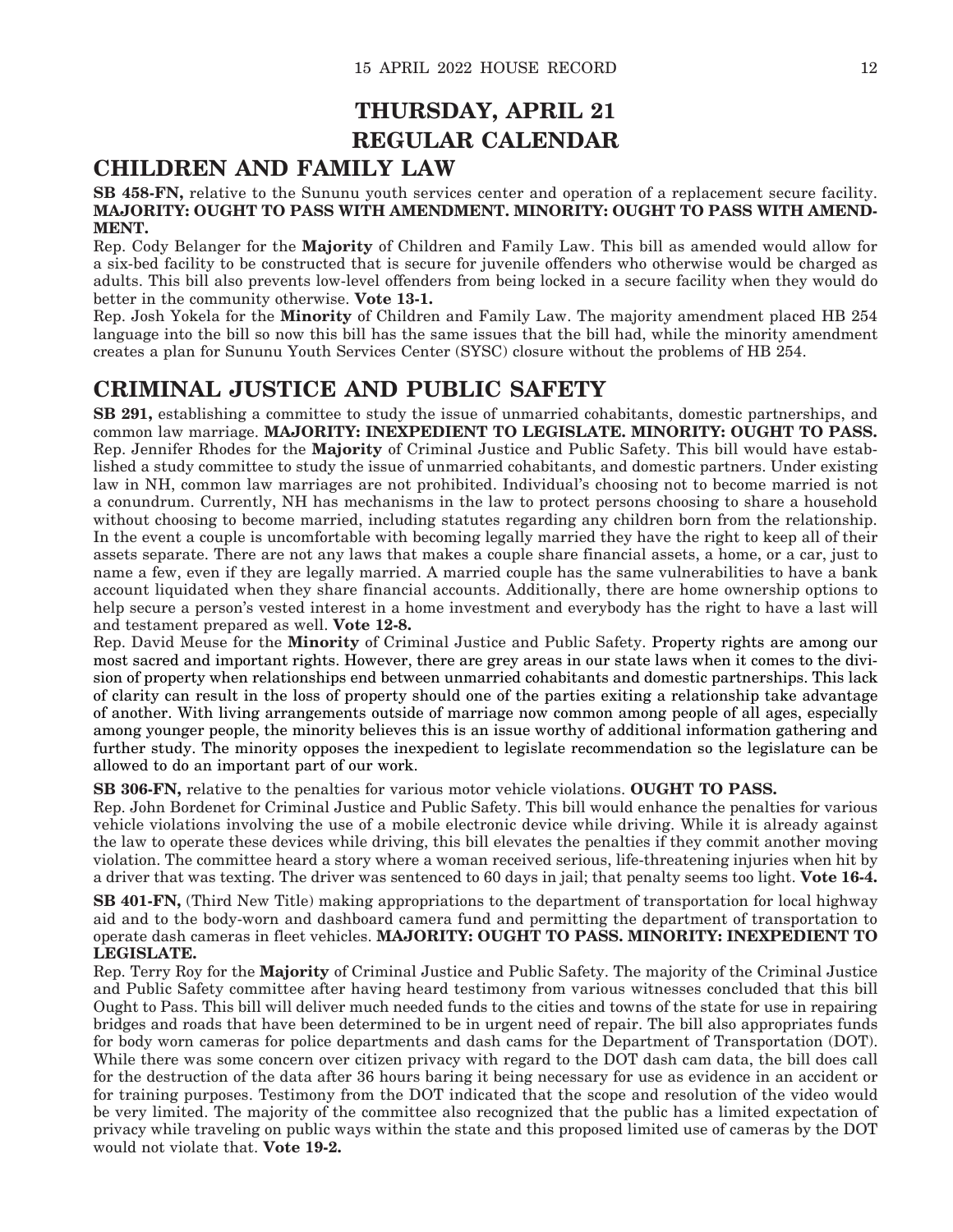# THURSDAY, APRIL 21

# REGULAR CALENDAR

## CHILDREN AND FAMILY LAW

**SB 458-FN,** relative to the Sununu youth services center and operation of a replacement secure facility. **MAJORITY: OUGHT TO PASS WITH AMENDMENT. MINORITY: OUGHT TO PASS WITH AMENDMENT.**

Rep. Cody Belanger for the **Majority** of Children and Family Law. This bill as amended would allow for a six-bed facility to be constructed that is secure for juvenile offenders who otherwise would be charged as adults. This bill also prevents low-level offenders from being locked in a secure facility when they would do better in the community otherwise. **Vote 13-1.**

Rep. Josh Yokela for the **Minority** of Children and Family Law. The majority amendment placed HB 254 language into the bill so now this bill has the same issues that the bill had, while the minority amendment creates a plan for Sununu Youth Services Center (SYSC) closure without the problems of HB 254.

## CRIMINAL JUSTICE AND PUBLIC SAFETY

**SB 291,** establishing a committee to study the issue of unmarried cohabitants, domestic partnerships, and common law marriage. **MAJORITY: INEXPEDIENT TO LEGISLATE. MINORITY: OUGHT TO PASS.**

Rep. Jennifer Rhodes for the **Majority** of Criminal Justice and Public Safety. This bill would have established a study committee to study the issue of unmarried cohabitants, and domestic partners. Under existing law in NH, common law marriages are not prohibited. Individual's choosing not to become married is not a conundrum. Currently, NH has mechanisms in the law to protect persons choosing to share a household without choosing to become married, including statutes regarding any children born from the relationship. In the event a couple is uncomfortable with becoming legally married they have the right to keep all of their assets separate. There are not any laws that makes a couple share financial assets, a home, or a car, just to name a few, even if they are legally married. A married couple has the same vulnerabilities to have a bank account liquidated when they share financial accounts. Additionally, there are home ownership options to help secure a person's vested interest in a home investment and everybody has the right to have a last will and testament prepared as well. **Vote 12-8.**

Rep. David Meuse for the **Minority** of Criminal Justice and Public Safety. Property rights are among our most sacred and important rights. However, there are grey areas in our state laws when it comes to the division of property when relationships end between unmarried cohabitants and domestic partnerships. This lack of clarity can result in the loss of property should one of the parties exiting a relationship take advantage of another. With living arrangements outside of marriage now common among people of all ages, especially among younger people, the minority believes this is an issue worthy of additional information gathering and further study. The minority opposes the inexpedient to legislate recommendation so the legislature can be allowed to do an important part of our work.

**SB 306-FN,** relative to the penalties for various motor vehicle violations. **OUGHT TO PASS.**

Rep. John Bordenet for Criminal Justice and Public Safety. This bill would enhance the penalties for various vehicle violations involving the use of a mobile electronic device while driving. While it is already against the law to operate these devices while driving, this bill elevates the penalties if they commit another moving violation. The committee heard a story where a woman received serious, life-threatening injuries when hit by a driver that was texting. The driver was sentenced to 60 days in jail; that penalty seems too light. **Vote 16-4.**

**SB 401-FN,** (Third New Title) making appropriations to the department of transportation for local highway aid and to the body-worn and dashboard camera fund and permitting the department of transportation to operate dash cameras in fleet vehicles. **MAJORITY: OUGHT TO PASS. MINORITY: INEXPEDIENT TO LEGISLATE.**

Rep. Terry Roy for the **Majority** of Criminal Justice and Public Safety. The majority of the Criminal Justice and Public Safety committee after having heard testimony from various witnesses concluded that this bill Ought to Pass. This bill will deliver much needed funds to the cities and towns of the state for use in repairing bridges and roads that have been determined to be in urgent need of repair. The bill also appropriates funds for body worn cameras for police departments and dash cams for the Department of Transportation (DOT). While there was some concern over citizen privacy with regard to the DOT dash cam data, the bill does call for the destruction of the data after 36 hours baring it being necessary for use as evidence in an accident or for training purposes. Testimony from the DOT indicated that the scope and resolution of the video would be very limited. The majority of the committee also recognized that the public has a limited expectation of privacy while traveling on public ways within the state and this proposed limited use of cameras by the DOT would not violate that. **Vote 19-2.**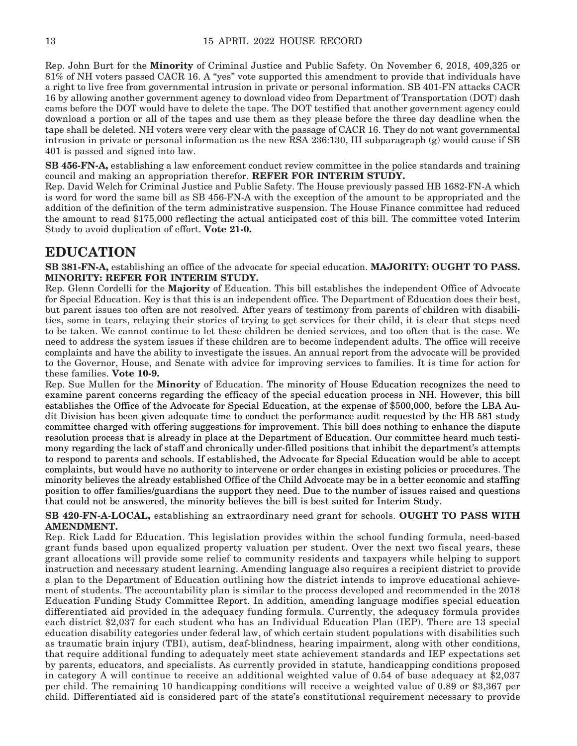Rep. John Burt for the **Minority** of Criminal Justice and Public Safety. On November 6, 2018, 409,325 or 81% of NH voters passed CACR 16. A "yes" vote supported this amendment to provide that individuals have a right to live free from governmental intrusion in private or personal information. SB 401-FN attacks CACR 16 by allowing another government agency to download video from Department of Transportation (DOT) dash cams before the DOT would have to delete the tape. The DOT testified that another government agency could download a portion or all of the tapes and use them as they please before the three day deadline when the tape shall be deleted. NH voters were very clear with the passage of CACR 16. They do not want governmental intrusion in private or personal information as the new RSA 236:130, III subparagraph (g) would cause if SB 401 is passed and signed into law.

**SB 456-FN-A,** establishing a law enforcement conduct review committee in the police standards and training council and making an appropriation therefor. **REFER FOR INTERIM STUDY.**

Rep. David Welch for Criminal Justice and Public Safety. The House previously passed HB 1682-FN-A which is word for word the same bill as SB 456-FN-A with the exception of the amount to be appropriated and the addition of the definition of the term administrative suspension. The House Finance committee had reduced the amount to read $175,000 reflecting the actual anticipated cost of this bill. The committee voted Interim Study to avoid duplication of effort. **Vote 21-0.**

## EDUCATION

**SB 381-FN-A,** establishing an office of the advocate for special education. **MAJORITY: OUGHT TO PASS. MINORITY: REFER FOR INTERIM STUDY.**

Rep. Glenn Cordelli for the **Majority** of Education. This bill establishes the independent Office of Advocate for Special Education. Key is that this is an independent office. The Department of Education does their best, but parent issues too often are not resolved. After years of testimony from parents of children with disabilities, some in tears, relaying their stories of trying to get services for their child, it is clear that steps need to be taken. We cannot continue to let these children be denied services, and too often that is the case. We need to address the system issues if these children are to become independent adults. The office will receive complaints and have the ability to investigate the issues. An annual report from the advocate will be provided to the Governor, House, and Senate with advice for improving services to families. It is time for action for these families. **Vote 10-9.**

Rep. Sue Mullen for the **Minority** of Education. The minority of House Education recognizes the need to examine parent concerns regarding the efficacy of the special education process in NH. However, this bill establishes the Office of the Advocate for Special Education, at the expense of $500,000, before the LBA Audit Division has been given adequate time to conduct the performance audit requested by the HB 581 study committee charged with offering suggestions for improvement. This bill does nothing to enhance the dispute resolution process that is already in place at the Department of Education. Our committee heard much testimony regarding the lack of staff and chronically under-filled positions that inhibit the department's attempts to respond to parents and schools. If established, the Advocate for Special Education would be able to accept complaints, but would have no authority to intervene or order changes in existing policies or procedures. The minority believes the already established Office of the Child Advocate may be in a better economic and staffing position to offer families/guardians the support they need. Due to the number of issues raised and questions that could not be answered, the minority believes the bill is best suited for Interim Study.

**SB 420-FN-A-LOCAL,** establishing an extraordinary need grant for schools. **OUGHT TO PASS WITH AMENDMENT.**

Rep. Rick Ladd for Education. This legislation provides within the school funding formula, need-based grant funds based upon equalized property valuation per student. Over the next two fiscal years, these grant allocations will provide some relief to community residents and taxpayers while helping to support instruction and necessary student learning. Amending language also requires a recipient district to provide a plan to the Department of Education outlining how the district intends to improve educational achievement of students. The accountability plan is similar to the process developed and recommended in the 2018 Education Funding Study Committee Report. In addition, amending language modifies special education differentiated aid provided in the adequacy funding formula. Currently, the adequacy formula provides each district $2,037 for each student who has an Individual Education Plan (IEP). There are 13 special education disability categories under federal law, of which certain student populations with disabilities such as traumatic brain injury (TBI), autism, deaf-blindness, hearing impairment, along with other conditions, that require additional funding to adequately meet state achievement standards and IEP expectations set by parents, educators, and specialists. As currently provided in statute, handicapping conditions proposed in category A will continue to receive an additional weighted value of 0.54 of base adequacy at $2,037 per child. The remaining 10 handicapping conditions will receive a weighted value of 0.89 or $3,367 per child. Differentiated aid is considered part of the state's constitutional requirement necessary to provide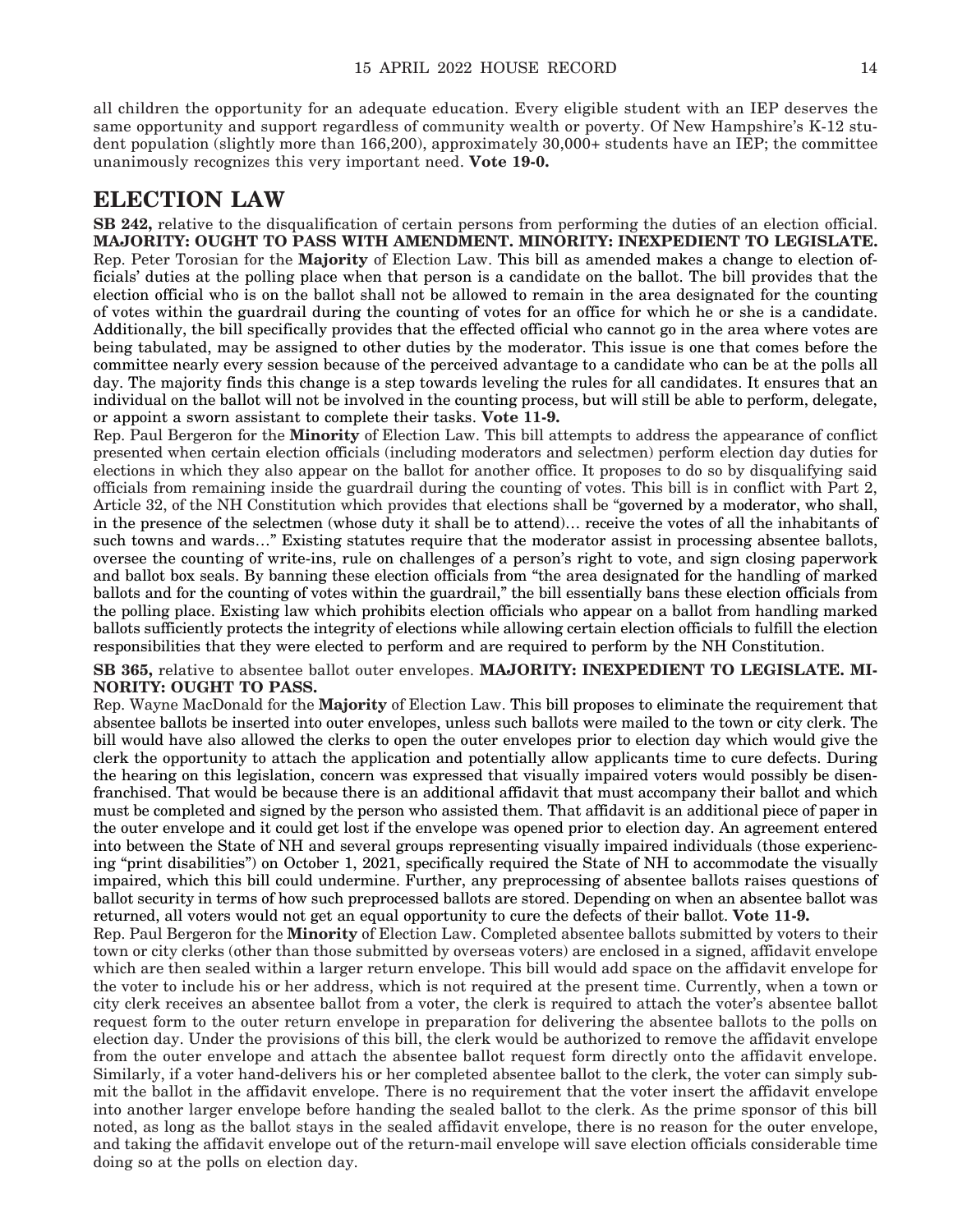all children the opportunity for an adequate education. Every eligible student with an IEP deserves the same opportunity and support regardless of community wealth or poverty. Of New Hampshire's K-12 student population (slightly more than 166,200), approximately 30,000+ students have an IEP; the committee unanimously recognizes this very important need. **Vote 19-0.**

## ELECTION LAW

**SB 242,** relative to the disqualification of certain persons from performing the duties of an election official. **MAJORITY: OUGHT TO PASS WITH AMENDMENT. MINORITY: INEXPEDIENT TO LEGISLATE.**

Rep. Peter Torosian for the **Majority** of Election Law. This bill as amended makes a change to election officials' duties at the polling place when that person is a candidate on the ballot. The bill provides that the election official who is on the ballot shall not be allowed to remain in the area designated for the counting of votes within the guardrail during the counting of votes for an office for which he or she is a candidate. Additionally, the bill specifically provides that the effected official who cannot go in the area where votes are being tabulated, may be assigned to other duties by the moderator. This issue is one that comes before the committee nearly every session because of the perceived advantage to a candidate who can be at the polls all day. The majority finds this change is a step towards leveling the rules for all candidates. It ensures that an individual on the ballot will not be involved in the counting process, but will still be able to perform, delegate, or appoint a sworn assistant to complete their tasks. **Vote 11-9.**

Rep. Paul Bergeron for the **Minority** of Election Law. This bill attempts to address the appearance of conflict presented when certain election officials (including moderators and selectmen) perform election day duties for elections in which they also appear on the ballot for another office. It proposes to do so by disqualifying said officials from remaining inside the guardrail during the counting of votes. This bill is in conflict with Part 2, Article 32, of the NH Constitution which provides that elections shall be "governed by a moderator, who shall, in the presence of the selectmen (whose duty it shall be to attend)… receive the votes of all the inhabitants of such towns and wards…" Existing statutes require that the moderator assist in processing absentee ballots, oversee the counting of write-ins, rule on challenges of a person's right to vote, and sign closing paperwork and ballot box seals. By banning these election officials from "the area designated for the handling of marked ballots and for the counting of votes within the guardrail," the bill essentially bans these election officials from the polling place. Existing law which prohibits election officials who appear on a ballot from handling marked ballots sufficiently protects the integrity of elections while allowing certain election officials to fulfill the election responsibilities that they were elected to perform and are required to perform by the NH Constitution.

**SB 365,** relative to absentee ballot outer envelopes. **MAJORITY: INEXPEDIENT TO LEGISLATE. MINORITY: OUGHT TO PASS.**

Rep. Wayne MacDonald for the **Majority** of Election Law. This bill proposes to eliminate the requirement that absentee ballots be inserted into outer envelopes, unless such ballots were mailed to the town or city clerk. The bill would have also allowed the clerks to open the outer envelopes prior to election day which would give the clerk the opportunity to attach the application and potentially allow applicants time to cure defects. During the hearing on this legislation, concern was expressed that visually impaired voters would possibly be disenfranchised. That would be because there is an additional affidavit that must accompany their ballot and which must be completed and signed by the person who assisted them. That affidavit is an additional piece of paper in the outer envelope and it could get lost if the envelope was opened prior to election day. An agreement entered into between the State of NH and several groups representing visually impaired individuals (those experiencing "print disabilities") on October 1, 2021, specifically required the State of NH to accommodate the visually impaired, which this bill could undermine. Further, any preprocessing of absentee ballots raises questions of ballot security in terms of how such preprocessed ballots are stored. Depending on when an absentee ballot was returned, all voters would not get an equal opportunity to cure the defects of their ballot. **Vote 11-9.**

Rep. Paul Bergeron for the **Minority** of Election Law. Completed absentee ballots submitted by voters to their town or city clerks (other than those submitted by overseas voters) are enclosed in a signed, affidavit envelope which are then sealed within a larger return envelope. This bill would add space on the affidavit envelope for the voter to include his or her address, which is not required at the present time. Currently, when a town or city clerk receives an absentee ballot from a voter, the clerk is required to attach the voter's absentee ballot request form to the outer return envelope in preparation for delivering the absentee ballots to the polls on election day. Under the provisions of this bill, the clerk would be authorized to remove the affidavit envelope from the outer envelope and attach the absentee ballot request form directly onto the affidavit envelope. Similarly, if a voter hand-delivers his or her completed absentee ballot to the clerk, the voter can simply submit the ballot in the affidavit envelope. There is no requirement that the voter insert the affidavit envelope into another larger envelope before handing the sealed ballot to the clerk. As the prime sponsor of this bill noted, as long as the ballot stays in the sealed affidavit envelope, there is no reason for the outer envelope, and taking the affidavit envelope out of the return-mail envelope will save election officials considerable time doing so at the polls on election day.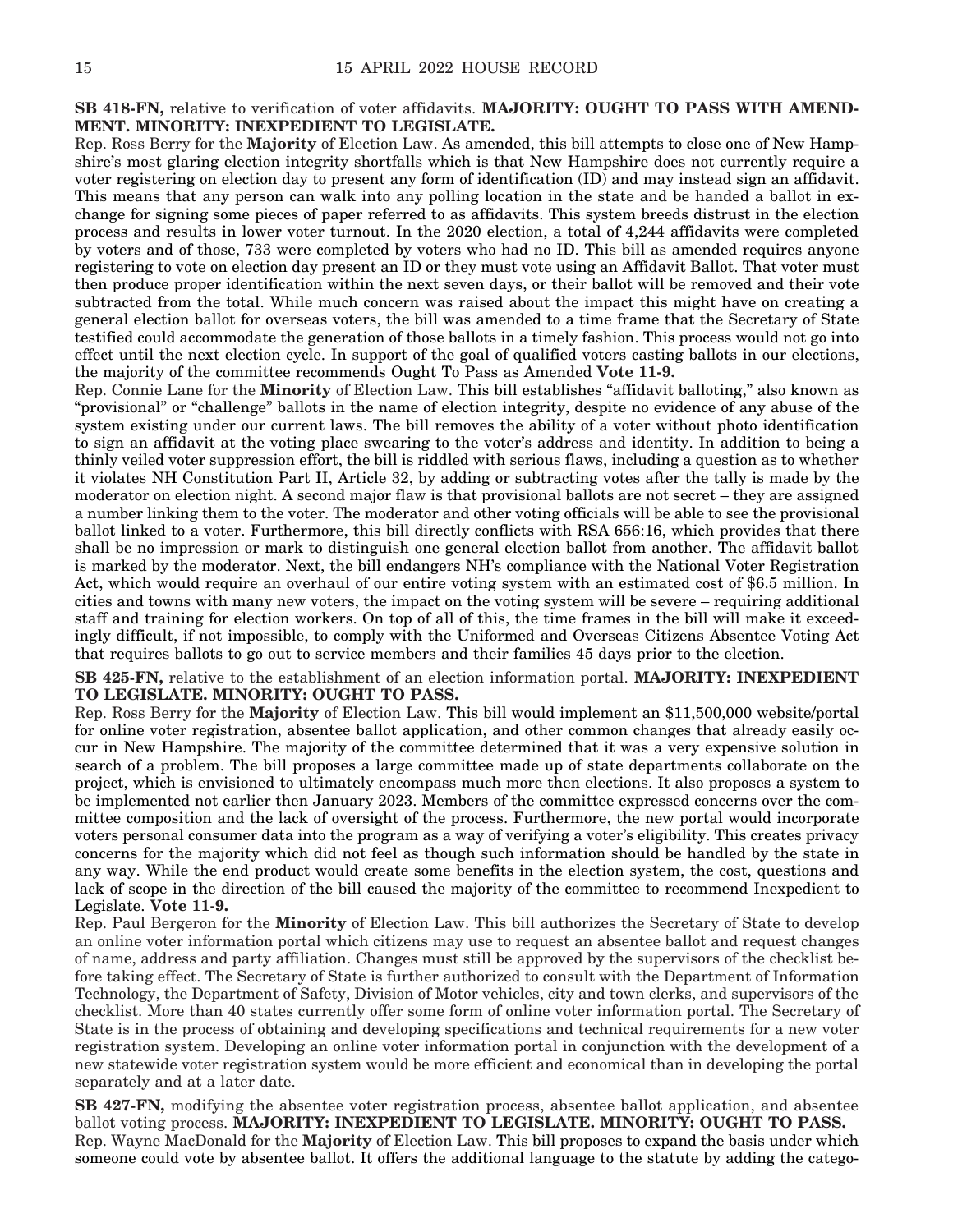**SB 418-FN,** relative to verification of voter affidavits. **MAJORITY: OUGHT TO PASS WITH AMENDMENT. MINORITY: INEXPEDIENT TO LEGISLATE.**

Rep. Ross Berry for the **Majority** of Election Law. As amended, this bill attempts to close one of New Hampshire's most glaring election integrity shortfalls which is that New Hampshire does not currently require a voter registering on election day to present any form of identification (ID) and may instead sign an affidavit. This means that any person can walk into any polling location in the state and be handed a ballot in exchange for signing some pieces of paper referred to as affidavits. This system breeds distrust in the election process and results in lower voter turnout. In the 2020 election, a total of 4,244 affidavits were completed by voters and of those, 733 were completed by voters who had no ID. This bill as amended requires anyone registering to vote on election day present an ID or they must vote using an Affidavit Ballot. That voter must then produce proper identification within the next seven days, or their ballot will be removed and their vote subtracted from the total. While much concern was raised about the impact this might have on creating a general election ballot for overseas voters, the bill was amended to a time frame that the Secretary of State testified could accommodate the generation of those ballots in a timely fashion. This process would not go into effect until the next election cycle. In support of the goal of qualified voters casting ballots in our elections, the majority of the committee recommends Ought To Pass as Amended **Vote 11-9.**

Rep. Connie Lane for the **Minority** of Election Law. This bill establishes "affidavit balloting," also known as "provisional" or "challenge" ballots in the name of election integrity, despite no evidence of any abuse of the system existing under our current laws. The bill removes the ability of a voter without photo identification to sign an affidavit at the voting place swearing to the voter's address and identity. In addition to being a thinly veiled voter suppression effort, the bill is riddled with serious flaws, including a question as to whether it violates NH Constitution Part II, Article 32, by adding or subtracting votes after the tally is made by the moderator on election night. A second major flaw is that provisional ballots are not secret – they are assigned a number linking them to the voter. The moderator and other voting officials will be able to see the provisional ballot linked to a voter. Furthermore, this bill directly conflicts with RSA 656:16, which provides that there shall be no impression or mark to distinguish one general election ballot from another. The affidavit ballot is marked by the moderator. Next, the bill endangers NH's compliance with the National Voter Registration Act, which would require an overhaul of our entire voting system with an estimated cost of $6.5 million. In cities and towns with many new voters, the impact on the voting system will be severe – requiring additional staff and training for election workers. On top of all of this, the time frames in the bill will make it exceedingly difficult, if not impossible, to comply with the Uniformed and Overseas Citizens Absentee Voting Act that requires ballots to go out to service members and their families 45 days prior to the election.

**SB 425-FN,** relative to the establishment of an election information portal. **MAJORITY: INEXPEDIENT TO LEGISLATE. MINORITY: OUGHT TO PASS.**

Rep. Ross Berry for the **Majority** of Election Law. This bill would implement an $11,500,000 website/portal for online voter registration, absentee ballot application, and other common changes that already easily occur in New Hampshire. The majority of the committee determined that it was a very expensive solution in search of a problem. The bill proposes a large committee made up of state departments collaborate on the project, which is envisioned to ultimately encompass much more then elections. It also proposes a system to be implemented not earlier then January 2023. Members of the committee expressed concerns over the committee composition and the lack of oversight of the process. Furthermore, the new portal would incorporate voters personal consumer data into the program as a way of verifying a voter's eligibility. This creates privacy concerns for the majority which did not feel as though such information should be handled by the state in any way. While the end product would create some benefits in the election system, the cost, questions and lack of scope in the direction of the bill caused the majority of the committee to recommend Inexpedient to Legislate. **Vote 11-9.**

Rep. Paul Bergeron for the **Minority** of Election Law. This bill authorizes the Secretary of State to develop an online voter information portal which citizens may use to request an absentee ballot and request changes of name, address and party affiliation. Changes must still be approved by the supervisors of the checklist before taking effect. The Secretary of State is further authorized to consult with the Department of Information Technology, the Department of Safety, Division of Motor vehicles, city and town clerks, and supervisors of the checklist. More than 40 states currently offer some form of online voter information portal. The Secretary of State is in the process of obtaining and developing specifications and technical requirements for a new voter registration system. Developing an online voter information portal in conjunction with the development of a new statewide voter registration system would be more efficient and economical than in developing the portal separately and at a later date.

**SB 427-FN,** modifying the absentee voter registration process, absentee ballot application, and absentee ballot voting process. **MAJORITY: INEXPEDIENT TO LEGISLATE. MINORITY: OUGHT TO PASS.**

Rep. Wayne MacDonald for the **Majority** of Election Law. This bill proposes to expand the basis under which someone could vote by absentee ballot. It offers the additional language to the statute by adding the catego-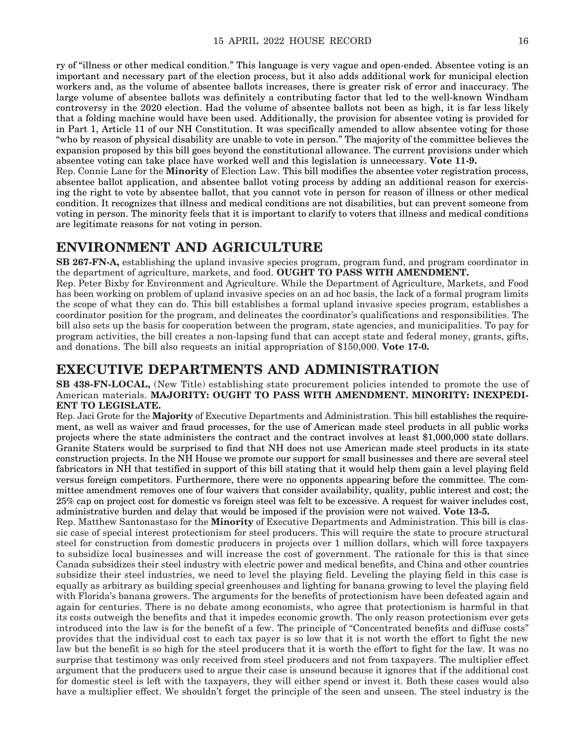ry of "illness or other medical condition." This language is very vague and open-ended. Absentee voting is an important and necessary part of the election process, but it also adds additional work for municipal election workers and, as the volume of absentee ballots increases, there is greater risk of error and inaccuracy. The large volume of absentee ballots was definitely a contributing factor that led to the well-known Windham controversy in the 2020 election. Had the volume of absentee ballots not been as high, it is far less likely that a folding machine would have been used. Additionally, the provision for absentee voting is provided for in Part 1, Article 11 of our NH Constitution. It was specifically amended to allow absentee voting for those "who by reason of physical disability are unable to vote in person." The majority of the committee believes the expansion proposed by this bill goes beyond the constitutional allowance. The current provisions under which absentee voting can take place have worked well and this legislation is unnecessary. **Vote 11-9.**

Rep. Connie Lane for the **Minority** of Election Law. This bill modifies the absentee voter registration process, absentee ballot application, and absentee ballot voting process by adding an additional reason for exercising the right to vote by absentee ballot, that you cannot vote in person for reason of illness or other medical condition. It recognizes that illness and medical conditions are not disabilities, but can prevent someone from voting in person. The minority feels that it is important to clarify to voters that illness and medical conditions are legitimate reasons for not voting in person.

## ENVIRONMENT AND AGRICULTURE

**SB 267-FN-A,** establishing the upland invasive species program, program fund, and program coordinator in the department of agriculture, markets, and food. **OUGHT TO PASS WITH AMENDMENT.**

Rep. Peter Bixby for Environment and Agriculture. While the Department of Agriculture, Markets, and Food has been working on problem of upland invasive species on an ad hoc basis, the lack of a formal program limits the scope of what they can do. This bill establishes a formal upland invasive species program, establishes a coordinator position for the program, and delineates the coordinator's qualifications and responsibilities. The bill also sets up the basis for cooperation between the program, state agencies, and municipalities. To pay for program activities, the bill creates a non-lapsing fund that can accept state and federal money, grants, gifts, and donations. The bill also requests an initial appropriation of $150,000. **Vote 17-0.**

## EXECUTIVE DEPARTMENTS AND ADMINISTRATION

**SB 438-FN-LOCAL,** (New Title) establishing state procurement policies intended to promote the use of American materials. **MAJORITY: OUGHT TO PASS WITH AMENDMENT. MINORITY: INEXPEDIENT TO LEGISLATE.**

Rep. Jaci Grote for the **Majority** of Executive Departments and Administration. This bill establishes the requirement, as well as waiver and fraud processes, for the use of American made steel products in all public works projects where the state administers the contract and the contract involves at least $1,000,000 state dollars. Granite Staters would be surprised to find that NH does not use American made steel products in its state construction projects. In the NH House we promote our support for small businesses and there are several steel fabricators in NH that testified in support of this bill stating that it would help them gain a level playing field versus foreign competitors. Furthermore, there were no opponents appearing before the committee. The committee amendment removes one of four waivers that consider availability, quality, public interest and cost; the 25% cap on project cost for domestic vs foreign steel was felt to be excessive. A request for waiver includes cost, administrative burden and delay that would be imposed if the provision were not waived. **Vote 13-5.**

Rep. Matthew Santonastaso for the **Minority** of Executive Departments and Administration. This bill is classic case of special interest protectionism for steel producers. This will require the state to procure structural steel for construction from domestic producers in projects over 1 million dollars, which will force taxpayers to subsidize local businesses and will increase the cost of government. The rationale for this is that since Canada subsidizes their steel industry with electric power and medical benefits, and China and other countries subsidize their steel industries, we need to level the playing field. Leveling the playing field in this case is equally as arbitrary as building special greenhouses and lighting for banana growing to level the playing field with Florida's banana growers. The arguments for the benefits of protectionism have been defeated again and again for centuries. There is no debate among economists, who agree that protectionism is harmful in that its costs outweigh the benefits and that it impedes economic growth. The only reason protectionism ever gets introduced into the law is for the benefit of a few. The principle of "Concentrated benefits and diffuse costs" provides that the individual cost to each tax payer is so low that it is not worth the effort to fight the new law but the benefit is so high for the steel producers that it is worth the effort to fight for the law. It was no surprise that testimony was only received from steel producers and not from taxpayers. The multiplier effect argument that the producers used to argue their case is unsound because it ignores that if the additional cost for domestic steel is left with the taxpayers, they will either spend or invest it. Both these cases would also have a multiplier effect. We shouldn't forget the principle of the seen and unseen. The steel industry is the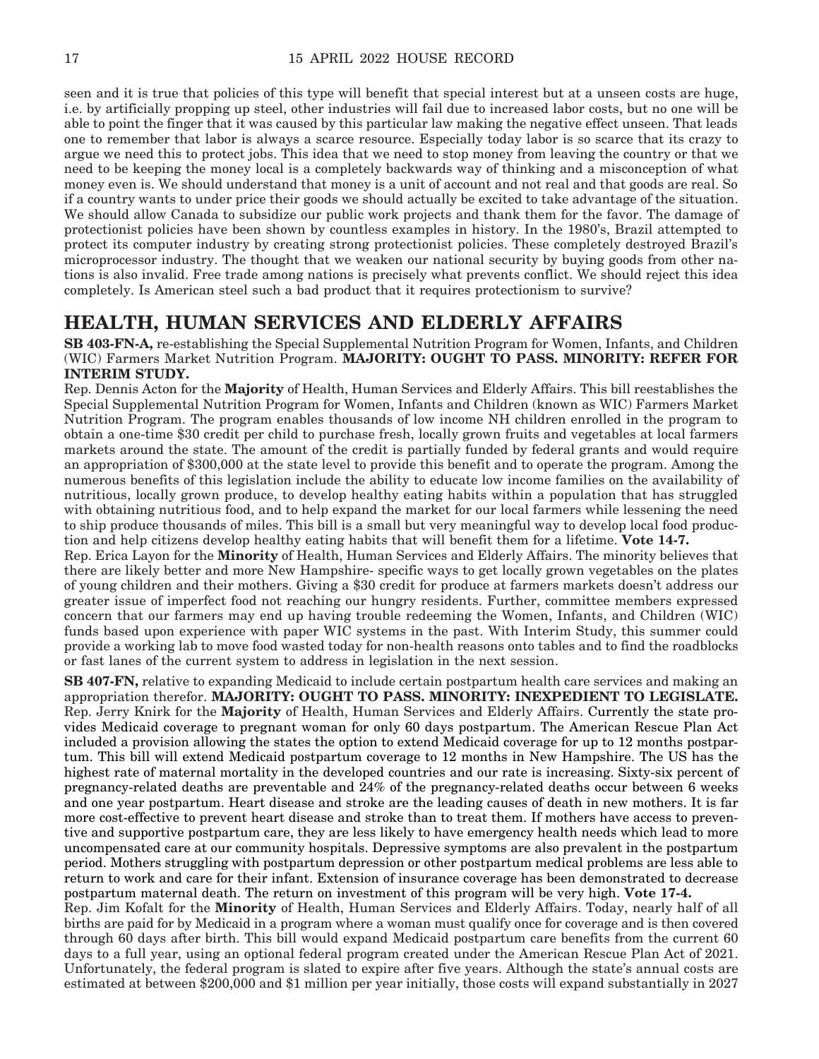seen and it is true that policies of this type will benefit that special interest but at a unseen costs are huge, i.e. by artificially propping up steel, other industries will fail due to increased labor costs, but no one will be able to point the finger that it was caused by this particular law making the negative effect unseen. That leads one to remember that labor is always a scarce resource. Especially today labor is so scarce that its crazy to argue we need this to protect jobs. This idea that we need to stop money from leaving the country or that we need to be keeping the money local is a completely backwards way of thinking and a misconception of what money even is. We should understand that money is a unit of account and not real and that goods are real. So if a country wants to under price their goods we should actually be excited to take advantage of the situation. We should allow Canada to subsidize our public work projects and thank them for the favor. The damage of protectionist policies have been shown by countless examples in history. In the 1980's, Brazil attempted to protect its computer industry by creating strong protectionist policies. These completely destroyed Brazil's microprocessor industry. The thought that we weaken our national security by buying goods from other nations is also invalid. Free trade among nations is precisely what prevents conflict. We should reject this idea completely. Is American steel such a bad product that it requires protectionism to survive?

## HEALTH, HUMAN SERVICES AND ELDERLY AFFAIRS

**SB 403-FN-A,** re-establishing the Special Supplemental Nutrition Program for Women, Infants, and Children (WIC) Farmers Market Nutrition Program. **MAJORITY: OUGHT TO PASS. MINORITY: REFER FOR INTERIM STUDY.**

Rep. Dennis Acton for the **Majority** of Health, Human Services and Elderly Affairs. This bill reestablishes the Special Supplemental Nutrition Program for Women, Infants and Children (known as WIC) Farmers Market Nutrition Program. The program enables thousands of low income NH children enrolled in the program to obtain a one-time $30 credit per child to purchase fresh, locally grown fruits and vegetables at local farmers markets around the state. The amount of the credit is partially funded by federal grants and would require an appropriation of $300,000 at the state level to provide this benefit and to operate the program. Among the numerous benefits of this legislation include the ability to educate low income families on the availability of nutritious, locally grown produce, to develop healthy eating habits within a population that has struggled with obtaining nutritious food, and to help expand the market for our local farmers while lessening the need to ship produce thousands of miles. This bill is a small but very meaningful way to develop local food production and help citizens develop healthy eating habits that will benefit them for a lifetime. **Vote 14-7.**

Rep. Erica Layon for the **Minority** of Health, Human Services and Elderly Affairs. The minority believes that there are likely better and more New Hampshire- specific ways to get locally grown vegetables on the plates of young children and their mothers. Giving a $30 credit for produce at farmers markets doesn't address our greater issue of imperfect food not reaching our hungry residents. Further, committee members expressed concern that our farmers may end up having trouble redeeming the Women, Infants, and Children (WIC) funds based upon experience with paper WIC systems in the past. With Interim Study, this summer could provide a working lab to move food wasted today for non-health reasons onto tables and to find the roadblocks or fast lanes of the current system to address in legislation in the next session.

**SB 407-FN,** relative to expanding Medicaid to include certain postpartum health care services and making an appropriation therefor. **MAJORITY: OUGHT TO PASS. MINORITY: INEXPEDIENT TO LEGISLATE.**

Rep. Jerry Knirk for the **Majority** of Health, Human Services and Elderly Affairs. Currently the state provides Medicaid coverage to pregnant woman for only 60 days postpartum. The American Rescue Plan Act included a provision allowing the states the option to extend Medicaid coverage for up to 12 months postpartum. This bill will extend Medicaid postpartum coverage to 12 months in New Hampshire. The US has the highest rate of maternal mortality in the developed countries and our rate is increasing. Sixty-six percent of pregnancy-related deaths are preventable and 24% of the pregnancy-related deaths occur between 6 weeks and one year postpartum. Heart disease and stroke are the leading causes of death in new mothers. It is far more cost-effective to prevent heart disease and stroke than to treat them. If mothers have access to preventive and supportive postpartum care, they are less likely to have emergency health needs which lead to more uncompensated care at our community hospitals. Depressive symptoms are also prevalent in the postpartum period. Mothers struggling with postpartum depression or other postpartum medical problems are less able to return to work and care for their infant. Extension of insurance coverage has been demonstrated to decrease postpartum maternal death. The return on investment of this program will be very high. **Vote 17-4.**

Rep. Jim Kofalt for the **Minority** of Health, Human Services and Elderly Affairs. Today, nearly half of all births are paid for by Medicaid in a program where a woman must qualify once for coverage and is then covered through 60 days after birth. This bill would expand Medicaid postpartum care benefits from the current 60 days to a full year, using an optional federal program created under the American Rescue Plan Act of 2021. Unfortunately, the federal program is slated to expire after five years. Although the state's annual costs are estimated at between $200,000 and $1 million per year initially, those costs will expand substantially in 2027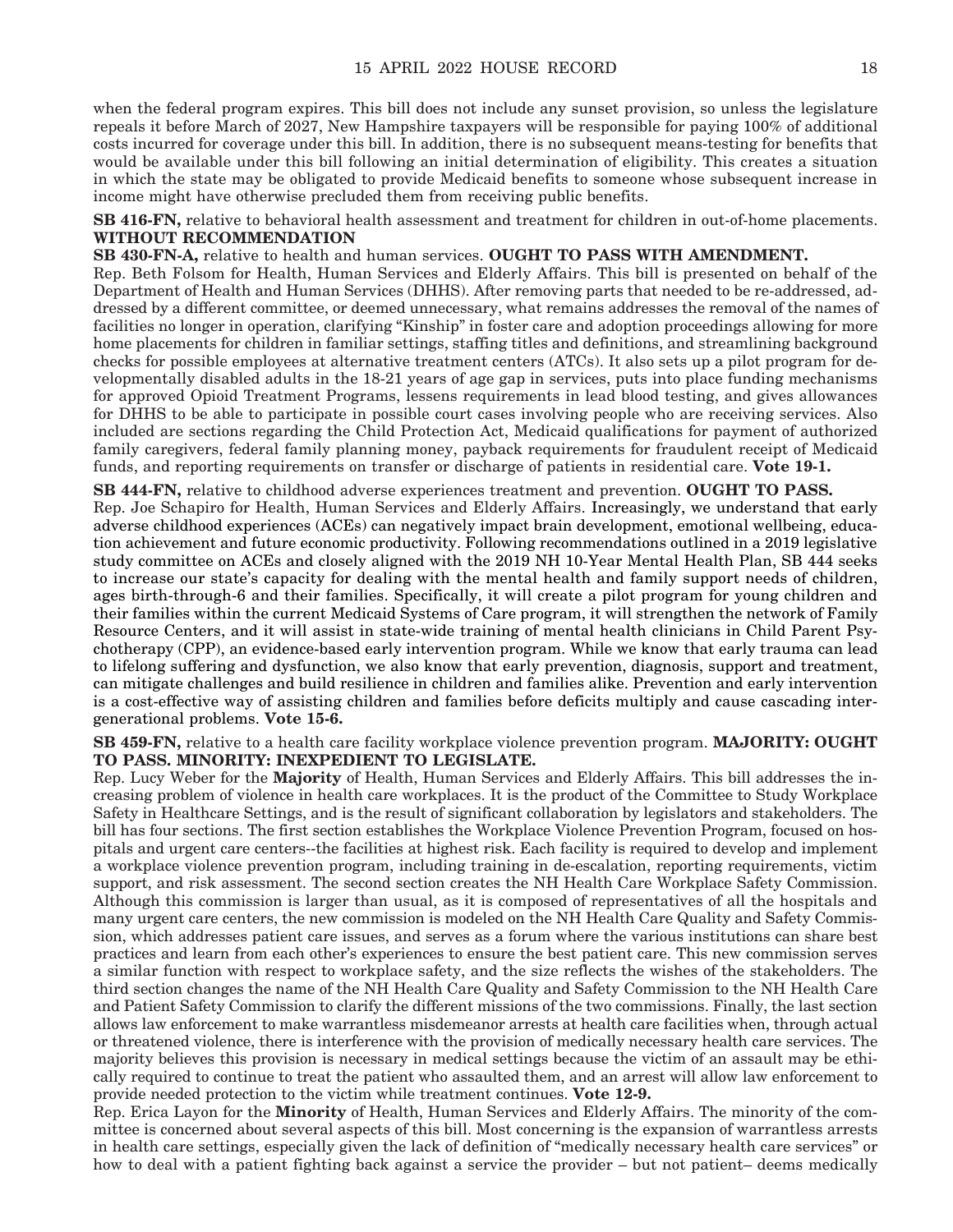when the federal program expires. This bill does not include any sunset provision, so unless the legislature repeals it before March of 2027, New Hampshire taxpayers will be responsible for paying 100% of additional costs incurred for coverage under this bill. In addition, there is no subsequent means-testing for benefits that would be available under this bill following an initial determination of eligibility. This creates a situation in which the state may be obligated to provide Medicaid benefits to someone whose subsequent increase in income might have otherwise precluded them from receiving public benefits.

**SB 416-FN,** relative to behavioral health assessment and treatment for children in out-of-home placements. **WITHOUT RECOMMENDATION**

**SB 430-FN-A,** relative to health and human services. **OUGHT TO PASS WITH AMENDMENT.**

Rep. Beth Folsom for Health, Human Services and Elderly Affairs. This bill is presented on behalf of the Department of Health and Human Services (DHHS). After removing parts that needed to be re-addressed, addressed by a different committee, or deemed unnecessary, what remains addresses the removal of the names of facilities no longer in operation, clarifying "Kinship" in foster care and adoption proceedings allowing for more home placements for children in familiar settings, staffing titles and definitions, and streamlining background checks for possible employees at alternative treatment centers (ATCs). It also sets up a pilot program for developmentally disabled adults in the 18-21 years of age gap in services, puts into place funding mechanisms for approved Opioid Treatment Programs, lessens requirements in lead blood testing, and gives allowances for DHHS to be able to participate in possible court cases involving people who are receiving services. Also included are sections regarding the Child Protection Act, Medicaid qualifications for payment of authorized family caregivers, federal family planning money, payback requirements for fraudulent receipt of Medicaid funds, and reporting requirements on transfer or discharge of patients in residential care. **Vote 19-1.**

**SB 444-FN,** relative to childhood adverse experiences treatment and prevention. **OUGHT TO PASS.**

Rep. Joe Schapiro for Health, Human Services and Elderly Affairs. Increasingly, we understand that early adverse childhood experiences (ACEs) can negatively impact brain development, emotional wellbeing, education achievement and future economic productivity. Following recommendations outlined in a 2019 legislative study committee on ACEs and closely aligned with the 2019 NH 10-Year Mental Health Plan, SB 444 seeks to increase our state's capacity for dealing with the mental health and family support needs of children, ages birth-through-6 and their families. Specifically, it will create a pilot program for young children and their families within the current Medicaid Systems of Care program, it will strengthen the network of Family Resource Centers, and it will assist in state-wide training of mental health clinicians in Child Parent Psychotherapy (CPP), an evidence-based early intervention program. While we know that early trauma can lead to lifelong suffering and dysfunction, we also know that early prevention, diagnosis, support and treatment, can mitigate challenges and build resilience in children and families alike. Prevention and early intervention is a cost-effective way of assisting children and families before deficits multiply and cause cascading intergenerational problems. **Vote 15-6.**

**SB 459-FN,** relative to a health care facility workplace violence prevention program. **MAJORITY: OUGHT TO PASS. MINORITY: INEXPEDIENT TO LEGISLATE.**

Rep. Lucy Weber for the **Majority** of Health, Human Services and Elderly Affairs. This bill addresses the increasing problem of violence in health care workplaces. It is the product of the Committee to Study Workplace Safety in Healthcare Settings, and is the result of significant collaboration by legislators and stakeholders. The bill has four sections. The first section establishes the Workplace Violence Prevention Program, focused on hospitals and urgent care centers--the facilities at highest risk. Each facility is required to develop and implement a workplace violence prevention program, including training in de-escalation, reporting requirements, victim support, and risk assessment. The second section creates the NH Health Care Workplace Safety Commission. Although this commission is larger than usual, as it is composed of representatives of all the hospitals and many urgent care centers, the new commission is modeled on the NH Health Care Quality and Safety Commission, which addresses patient care issues, and serves as a forum where the various institutions can share best practices and learn from each other's experiences to ensure the best patient care. This new commission serves a similar function with respect to workplace safety, and the size reflects the wishes of the stakeholders. The third section changes the name of the NH Health Care Quality and Safety Commission to the NH Health Care and Patient Safety Commission to clarify the different missions of the two commissions. Finally, the last section allows law enforcement to make warrantless misdemeanor arrests at health care facilities when, through actual or threatened violence, there is interference with the provision of medically necessary health care services. The majority believes this provision is necessary in medical settings because the victim of an assault may be ethically required to continue to treat the patient who assaulted them, and an arrest will allow law enforcement to provide needed protection to the victim while treatment continues. **Vote 12-9.**

Rep. Erica Layon for the **Minority** of Health, Human Services and Elderly Affairs. The minority of the committee is concerned about several aspects of this bill. Most concerning is the expansion of warrantless arrests in health care settings, especially given the lack of definition of "medically necessary health care services" or how to deal with a patient fighting back against a service the provider – but not patient– deems medically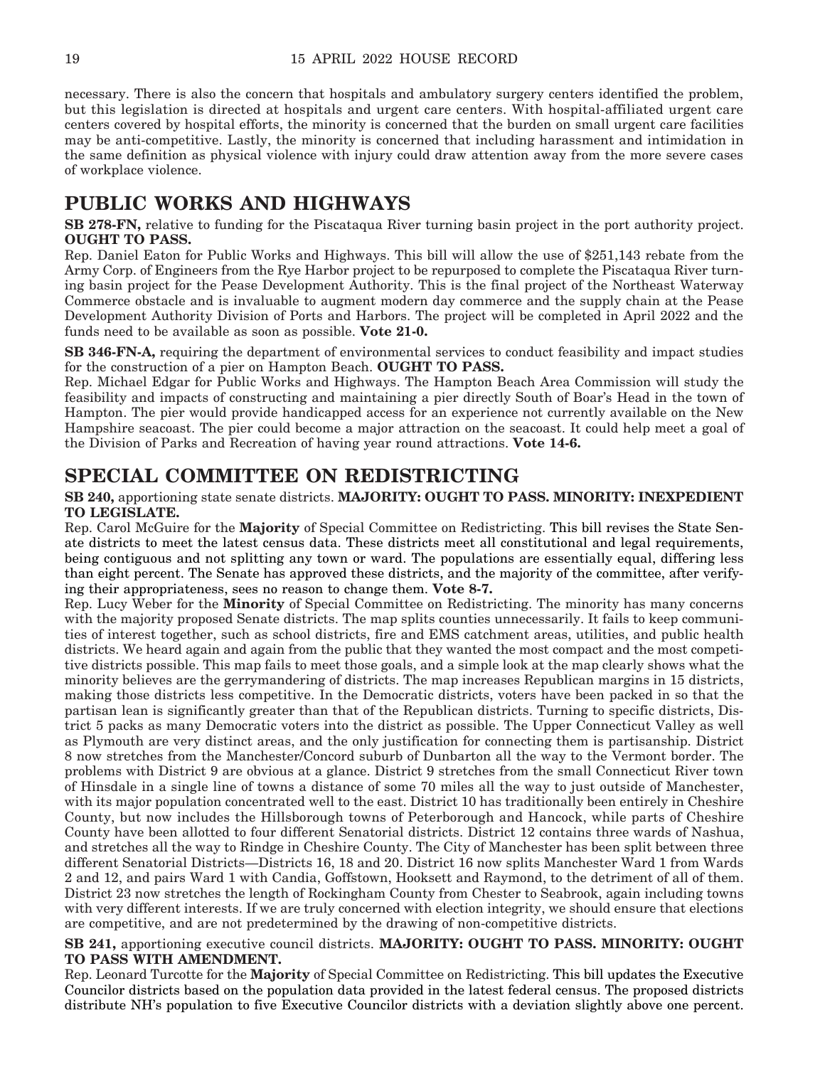necessary. There is also the concern that hospitals and ambulatory surgery centers identified the problem, but this legislation is directed at hospitals and urgent care centers. With hospital-affiliated urgent care centers covered by hospital efforts, the minority is concerned that the burden on small urgent care facilities may be anti-competitive. Lastly, the minority is concerned that including harassment and intimidation in the same definition as physical violence with injury could draw attention away from the more severe cases of workplace violence.

## PUBLIC WORKS AND HIGHWAYS

**SB 278-FN,** relative to funding for the Piscataqua River turning basin project in the port authority project. **OUGHT TO PASS.**

Rep. Daniel Eaton for Public Works and Highways. This bill will allow the use of $251,143 rebate from the Army Corp. of Engineers from the Rye Harbor project to be repurposed to complete the Piscataqua River turning basin project for the Pease Development Authority. This is the final project of the Northeast Waterway Commerce obstacle and is invaluable to augment modern day commerce and the supply chain at the Pease Development Authority Division of Ports and Harbors. The project will be completed in April 2022 and the funds need to be available as soon as possible. **Vote 21-0.**

**SB 346-FN-A,** requiring the department of environmental services to conduct feasibility and impact studies for the construction of a pier on Hampton Beach. **OUGHT TO PASS.**

Rep. Michael Edgar for Public Works and Highways. The Hampton Beach Area Commission will study the feasibility and impacts of constructing and maintaining a pier directly South of Boar's Head in the town of Hampton. The pier would provide handicapped access for an experience not currently available on the New Hampshire seacoast. The pier could become a major attraction on the seacoast. It could help meet a goal of the Division of Parks and Recreation of having year round attractions. **Vote 14-6.**

## SPECIAL COMMITTEE ON REDISTRICTING

**SB 240,** apportioning state senate districts. **MAJORITY: OUGHT TO PASS. MINORITY: INEXPEDIENT TO LEGISLATE.**

Rep. Carol McGuire for the **Majority** of Special Committee on Redistricting. This bill revises the State Senate districts to meet the latest census data. These districts meet all constitutional and legal requirements, being contiguous and not splitting any town or ward. The populations are essentially equal, differing less than eight percent. The Senate has approved these districts, and the majority of the committee, after verifying their appropriateness, sees no reason to change them. **Vote 8-7.**

Rep. Lucy Weber for the **Minority** of Special Committee on Redistricting. The minority has many concerns with the majority proposed Senate districts. The map splits counties unnecessarily. It fails to keep communities of interest together, such as school districts, fire and EMS catchment areas, utilities, and public health districts. We heard again and again from the public that they wanted the most compact and the most competitive districts possible. This map fails to meet those goals, and a simple look at the map clearly shows what the minority believes are the gerrymandering of districts. The map increases Republican margins in 15 districts, making those districts less competitive. In the Democratic districts, voters have been packed in so that the partisan lean is significantly greater than that of the Republican districts. Turning to specific districts, District 5 packs as many Democratic voters into the district as possible. The Upper Connecticut Valley as well as Plymouth are very distinct areas, and the only justification for connecting them is partisanship. District 8 now stretches from the Manchester/Concord suburb of Dunbarton all the way to the Vermont border. The problems with District 9 are obvious at a glance. District 9 stretches from the small Connecticut River town of Hinsdale in a single line of towns a distance of some 70 miles all the way to just outside of Manchester, with its major population concentrated well to the east. District 10 has traditionally been entirely in Cheshire County, but now includes the Hillsborough towns of Peterborough and Hancock, while parts of Cheshire County have been allotted to four different Senatorial districts. District 12 contains three wards of Nashua, and stretches all the way to Rindge in Cheshire County. The City of Manchester has been split between three different Senatorial Districts—Districts 16, 18 and 20. District 16 now splits Manchester Ward 1 from Wards 2 and 12, and pairs Ward 1 with Candia, Goffstown, Hooksett and Raymond, to the detriment of all of them. District 23 now stretches the length of Rockingham County from Chester to Seabrook, again including towns with very different interests. If we are truly concerned with election integrity, we should ensure that elections are competitive, and are not predetermined by the drawing of non-competitive districts.

**SB 241,** apportioning executive council districts. **MAJORITY: OUGHT TO PASS. MINORITY: OUGHT TO PASS WITH AMENDMENT.**

Rep. Leonard Turcotte for the **Majority** of Special Committee on Redistricting. This bill updates the Executive Councilor districts based on the population data provided in the latest federal census. The proposed districts distribute NH's population to five Executive Councilor districts with a deviation slightly above one percent.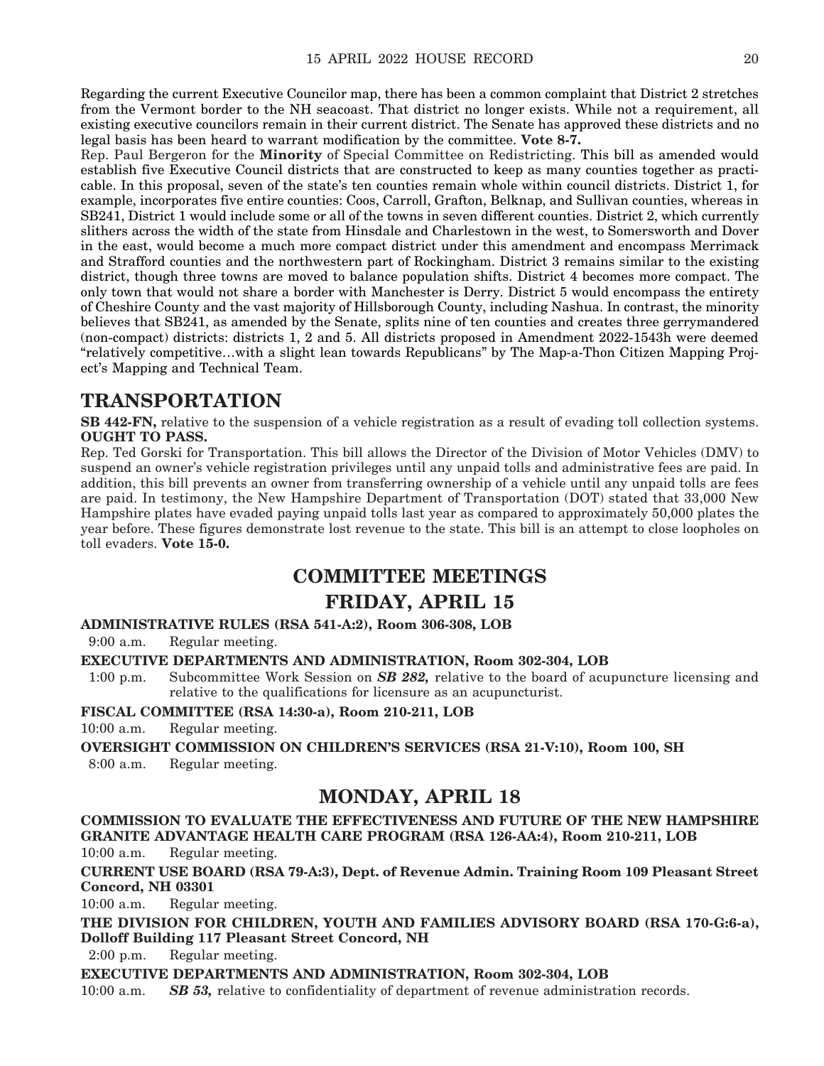Regarding the current Executive Councilor map, there has been a common complaint that District 2 stretches from the Vermont border to the NH seacoast. That district no longer exists. While not a requirement, all existing executive councilors remain in their current district. The Senate has approved these districts and no legal basis has been heard to warrant modification by the committee. **Vote 8-7.**

Rep. Paul Bergeron for the **Minority** of Special Committee on Redistricting. This bill as amended would establish five Executive Council districts that are constructed to keep as many counties together as practicable. In this proposal, seven of the state's ten counties remain whole within council districts. District 1, for example, incorporates five entire counties: Coos, Carroll, Grafton, Belknap, and Sullivan counties, whereas in SB241, District 1 would include some or all of the towns in seven different counties. District 2, which currently slithers across the width of the state from Hinsdale and Charlestown in the west, to Somersworth and Dover in the east, would become a much more compact district under this amendment and encompass Merrimack and Strafford counties and the northwestern part of Rockingham. District 3 remains similar to the existing district, though three towns are moved to balance population shifts. District 4 becomes more compact. The only town that would not share a border with Manchester is Derry. District 5 would encompass the entirety of Cheshire County and the vast majority of Hillsborough County, including Nashua. In contrast, the minority believes that SB241, as amended by the Senate, splits nine of ten counties and creates three gerrymandered (non-compact) districts: districts 1, 2 and 5. All districts proposed in Amendment 2022-1543h were deemed "relatively competitive…with a slight lean towards Republicans" by The Map-a-Thon Citizen Mapping Project's Mapping and Technical Team.

## TRANSPORTATION

**SB 442-FN,** relative to the suspension of a vehicle registration as a result of evading toll collection systems. **OUGHT TO PASS.**

Rep. Ted Gorski for Transportation. This bill allows the Director of the Division of Motor Vehicles (DMV) to suspend an owner's vehicle registration privileges until any unpaid tolls and administrative fees are paid. In addition, this bill prevents an owner from transferring ownership of a vehicle until any unpaid tolls are fees are paid. In testimony, the New Hampshire Department of Transportation (DOT) stated that 33,000 New Hampshire plates have evaded paying unpaid tolls last year as compared to approximately 50,000 plates the year before. These figures demonstrate lost revenue to the state. This bill is an attempt to close loopholes on toll evaders. **Vote 15-0.**

## COMMITTEE MEETINGS

## FRIDAY, APRIL 15

**ADMINISTRATIVE RULES (RSA 541-A:2), Room 306-308, LOB**

9:00 a.m. Regular meeting.

**EXECUTIVE DEPARTMENTS AND ADMINISTRATION, Room 302-304, LOB**

1:00 p.m. Subcommittee Work Session on ***SB 282,*** relative to the board of acupuncture licensing and relative to the qualifications for licensure as an acupuncturist.

**FISCAL COMMITTEE (RSA 14:30-a), Room 210-211, LOB**

10:00 a.m. Regular meeting.

**OVERSIGHT COMMISSION ON CHILDREN'S SERVICES (RSA 21-V:10), Room 100, SH**

8:00 a.m. Regular meeting.

## MONDAY, APRIL 18

**COMMISSION TO EVALUATE THE EFFECTIVENESS AND FUTURE OF THE NEW HAMPSHIRE GRANITE ADVANTAGE HEALTH CARE PROGRAM (RSA 126-AA:4), Room 210-211, LOB**

10:00 a.m. Regular meeting.

**CURRENT USE BOARD (RSA 79-A:3), Dept. of Revenue Admin. Training Room 109 Pleasant Street Concord, NH 03301**

10:00 a.m. Regular meeting.

**THE DIVISION FOR CHILDREN, YOUTH AND FAMILIES ADVISORY BOARD (RSA 170-G:6-a), Dolloff Building 117 Pleasant Street Concord, NH**

2:00 p.m. Regular meeting.

**EXECUTIVE DEPARTMENTS AND ADMINISTRATION, Room 302-304, LOB**

10:00 a.m. ***SB 53,*** relative to confidentiality of department of revenue administration records.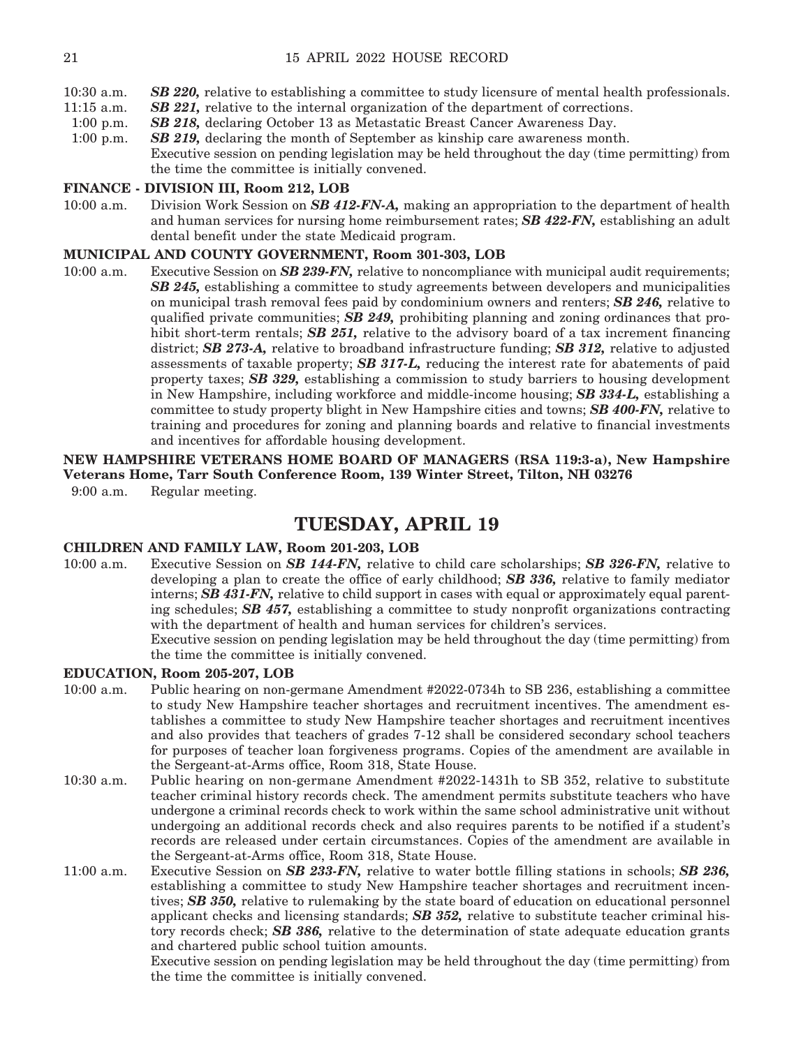10:30 a.m. ***SB 220,*** relative to establishing a committee to study licensure of mental health professionals.

11:15 a.m. ***SB 221,*** relative to the internal organization of the department of corrections.

1:00 p.m. ***SB 218,*** declaring October 13 as Metastatic Breast Cancer Awareness Day.

1:00 p.m. ***SB 219,*** declaring the month of September as kinship care awareness month.

Executive session on pending legislation may be held throughout the day (time permitting) from the time the committee is initially convened.

**FINANCE - DIVISION III, Room 212, LOB**

10:00 a.m. Division Work Session on ***SB 412-FN-A,*** making an appropriation to the department of health and human services for nursing home reimbursement rates; ***SB 422-FN,*** establishing an adult dental benefit under the state Medicaid program.

**MUNICIPAL AND COUNTY GOVERNMENT, Room 301-303, LOB**

10:00 a.m. Executive Session on ***SB 239-FN,*** relative to noncompliance with municipal audit requirements; ***SB 245,*** establishing a committee to study agreements between developers and municipalities on municipal trash removal fees paid by condominium owners and renters; ***SB 246,*** relative to qualified private communities; ***SB 249,*** prohibiting planning and zoning ordinances that prohibit short-term rentals; ***SB 251,*** relative to the advisory board of a tax increment financing district; ***SB 273-A,*** relative to broadband infrastructure funding; ***SB 312,*** relative to adjusted assessments of taxable property; ***SB 317-L,*** reducing the interest rate for abatements of paid property taxes; ***SB 329,*** establishing a commission to study barriers to housing development in New Hampshire, including workforce and middle-income housing; ***SB 334-L,*** establishing a committee to study property blight in New Hampshire cities and towns; ***SB 400-FN,*** relative to training and procedures for zoning and planning boards and relative to financial investments and incentives for affordable housing development.

**NEW HAMPSHIRE VETERANS HOME BOARD OF MANAGERS (RSA 119:3-a), New Hampshire Veterans Home, Tarr South Conference Room, 139 Winter Street, Tilton, NH 03276**

9:00 a.m. Regular meeting.

## TUESDAY, APRIL 19

**CHILDREN AND FAMILY LAW, Room 201-203, LOB**

10:00 a.m. Executive Session on ***SB 144-FN,*** relative to child care scholarships; ***SB 326-FN,*** relative to developing a plan to create the office of early childhood; ***SB 336,*** relative to family mediator interns; ***SB 431-FN,*** relative to child support in cases with equal or approximately equal parenting schedules; ***SB 457,*** establishing a committee to study nonprofit organizations contracting with the department of health and human services for children's services.

Executive session on pending legislation may be held throughout the day (time permitting) from the time the committee is initially convened.

**EDUCATION, Room 205-207, LOB**

10:00 a.m. Public hearing on non-germane Amendment #2022-0734h to SB 236, establishing a committee to study New Hampshire teacher shortages and recruitment incentives. The amendment establishes a committee to study New Hampshire teacher shortages and recruitment incentives and also provides that teachers of grades 7-12 shall be considered secondary school teachers for purposes of teacher loan forgiveness programs. Copies of the amendment are available in the Sergeant-at-Arms office, Room 318, State House.

10:30 a.m. Public hearing on non-germane Amendment #2022-1431h to SB 352, relative to substitute teacher criminal history records check. The amendment permits substitute teachers who have undergone a criminal records check to work within the same school administrative unit without undergoing an additional records check and also requires parents to be notified if a student's records are released under certain circumstances. Copies of the amendment are available in the Sergeant-at-Arms office, Room 318, State House.

11:00 a.m. Executive Session on ***SB 233-FN,*** relative to water bottle filling stations in schools; ***SB 236,*** establishing a committee to study New Hampshire teacher shortages and recruitment incentives; ***SB 350,*** relative to rulemaking by the state board of education on educational personnel applicant checks and licensing standards; ***SB 352,*** relative to substitute teacher criminal history records check; ***SB 386,*** relative to the determination of state adequate education grants and chartered public school tuition amounts.

Executive session on pending legislation may be held throughout the day (time permitting) from the time the committee is initially convened.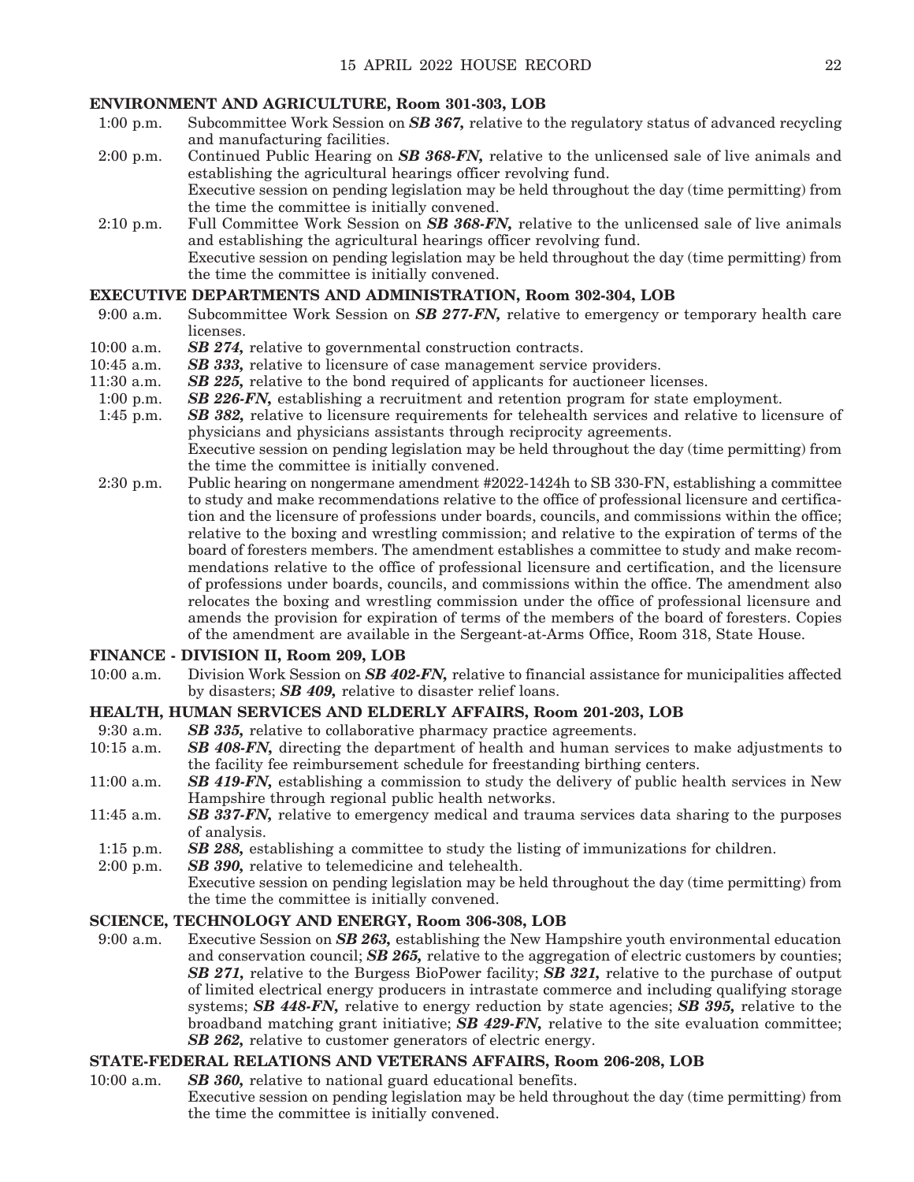**ENVIRONMENT AND AGRICULTURE, Room 301-303, LOB**

1:00 p.m. Subcommittee Work Session on ***SB 367,*** relative to the regulatory status of advanced recycling and manufacturing facilities.

2:00 p.m. Continued Public Hearing on ***SB 368-FN,*** relative to the unlicensed sale of live animals and establishing the agricultural hearings officer revolving fund.
Executive session on pending legislation may be held throughout the day (time permitting) from the time the committee is initially convened.

2:10 p.m. Full Committee Work Session on ***SB 368-FN,*** relative to the unlicensed sale of live animals and establishing the agricultural hearings officer revolving fund.
Executive session on pending legislation may be held throughout the day (time permitting) from the time the committee is initially convened.

**EXECUTIVE DEPARTMENTS AND ADMINISTRATION, Room 302-304, LOB**

9:00 a.m. Subcommittee Work Session on ***SB 277-FN,*** relative to emergency or temporary health care licenses.

10:00 a.m. ***SB 274,*** relative to governmental construction contracts.

10:45 a.m. ***SB 333,*** relative to licensure of case management service providers.

11:30 a.m. ***SB 225,*** relative to the bond required of applicants for auctioneer licenses.

1:00 p.m. ***SB 226-FN,*** establishing a recruitment and retention program for state employment.

1:45 p.m. ***SB 382,*** relative to licensure requirements for telehealth services and relative to licensure of physicians and physicians assistants through reciprocity agreements.
Executive session on pending legislation may be held throughout the day (time permitting) from the time the committee is initially convened.

2:30 p.m. Public hearing on nongermane amendment #2022-1424h to SB 330-FN, establishing a committee to study and make recommendations relative to the office of professional licensure and certification and the licensure of professions under boards, councils, and commissions within the office; relative to the boxing and wrestling commission; and relative to the expiration of terms of the board of foresters members. The amendment establishes a committee to study and make recommendations relative to the office of professional licensure and certification, and the licensure of professions under boards, councils, and commissions within the office. The amendment also relocates the boxing and wrestling commission under the office of professional licensure and amends the provision for expiration of terms of the members of the board of foresters. Copies of the amendment are available in the Sergeant-at-Arms Office, Room 318, State House.

**FINANCE - DIVISION II, Room 209, LOB**

10:00 a.m. Division Work Session on ***SB 402-FN,*** relative to financial assistance for municipalities affected by disasters; ***SB 409,*** relative to disaster relief loans.

**HEALTH, HUMAN SERVICES AND ELDERLY AFFAIRS, Room 201-203, LOB**

9:30 a.m. ***SB 335,*** relative to collaborative pharmacy practice agreements.

10:15 a.m. ***SB 408-FN,*** directing the department of health and human services to make adjustments to the facility fee reimbursement schedule for freestanding birthing centers.

11:00 a.m. ***SB 419-FN,*** establishing a commission to study the delivery of public health services in New Hampshire through regional public health networks.

11:45 a.m. ***SB 337-FN,*** relative to emergency medical and trauma services data sharing to the purposes of analysis.

1:15 p.m. ***SB 288,*** establishing a committee to study the listing of immunizations for children.

2:00 p.m. ***SB 390,*** relative to telemedicine and telehealth.
Executive session on pending legislation may be held throughout the day (time permitting) from the time the committee is initially convened.

**SCIENCE, TECHNOLOGY AND ENERGY, Room 306-308, LOB**

9:00 a.m. Executive Session on ***SB 263,*** establishing the New Hampshire youth environmental education and conservation council; ***SB 265,*** relative to the aggregation of electric customers by counties; ***SB 271,*** relative to the Burgess BioPower facility; ***SB 321,*** relative to the purchase of output of limited electrical energy producers in intrastate commerce and including qualifying storage systems; ***SB 448-FN,*** relative to energy reduction by state agencies; ***SB 395,*** relative to the broadband matching grant initiative; ***SB 429-FN,*** relative to the site evaluation committee; ***SB 262,*** relative to customer generators of electric energy.

**STATE-FEDERAL RELATIONS AND VETERANS AFFAIRS, Room 206-208, LOB**

10:00 a.m. ***SB 360,*** relative to national guard educational benefits.
Executive session on pending legislation may be held throughout the day (time permitting) from the time the committee is initially convened.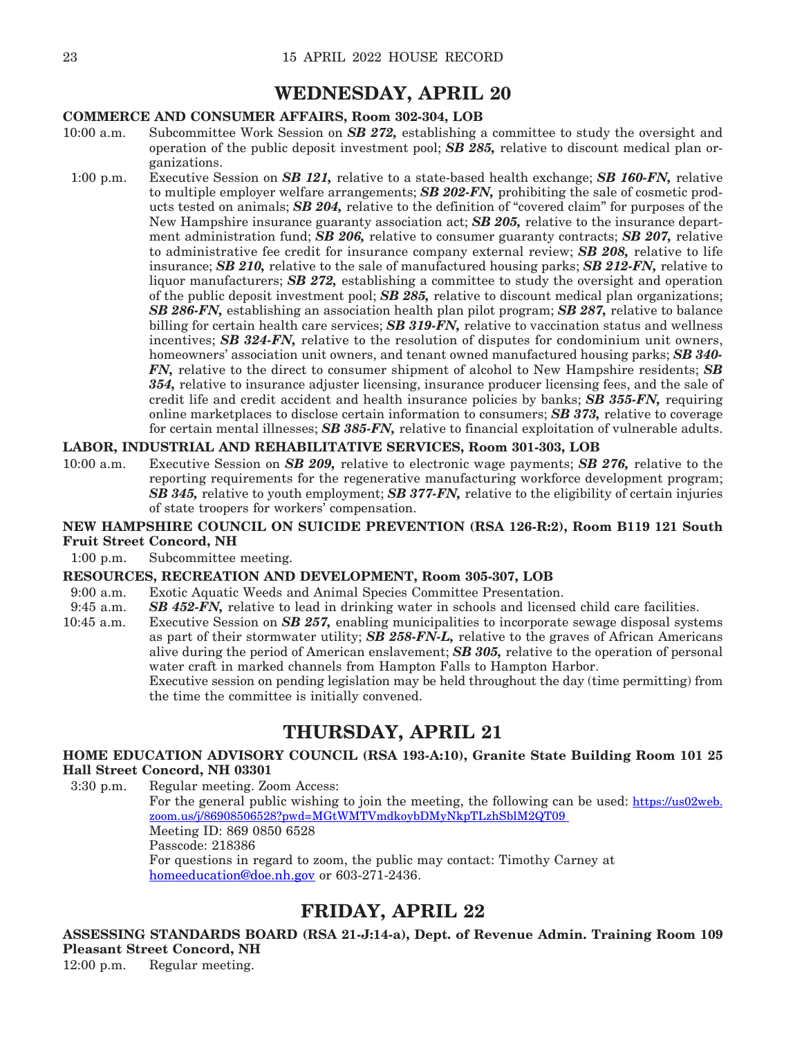## WEDNESDAY, APRIL 20

**COMMERCE AND CONSUMER AFFAIRS, Room 302-304, LOB**

10:00 a.m. Subcommittee Work Session on ***SB 272,*** establishing a committee to study the oversight and operation of the public deposit investment pool; ***SB 285,*** relative to discount medical plan organizations.

1:00 p.m. Executive Session on ***SB 121,*** relative to a state-based health exchange; ***SB 160-FN,*** relative to multiple employer welfare arrangements; ***SB 202-FN,*** prohibiting the sale of cosmetic products tested on animals; ***SB 204,*** relative to the definition of "covered claim" for purposes of the New Hampshire insurance guaranty association act; ***SB 205,*** relative to the insurance department administration fund; ***SB 206,*** relative to consumer guaranty contracts; ***SB 207,*** relative to administrative fee credit for insurance company external review; ***SB 208,*** relative to life insurance; ***SB 210,*** relative to the sale of manufactured housing parks; ***SB 212-FN,*** relative to liquor manufacturers; ***SB 272,*** establishing a committee to study the oversight and operation of the public deposit investment pool; ***SB 285,*** relative to discount medical plan organizations; ***SB 286-FN,*** establishing an association health plan pilot program; ***SB 287,*** relative to balance billing for certain health care services; ***SB 319-FN,*** relative to vaccination status and wellness incentives; ***SB 324-FN,*** relative to the resolution of disputes for condominium unit owners, homeowners' association unit owners, and tenant owned manufactured housing parks; ***SB 340-FN,*** relative to the direct to consumer shipment of alcohol to New Hampshire residents; ***SB 354,*** relative to insurance adjuster licensing, insurance producer licensing fees, and the sale of credit life and credit accident and health insurance policies by banks; ***SB 355-FN,*** requiring online marketplaces to disclose certain information to consumers; ***SB 373,*** relative to coverage for certain mental illnesses; ***SB 385-FN,*** relative to financial exploitation of vulnerable adults.

**LABOR, INDUSTRIAL AND REHABILITATIVE SERVICES, Room 301-303, LOB**

10:00 a.m. Executive Session on ***SB 209,*** relative to electronic wage payments; ***SB 276,*** relative to the reporting requirements for the regenerative manufacturing workforce development program; ***SB 345,*** relative to youth employment; ***SB 377-FN,*** relative to the eligibility of certain injuries of state troopers for workers' compensation.

**NEW HAMPSHIRE COUNCIL ON SUICIDE PREVENTION (RSA 126-R:2), Room B119 121 South Fruit Street Concord, NH**

1:00 p.m. Subcommittee meeting.

**RESOURCES, RECREATION AND DEVELOPMENT, Room 305-307, LOB**

9:00 a.m. Exotic Aquatic Weeds and Animal Species Committee Presentation.

9:45 a.m. ***SB 452-FN,*** relative to lead in drinking water in schools and licensed child care facilities.

10:45 a.m. Executive Session on ***SB 257,*** enabling municipalities to incorporate sewage disposal systems as part of their stormwater utility; ***SB 258-FN-L,*** relative to the graves of African Americans alive during the period of American enslavement; ***SB 305,*** relative to the operation of personal water craft in marked channels from Hampton Falls to Hampton Harbor.
Executive session on pending legislation may be held throughout the day (time permitting) from the time the committee is initially convened.

## THURSDAY, APRIL 21

**HOME EDUCATION ADVISORY COUNCIL (RSA 193-A:10), Granite State Building Room 101 25 Hall Street Concord, NH 03301**

3:30 p.m. Regular meeting. Zoom Access:
For the general public wishing to join the meeting, the following can be used: https://us02web.zoom.us/j/86908506528?pwd=MGtWMTVmdkoybDMyNkpTLzhSblM2QT09
Meeting ID: 869 0850 6528
Passcode: 218386
For questions in regard to zoom, the public may contact: Timothy Carney at homeeducation@doe.nh.gov or 603-271-2436.

## FRIDAY, APRIL 22

**ASSESSING STANDARDS BOARD (RSA 21-J:14-a), Dept. of Revenue Admin. Training Room 109 Pleasant Street Concord, NH**

12:00 p.m. Regular meeting.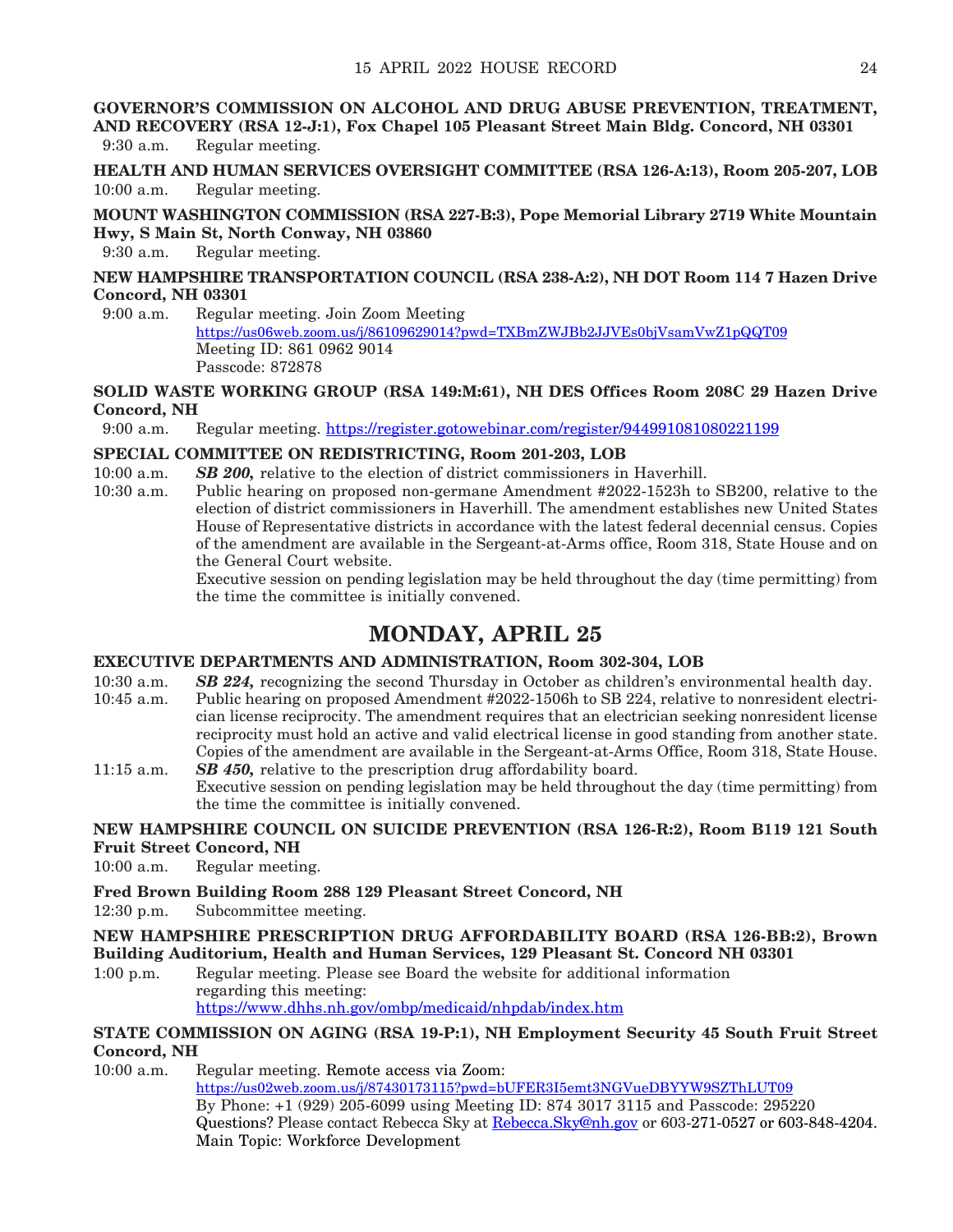**GOVERNOR'S COMMISSION ON ALCOHOL AND DRUG ABUSE PREVENTION, TREATMENT, AND RECOVERY (RSA 12-J:1), Fox Chapel 105 Pleasant Street Main Bldg. Concord, NH 03301**

9:30 a.m. Regular meeting.

**HEALTH AND HUMAN SERVICES OVERSIGHT COMMITTEE (RSA 126-A:13), Room 205-207, LOB**

10:00 a.m. Regular meeting.

**MOUNT WASHINGTON COMMISSION (RSA 227-B:3), Pope Memorial Library 2719 White Mountain Hwy, S Main St, North Conway, NH 03860**

9:30 a.m. Regular meeting.

**NEW HAMPSHIRE TRANSPORTATION COUNCIL (RSA 238-A:2), NH DOT Room 114 7 Hazen Drive Concord, NH 03301**

9:00 a.m. Regular meeting. Join Zoom Meeting
https://us06web.zoom.us/j/86109629014?pwd=TXBmZWJBb2JJVEs0bjVsamVwZ1pQQT09
Meeting ID: 861 0962 9014
Passcode: 872878

**SOLID WASTE WORKING GROUP (RSA 149:M:61), NH DES Offices Room 208C 29 Hazen Drive Concord, NH**

9:00 a.m. Regular meeting. https://register.gotowebinar.com/register/944991081080221199

**SPECIAL COMMITTEE ON REDISTRICTING, Room 201-203, LOB**

10:00 a.m. ***SB 200,*** relative to the election of district commissioners in Haverhill.

10:30 a.m. Public hearing on proposed non-germane Amendment #2022-1523h to SB200, relative to the election of district commissioners in Haverhill. The amendment establishes new United States House of Representative districts in accordance with the latest federal decennial census. Copies of the amendment are available in the Sergeant-at-Arms office, Room 318, State House and on the General Court website.
Executive session on pending legislation may be held throughout the day (time permitting) from the time the committee is initially convened.

# MONDAY, APRIL 25

**EXECUTIVE DEPARTMENTS AND ADMINISTRATION, Room 302-304, LOB**

10:30 a.m. ***SB 224,*** recognizing the second Thursday in October as children's environmental health day.

10:45 a.m. Public hearing on proposed Amendment #2022-1506h to SB 224, relative to nonresident electrician license reciprocity. The amendment requires that an electrician seeking nonresident license reciprocity must hold an active and valid electrical license in good standing from another state. Copies of the amendment are available in the Sergeant-at-Arms Office, Room 318, State House.

11:15 a.m. ***SB 450,*** relative to the prescription drug affordability board.
Executive session on pending legislation may be held throughout the day (time permitting) from the time the committee is initially convened.

**NEW HAMPSHIRE COUNCIL ON SUICIDE PREVENTION (RSA 126-R:2), Room B119 121 South Fruit Street Concord, NH**

10:00 a.m. Regular meeting.

**Fred Brown Building Room 288 129 Pleasant Street Concord, NH**

12:30 p.m. Subcommittee meeting.

**NEW HAMPSHIRE PRESCRIPTION DRUG AFFORDABILITY BOARD (RSA 126-BB:2), Brown Building Auditorium, Health and Human Services, 129 Pleasant St. Concord NH 03301**

1:00 p.m. Regular meeting. Please see Board the website for additional information regarding this meeting:
https://www.dhhs.nh.gov/ombp/medicaid/nhpdab/index.htm

**STATE COMMISSION ON AGING (RSA 19-P:1), NH Employment Security 45 South Fruit Street Concord, NH**

10:00 a.m. Regular meeting. Remote access via Zoom:
https://us02web.zoom.us/j/87430173115?pwd=bUFER3I5emt3NGVueDBYYW9SZThLUT09
By Phone: +1 (929) 205-6099 using Meeting ID: 874 3017 3115 and Passcode: 295220
Questions? Please contact Rebecca Sky at Rebecca.Sky@nh.gov or 603-271-0527 or 603-848-4204.
Main Topic: Workforce Development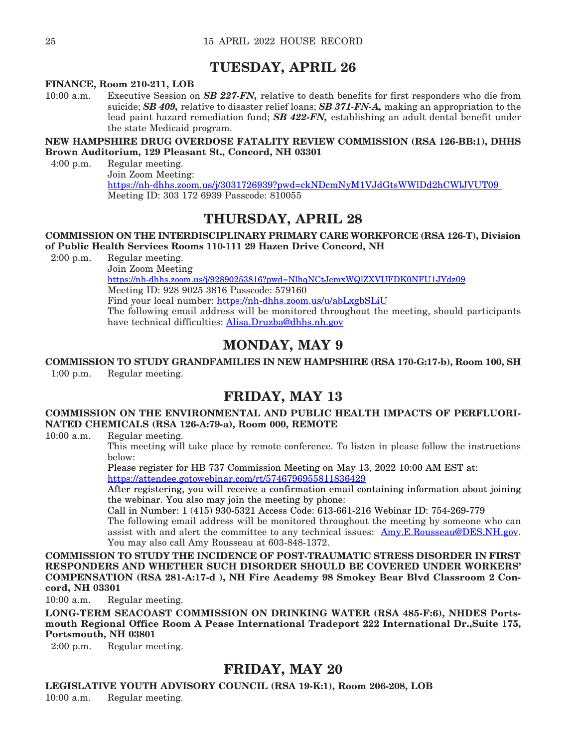## TUESDAY, APRIL 26

**FINANCE, Room 210-211, LOB**

10:00 a.m. Executive Session on ***SB 227-FN,*** relative to death benefits for first responders who die from suicide; ***SB 409,*** relative to disaster relief loans; ***SB 371-FN-A,*** making an appropriation to the lead paint hazard remediation fund; ***SB 422-FN,*** establishing an adult dental benefit under the state Medicaid program.

**NEW HAMPSHIRE DRUG OVERDOSE FATALITY REVIEW COMMISSION (RSA 126-BB:1), DHHS Brown Auditorium, 129 Pleasant St., Concord, NH 03301**

4:00 p.m. Regular meeting.
Join Zoom Meeting:
https://nh-dhhs.zoom.us/j/3031726939?pwd=ckNDcmNyM1VJdGtsWWlDd2hCWlJVUT09
Meeting ID: 303 172 6939 Passcode: 810055

## THURSDAY, APRIL 28

**COMMISSION ON THE INTERDISCIPLINARY PRIMARY CARE WORKFORCE (RSA 126-T), Division of Public Health Services Rooms 110-111 29 Hazen Drive Concord, NH**

2:00 p.m. Regular meeting.
Join Zoom Meeting
https://nh-dhhs.zoom.us/j/92890253816?pwd=NlhqNCtJemxWQlZXVUFDK0NFU1JYdz09
Meeting ID: 928 9025 3816 Passcode: 579160
Find your local number: https://nh-dhhs.zoom.us/u/abLxgbSLiU
The following email address will be monitored throughout the meeting, should participants have technical difficulties: Alisa.Druzba@dhhs.nh.gov

## MONDAY, MAY 9

**COMMISSION TO STUDY GRANDFAMILIES IN NEW HAMPSHIRE (RSA 170-G:17-b), Room 100, SH**

1:00 p.m. Regular meeting.

## FRIDAY, MAY 13

**COMMISSION ON THE ENVIRONMENTAL AND PUBLIC HEALTH IMPACTS OF PERFLUORINATED CHEMICALS (RSA 126-A:79-a), Room 000, REMOTE**

10:00 a.m. Regular meeting.
This meeting will take place by remote conference. To listen in please follow the instructions below:
Please register for HB 737 Commission Meeting on May 13, 2022 10:00 AM EST at:
https://attendee.gotowebinar.com/rt/5746796955811836429
After registering, you will receive a confirmation email containing information about joining the webinar. You also may join the meeting by phone:
Call in Number: 1 (415) 930-5321 Access Code: 613-661-216 Webinar ID: 754-269-779
The following email address will be monitored throughout the meeting by someone who can assist with and alert the committee to any technical issues: Amy.E.Rousseau@DES.NH.gov. You may also call Amy Rousseau at 603-848-1372.

**COMMISSION TO STUDY THE INCIDENCE OF POST-TRAUMATIC STRESS DISORDER IN FIRST RESPONDERS AND WHETHER SUCH DISORDER SHOULD BE COVERED UNDER WORKERS' COMPENSATION (RSA 281-A:17-d ), NH Fire Academy 98 Smokey Bear Blvd Classroom 2 Concord, NH 03301**

10:00 a.m. Regular meeting.

**LONG-TERM SEACOAST COMMISSION ON DRINKING WATER (RSA 485-F:6), NHDES Portsmouth Regional Office Room A Pease International Tradeport 222 International Dr.,Suite 175, Portsmouth, NH 03801**

2:00 p.m. Regular meeting.

## FRIDAY, MAY 20

**LEGISLATIVE YOUTH ADVISORY COUNCIL (RSA 19-K:1), Room 206-208, LOB**

10:00 a.m. Regular meeting.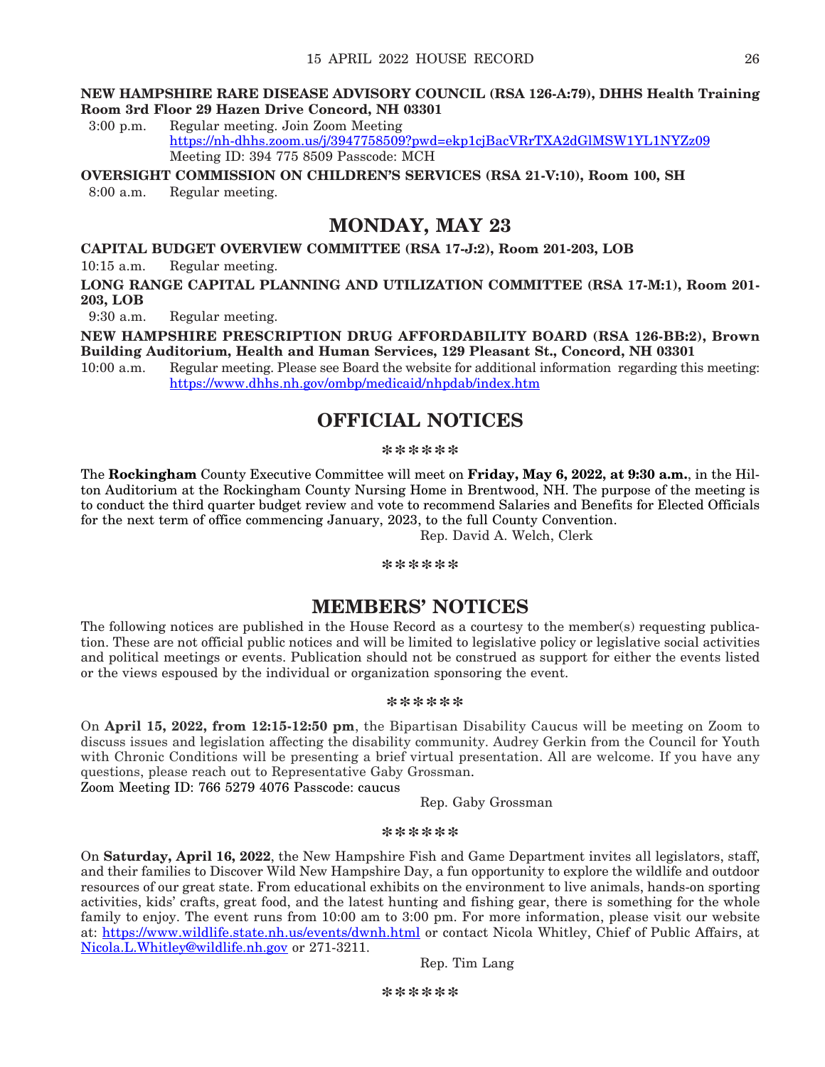**NEW HAMPSHIRE RARE DISEASE ADVISORY COUNCIL (RSA 126-A:79), DHHS Health Training Room 3rd Floor 29 Hazen Drive Concord, NH 03301**

3:00 p.m. Regular meeting. Join Zoom Meeting
https://nh-dhhs.zoom.us/j/3947758509?pwd=ekp1cjBacVRrTXA2dGlMSW1YL1NYZz09
Meeting ID: 394 775 8509 Passcode: MCH

**OVERSIGHT COMMISSION ON CHILDREN'S SERVICES (RSA 21-V:10), Room 100, SH**

8:00 a.m. Regular meeting.

## MONDAY, MAY 23

**CAPITAL BUDGET OVERVIEW COMMITTEE (RSA 17-J:2), Room 201-203, LOB**

10:15 a.m. Regular meeting.

**LONG RANGE CAPITAL PLANNING AND UTILIZATION COMMITTEE (RSA 17-M:1), Room 201-203, LOB**

9:30 a.m. Regular meeting.

**NEW HAMPSHIRE PRESCRIPTION DRUG AFFORDABILITY BOARD (RSA 126-BB:2), Brown Building Auditorium, Health and Human Services, 129 Pleasant St., Concord, NH 03301**

10:00 a.m. Regular meeting. Please see Board the website for additional information regarding this meeting: https://www.dhhs.nh.gov/ombp/medicaid/nhpdab/index.htm

# OFFICIAL NOTICES

******

The **Rockingham** County Executive Committee will meet on **Friday, May 6, 2022, at 9:30 a.m.**, in the Hilton Auditorium at the Rockingham County Nursing Home in Brentwood, NH. The purpose of the meeting is to conduct the third quarter budget review and vote to recommend Salaries and Benefits for Elected Officials for the next term of office commencing January, 2023, to the full County Convention.

Rep. David A. Welch, Clerk

******

# MEMBERS' NOTICES

The following notices are published in the House Record as a courtesy to the member(s) requesting publication. These are not official public notices and will be limited to legislative policy or legislative social activities and political meetings or events. Publication should not be construed as support for either the events listed or the views espoused by the individual or organization sponsoring the event.

******

On **April 15, 2022, from 12:15-12:50 pm**, the Bipartisan Disability Caucus will be meeting on Zoom to discuss issues and legislation affecting the disability community. Audrey Gerkin from the Council for Youth with Chronic Conditions will be presenting a brief virtual presentation. All are welcome. If you have any questions, please reach out to Representative Gaby Grossman.
Zoom Meeting ID: 766 5279 4076 Passcode: caucus

Rep. Gaby Grossman

******

On **Saturday, April 16, 2022**, the New Hampshire Fish and Game Department invites all legislators, staff, and their families to Discover Wild New Hampshire Day, a fun opportunity to explore the wildlife and outdoor resources of our great state. From educational exhibits on the environment to live animals, hands-on sporting activities, kids' crafts, great food, and the latest hunting and fishing gear, there is something for the whole family to enjoy. The event runs from 10:00 am to 3:00 pm. For more information, please visit our website at: https://www.wildlife.state.nh.us/events/dwnh.html or contact Nicola Whitley, Chief of Public Affairs, at Nicola.L.Whitley@wildlife.nh.gov or 271-3211.

Rep. Tim Lang

******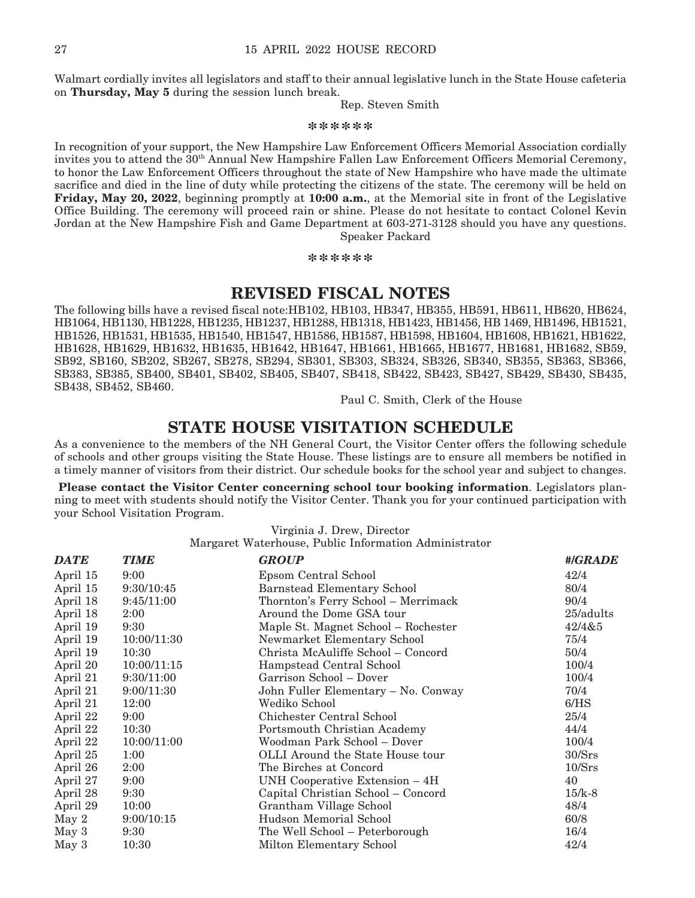Walmart cordially invites all legislators and staff to their annual legislative lunch in the State House cafeteria on **Thursday, May 5** during the session lunch break.

Rep. Steven Smith

******

In recognition of your support, the New Hampshire Law Enforcement Officers Memorial Association cordially invites you to attend the 30th Annual New Hampshire Fallen Law Enforcement Officers Memorial Ceremony, to honor the Law Enforcement Officers throughout the state of New Hampshire who have made the ultimate sacrifice and died in the line of duty while protecting the citizens of the state. The ceremony will be held on **Friday, May 20, 2022**, beginning promptly at **10:00 a.m.**, at the Memorial site in front of the Legislative Office Building. The ceremony will proceed rain or shine. Please do not hesitate to contact Colonel Kevin Jordan at the New Hampshire Fish and Game Department at 603-271-3128 should you have any questions.

Speaker Packard

******

## REVISED FISCAL NOTES

The following bills have a revised fiscal note:HB102, HB103, HB347, HB355, HB591, HB611, HB620, HB624, HB1064, HB1130, HB1228, HB1235, HB1237, HB1288, HB1318, HB1423, HB1456, HB 1469, HB1496, HB1521, HB1526, HB1531, HB1535, HB1540, HB1547, HB1586, HB1587, HB1598, HB1604, HB1608, HB1621, HB1622, HB1628, HB1629, HB1632, HB1635, HB1642, HB1647, HB1661, HB1665, HB1677, HB1681, HB1682, SB59, SB92, SB160, SB202, SB267, SB278, SB294, SB301, SB303, SB324, SB326, SB340, SB355, SB363, SB366, SB383, SB385, SB400, SB401, SB402, SB405, SB407, SB418, SB422, SB423, SB427, SB429, SB430, SB435, SB438, SB452, SB460.

Paul C. Smith, Clerk of the House

## STATE HOUSE VISITATION SCHEDULE

As a convenience to the members of the NH General Court, the Visitor Center offers the following schedule of schools and other groups visiting the State House. These listings are to ensure all members be notified in a timely manner of visitors from their district. Our schedule books for the school year and subject to changes.

**Please contact the Visitor Center concerning school tour booking information**. Legislators planning to meet with students should notify the Visitor Center. Thank you for your continued participation with your School Visitation Program.

Virginia J. Drew, Director
Margaret Waterhouse, Public Information Administrator

| *DATE* | *TIME* | *GROUP* | *#/GRADE* |
|---|---|---|---|
| April 15 | 9:00 | Epsom Central School | 42/4 |
| April 15 | 9:30/10:45 | Barnstead Elementary School | 80/4 |
| April 18 | 9:45/11:00 | Thornton's Ferry School – Merrimack | 90/4 |
| April 18 | 2:00 | Around the Dome GSA tour | 25/adults |
| April 19 | 9:30 | Maple St. Magnet School – Rochester | 42/4&5 |
| April 19 | 10:00/11:30 | Newmarket Elementary School | 75/4 |
| April 19 | 10:30 | Christa McAuliffe School – Concord | 50/4 |
| April 20 | 10:00/11:15 | Hampstead Central School | 100/4 |
| April 21 | 9:30/11:00 | Garrison School – Dover | 100/4 |
| April 21 | 9:00/11:30 | John Fuller Elementary – No. Conway | 70/4 |
| April 21 | 12:00 | Wediko School | 6/HS |
| April 22 | 9:00 | Chichester Central School | 25/4 |
| April 22 | 10:30 | Portsmouth Christian Academy | 44/4 |
| April 22 | 10:00/11:00 | Woodman Park School – Dover | 100/4 |
| April 25 | 1:00 | OLLI Around the State House tour | 30/Srs |
| April 26 | 2:00 | The Birches at Concord | 10/Srs |
| April 27 | 9:00 | UNH Cooperative Extension – 4H | 40 |
| April 28 | 9:30 | Capital Christian School – Concord | 15/k-8 |
| April 29 | 10:00 | Grantham Village School | 48/4 |
| May 2 | 9:00/10:15 | Hudson Memorial School | 60/8 |
| May 3 | 9:30 | The Well School – Peterborough | 16/4 |
| May 3 | 10:30 | Milton Elementary School | 42/4 |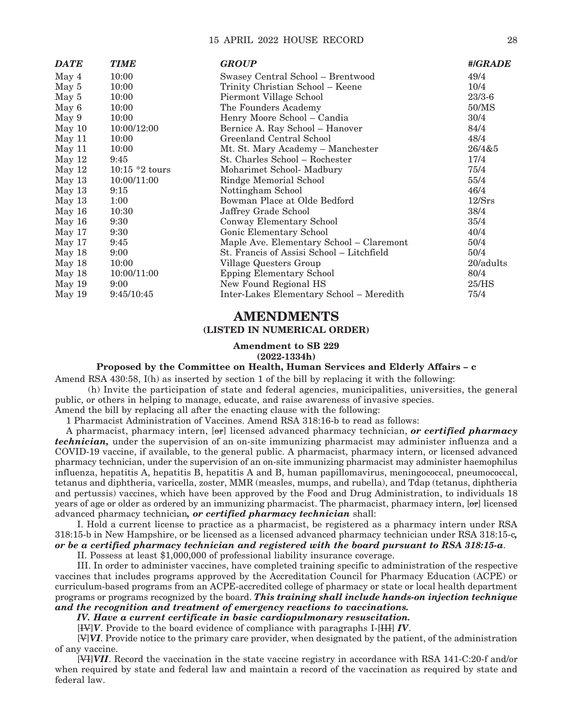| DATE | TIME | GROUP | #/GRADE |
|---|---|---|---|
| May 4 | 10:00 | Swasey Central School – Brentwood | 49/4 |
| May 5 | 10:00 | Trinity Christian School – Keene | 10/4 |
| May 5 | 10:00 | Piermont Village School | 23/3-6 |
| May 6 | 10:00 | The Founders Academy | 50/MS |
| May 9 | 10:00 | Henry Moore School – Candia | 30/4 |
| May 10 | 10:00/12:00 | Bernice A. Ray School – Hanover | 84/4 |
| May 11 | 10:00 | Greenland Central School | 48/4 |
| May 11 | 10:00 | Mt. St. Mary Academy – Manchester | 26/4&5 |
| May 12 | 9:45 | St. Charles School – Rochester | 17/4 |
| May 12 | 10:15 *2 tours | Moharimet School- Madbury | 75/4 |
| May 13 | 10:00/11:00 | Rindge Memorial School | 55/4 |
| May 13 | 9:15 | Nottingham School | 46/4 |
| May 13 | 1:00 | Bowman Place at Olde Bedford | 12/Srs |
| May 16 | 10:30 | Jaffrey Grade School | 38/4 |
| May 16 | 9:30 | Conway Elementary School | 35/4 |
| May 17 | 9:30 | Gonic Elementary School | 40/4 |
| May 17 | 9:45 | Maple Ave. Elementary School – Claremont | 50/4 |
| May 18 | 9:00 | St. Francis of Assisi School – Litchfield | 50/4 |
| May 18 | 10:00 | Village Questers Group | 20/adults |
| May 18 | 10:00/11:00 | Epping Elementary School | 80/4 |
| May 19 | 9:00 | New Found Regional HS | 25/HS |
| May 19 | 9:45/10:45 | Inter-Lakes Elementary School – Meredith | 75/4 |

## AMENDMENTS

### (LISTED IN NUMERICAL ORDER)

**Amendment to SB 229**
**(2022-1334h)**

**Proposed by the Committee on Health, Human Services and Elderly Affairs – c**

Amend RSA 430:58, I(h) as inserted by section 1 of the bill by replacing it with the following:

(h) Invite the participation of state and federal agencies, municipalities, universities, the general public, or others in helping to manage, educate, and raise awareness of invasive species.

Amend the bill by replacing all after the enacting clause with the following:

1 Pharmacist Administration of Vaccines. Amend RSA 318:16-b to read as follows:

A pharmacist, pharmacy intern, [~~or~~] licensed advanced pharmacy technician, ***or certified pharmacy technician,*** under the supervision of an on-site immunizing pharmacist may administer influenza and a COVID-19 vaccine, if available, to the general public. A pharmacist, pharmacy intern, or licensed advanced pharmacy technician, under the supervision of an on-site immunizing pharmacist may administer haemophilus influenza, hepatitis A, hepatitis B, hepatitis A and B, human papillomavirus, meningococcal, pneumococcal, tetanus and diphtheria, varicella, zoster, MMR (measles, mumps, and rubella), and Tdap (tetanus, diphtheria and pertussis) vaccines, which have been approved by the Food and Drug Administration, to individuals 18 years of age or older as ordered by an immunizing pharmacist. The pharmacist, pharmacy intern, [~~or~~] licensed advanced pharmacy technician***, or certified pharmacy technician*** shall:

I. Hold a current license to practice as a pharmacist, be registered as a pharmacy intern under RSA 318:15-b in New Hampshire, or be licensed as a licensed advanced pharmacy technician under RSA 318:15-c***, or be a certified pharmacy technician and registered with the board pursuant to RSA 318:15-a***.

II. Possess at least $1,000,000 of professional liability insurance coverage.

III. In order to administer vaccines, have completed training specific to administration of the respective vaccines that includes programs approved by the Accreditation Council for Pharmacy Education (ACPE) or curriculum-based programs from an ACPE-accredited college of pharmacy or state or local health department programs or programs recognized by the board. ***This training shall include hands-on injection technique and the recognition and treatment of emergency reactions to vaccinations.***

***IV. Have a current certificate in basic cardiopulmonary resuscitation.***

[~~IV~~]***V***. Provide to the board evidence of compliance with paragraphs I-[~~III~~] ***IV***.

[~~V~~]***VI***. Provide notice to the primary care provider, when designated by the patient, of the administration of any vaccine.

[~~VI~~]***VII***. Record the vaccination in the state vaccine registry in accordance with RSA 141-C:20-f and/or when required by state and federal law and maintain a record of the vaccination as required by state and federal law.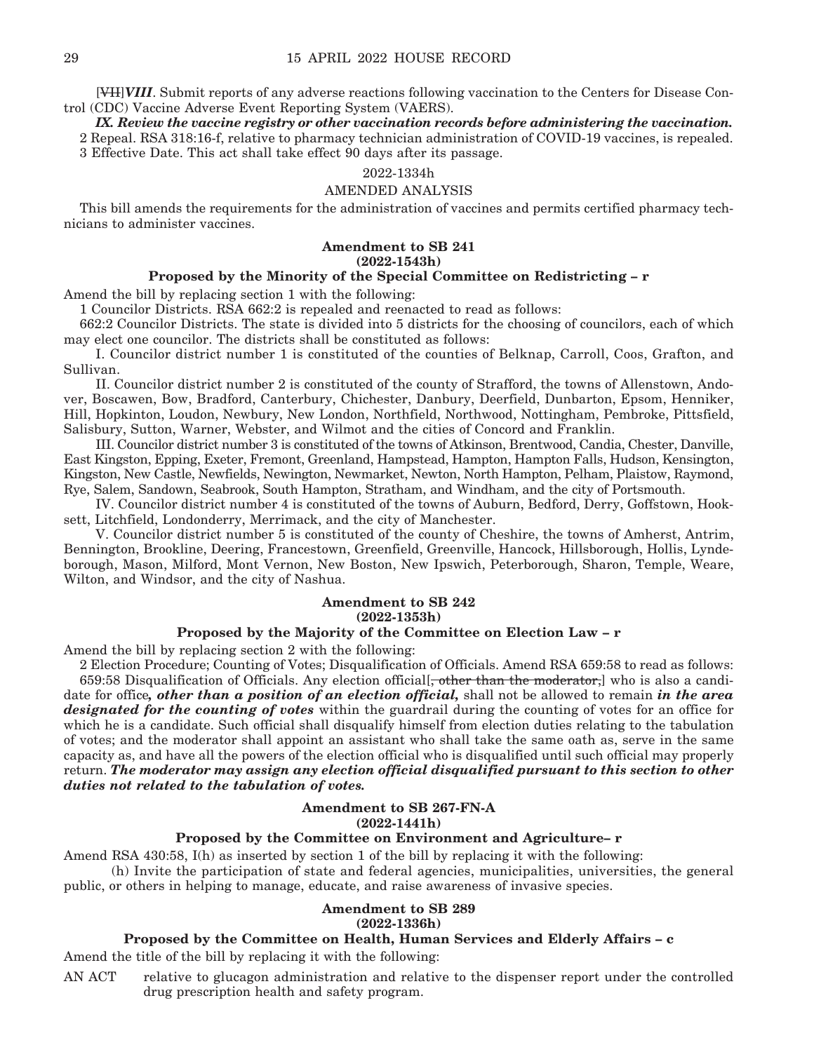[~~VII~~]***VIII***. Submit reports of any adverse reactions following vaccination to the Centers for Disease Control (CDC) Vaccine Adverse Event Reporting System (VAERS).

***IX. Review the vaccine registry or other vaccination records before administering the vaccination.***

2 Repeal. RSA 318:16-f, relative to pharmacy technician administration of COVID-19 vaccines, is repealed.

3 Effective Date. This act shall take effect 90 days after its passage.

2022-1334h

AMENDED ANALYSIS

This bill amends the requirements for the administration of vaccines and permits certified pharmacy technicians to administer vaccines.

**Amendment to SB 241**
**(2022-1543h)**
**Proposed by the Minority of the Special Committee on Redistricting – r**

Amend the bill by replacing section 1 with the following:

1 Councilor Districts. RSA 662:2 is repealed and reenacted to read as follows:

662:2 Councilor Districts. The state is divided into 5 districts for the choosing of councilors, each of which may elect one councilor. The districts shall be constituted as follows:

I. Councilor district number 1 is constituted of the counties of Belknap, Carroll, Coos, Grafton, and Sullivan.

II. Councilor district number 2 is constituted of the county of Strafford, the towns of Allenstown, Andover, Boscawen, Bow, Bradford, Canterbury, Chichester, Danbury, Deerfield, Dunbarton, Epsom, Henniker, Hill, Hopkinton, Loudon, Newbury, New London, Northfield, Northwood, Nottingham, Pembroke, Pittsfield, Salisbury, Sutton, Warner, Webster, and Wilmot and the cities of Concord and Franklin.

III. Councilor district number 3 is constituted of the towns of Atkinson, Brentwood, Candia, Chester, Danville, East Kingston, Epping, Exeter, Fremont, Greenland, Hampstead, Hampton, Hampton Falls, Hudson, Kensington, Kingston, New Castle, Newfields, Newington, Newmarket, Newton, North Hampton, Pelham, Plaistow, Raymond, Rye, Salem, Sandown, Seabrook, South Hampton, Stratham, and Windham, and the city of Portsmouth.

IV. Councilor district number 4 is constituted of the towns of Auburn, Bedford, Derry, Goffstown, Hooksett, Litchfield, Londonderry, Merrimack, and the city of Manchester.

V. Councilor district number 5 is constituted of the county of Cheshire, the towns of Amherst, Antrim, Bennington, Brookline, Deering, Francestown, Greenfield, Greenville, Hancock, Hillsborough, Hollis, Lyndeborough, Mason, Milford, Mont Vernon, New Boston, New Ipswich, Peterborough, Sharon, Temple, Weare, Wilton, and Windsor, and the city of Nashua.

**Amendment to SB 242**
**(2022-1353h)**
**Proposed by the Majority of the Committee on Election Law – r**

Amend the bill by replacing section 2 with the following:

2 Election Procedure; Counting of Votes; Disqualification of Officials. Amend RSA 659:58 to read as follows:

659:58 Disqualification of Officials. Any election official[~~, other than the moderator,~~] who is also a candidate for office***, other than a position of an election official,*** shall not be allowed to remain ***in the area designated for the counting of votes*** within the guardrail during the counting of votes for an office for which he is a candidate. Such official shall disqualify himself from election duties relating to the tabulation of votes; and the moderator shall appoint an assistant who shall take the same oath as, serve in the same capacity as, and have all the powers of the election official who is disqualified until such official may properly return. ***The moderator may assign any election official disqualified pursuant to this section to other duties not related to the tabulation of votes.***

**Amendment to SB 267-FN-A**
**(2022-1441h)**
**Proposed by the Committee on Environment and Agriculture– r**

Amend RSA 430:58, I(h) as inserted by section 1 of the bill by replacing it with the following:

(h) Invite the participation of state and federal agencies, municipalities, universities, the general public, or others in helping to manage, educate, and raise awareness of invasive species.

**Amendment to SB 289**
**(2022-1336h)**
**Proposed by the Committee on Health, Human Services and Elderly Affairs – c**

Amend the title of the bill by replacing it with the following:

AN ACT relative to glucagon administration and relative to the dispenser report under the controlled drug prescription health and safety program.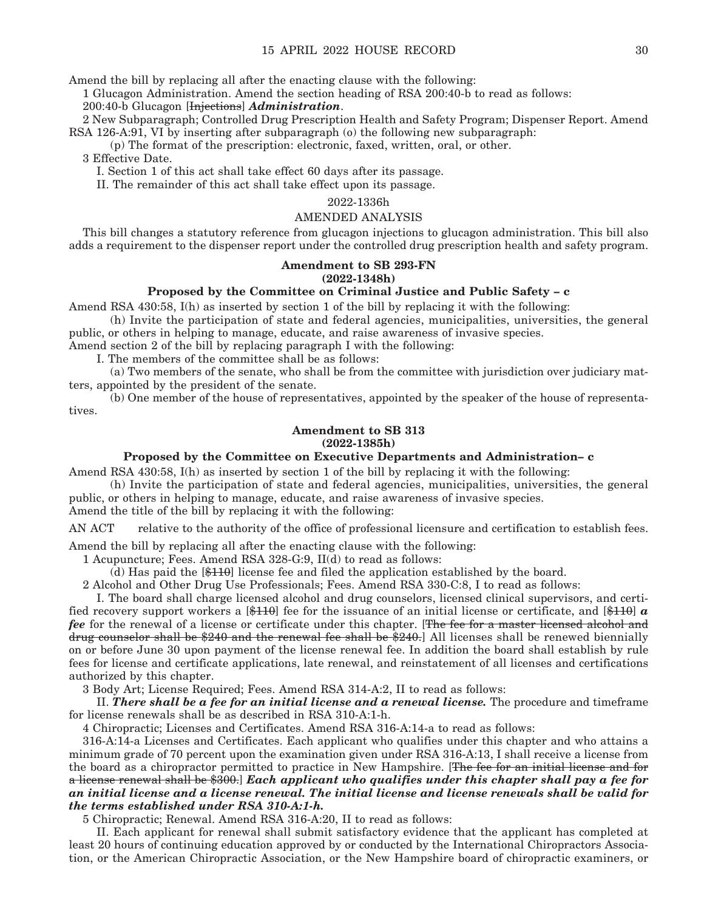Amend the bill by replacing all after the enacting clause with the following:

1 Glucagon Administration. Amend the section heading of RSA 200:40-b to read as follows:

200:40-b Glucagon [~~Injections~~] ***Administration***.

2 New Subparagraph; Controlled Drug Prescription Health and Safety Program; Dispenser Report. Amend RSA 126-A:91, VI by inserting after subparagraph (o) the following new subparagraph:

(p) The format of the prescription: electronic, faxed, written, oral, or other.

3 Effective Date.

I. Section 1 of this act shall take effect 60 days after its passage.

II. The remainder of this act shall take effect upon its passage.

2022-1336h

AMENDED ANALYSIS

This bill changes a statutory reference from glucagon injections to glucagon administration. This bill also adds a requirement to the dispenser report under the controlled drug prescription health and safety program.

**Amendment to SB 293-FN**
**(2022-1348h)**

**Proposed by the Committee on Criminal Justice and Public Safety – c**

Amend RSA 430:58, I(h) as inserted by section 1 of the bill by replacing it with the following:

(h) Invite the participation of state and federal agencies, municipalities, universities, the general public, or others in helping to manage, educate, and raise awareness of invasive species.

Amend section 2 of the bill by replacing paragraph I with the following:

I. The members of the committee shall be as follows:

(a) Two members of the senate, who shall be from the committee with jurisdiction over judiciary matters, appointed by the president of the senate.

(b) One member of the house of representatives, appointed by the speaker of the house of representatives.

**Amendment to SB 313**
**(2022-1385h)**

**Proposed by the Committee on Executive Departments and Administration– c**

Amend RSA 430:58, I(h) as inserted by section 1 of the bill by replacing it with the following:

(h) Invite the participation of state and federal agencies, municipalities, universities, the general public, or others in helping to manage, educate, and raise awareness of invasive species.

Amend the title of the bill by replacing it with the following:

AN ACT relative to the authority of the office of professional licensure and certification to establish fees.

Amend the bill by replacing all after the enacting clause with the following:

1 Acupuncture; Fees. Amend RSA 328-G:9, II(d) to read as follows:

(d) Has paid the [~~$110~~] license fee and filed the application established by the board.

2 Alcohol and Other Drug Use Professionals; Fees. Amend RSA 330-C:8, I to read as follows:

I. The board shall charge licensed alcohol and drug counselors, licensed clinical supervisors, and certified recovery support workers a [~~$110~~] fee for the issuance of an initial license or certificate, and [~~$110~~] ***a fee*** for the renewal of a license or certificate under this chapter. [~~The fee for a master licensed alcohol and drug counselor shall be $240 and the renewal fee shall be $240.~~] All licenses shall be renewed biennially on or before June 30 upon payment of the license renewal fee. In addition the board shall establish by rule fees for license and certificate applications, late renewal, and reinstatement of all licenses and certifications authorized by this chapter.

3 Body Art; License Required; Fees. Amend RSA 314-A:2, II to read as follows:

II. ***There shall be a fee for an initial license and a renewal license.*** The procedure and timeframe for license renewals shall be as described in RSA 310-A:1-h.

4 Chiropractic; Licenses and Certificates. Amend RSA 316-A:14-a to read as follows:

316-A:14-a Licenses and Certificates. Each applicant who qualifies under this chapter and who attains a minimum grade of 70 percent upon the examination given under RSA 316-A:13, I shall receive a license from the board as a chiropractor permitted to practice in New Hampshire. [~~The fee for an initial license and for a license renewal shall be $300.~~] ***Each applicant who qualifies under this chapter shall pay a fee for an initial license and a license renewal. The initial license and license renewals shall be valid for the terms established under RSA 310-A:1-h.***

5 Chiropractic; Renewal. Amend RSA 316-A:20, II to read as follows:

II. Each applicant for renewal shall submit satisfactory evidence that the applicant has completed at least 20 hours of continuing education approved by or conducted by the International Chiropractors Association, or the American Chiropractic Association, or the New Hampshire board of chiropractic examiners, or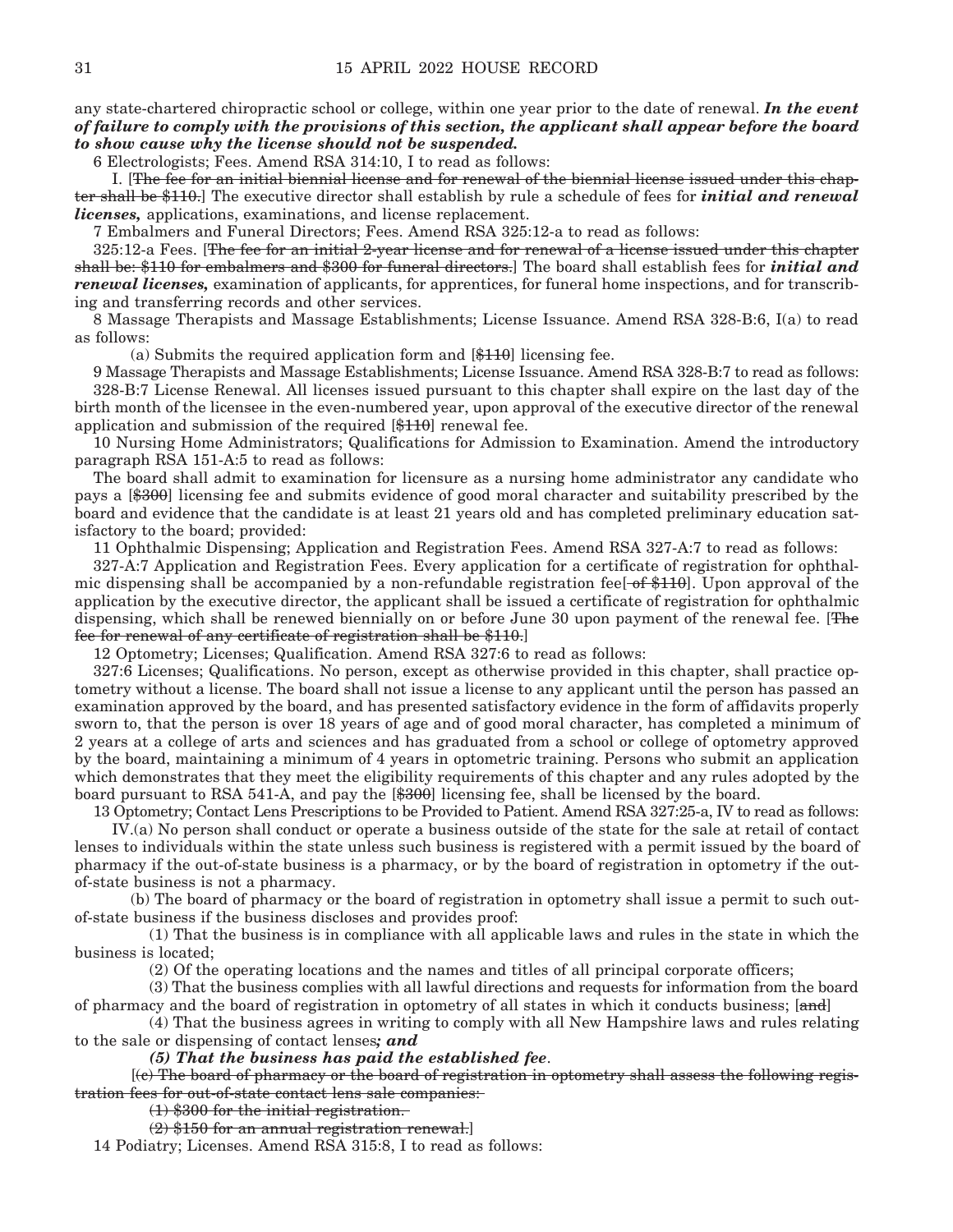any state-chartered chiropractic school or college, within one year prior to the date of renewal. ***In the event of failure to comply with the provisions of this section, the applicant shall appear before the board to show cause why the license should not be suspended.***

6 Electrologists; Fees. Amend RSA 314:10, I to read as follows:

I. [~~The fee for an initial biennial license and for renewal of the biennial license issued under this chapter shall be $110.~~] The executive director shall establish by rule a schedule of fees for ***initial and renewal licenses,*** applications, examinations, and license replacement.

7 Embalmers and Funeral Directors; Fees. Amend RSA 325:12-a to read as follows:

325:12-a Fees. [~~The fee for an initial 2-year license and for renewal of a license issued under this chapter shall be: $110 for embalmers and $300 for funeral directors.~~] The board shall establish fees for ***initial and renewal licenses,*** examination of applicants, for apprentices, for funeral home inspections, and for transcribing and transferring records and other services.

8 Massage Therapists and Massage Establishments; License Issuance. Amend RSA 328-B:6, I(a) to read as follows:

(a) Submits the required application form and [~~$110~~] licensing fee.

9 Massage Therapists and Massage Establishments; License Issuance. Amend RSA 328-B:7 to read as follows:

328-B:7 License Renewal. All licenses issued pursuant to this chapter shall expire on the last day of the birth month of the licensee in the even-numbered year, upon approval of the executive director of the renewal application and submission of the required [~~$110~~] renewal fee.

10 Nursing Home Administrators; Qualifications for Admission to Examination. Amend the introductory paragraph RSA 151-A:5 to read as follows:

The board shall admit to examination for licensure as a nursing home administrator any candidate who pays a [~~$300~~] licensing fee and submits evidence of good moral character and suitability prescribed by the board and evidence that the candidate is at least 21 years old and has completed preliminary education satisfactory to the board; provided:

11 Ophthalmic Dispensing; Application and Registration Fees. Amend RSA 327-A:7 to read as follows:

327-A:7 Application and Registration Fees. Every application for a certificate of registration for ophthalmic dispensing shall be accompanied by a non-refundable registration fee[~~ of $110~~]. Upon approval of the application by the executive director, the applicant shall be issued a certificate of registration for ophthalmic dispensing, which shall be renewed biennially on or before June 30 upon payment of the renewal fee. [~~The fee for renewal of any certificate of registration shall be $110.~~]

12 Optometry; Licenses; Qualification. Amend RSA 327:6 to read as follows:

327:6 Licenses; Qualifications. No person, except as otherwise provided in this chapter, shall practice optometry without a license. The board shall not issue a license to any applicant until the person has passed an examination approved by the board, and has presented satisfactory evidence in the form of affidavits properly sworn to, that the person is over 18 years of age and of good moral character, has completed a minimum of 2 years at a college of arts and sciences and has graduated from a school or college of optometry approved by the board, maintaining a minimum of 4 years in optometric training. Persons who submit an application which demonstrates that they meet the eligibility requirements of this chapter and any rules adopted by the board pursuant to RSA 541-A, and pay the [~~$300~~] licensing fee, shall be licensed by the board.

13 Optometry; Contact Lens Prescriptions to be Provided to Patient. Amend RSA 327:25-a, IV to read as follows:

IV.(a) No person shall conduct or operate a business outside of the state for the sale at retail of contact lenses to individuals within the state unless such business is registered with a permit issued by the board of pharmacy if the out-of-state business is a pharmacy, or by the board of registration in optometry if the out-of-state business is not a pharmacy.

(b) The board of pharmacy or the board of registration in optometry shall issue a permit to such out-of-state business if the business discloses and provides proof:

(1) That the business is in compliance with all applicable laws and rules in the state in which the business is located;

(2) Of the operating locations and the names and titles of all principal corporate officers;

(3) That the business complies with all lawful directions and requests for information from the board of pharmacy and the board of registration in optometry of all states in which it conducts business; [~~and~~]

(4) That the business agrees in writing to comply with all New Hampshire laws and rules relating to the sale or dispensing of contact lenses***; and***

***(5) That the business has paid the established fee***.

[~~(c) The board of pharmacy or the board of registration in optometry shall assess the following registration fees for out-of-state contact lens sale companies:~~

~~(1) $300 for the initial registration.~~

~~(2) $150 for an annual registration renewal.~~]

14 Podiatry; Licenses. Amend RSA 315:8, I to read as follows: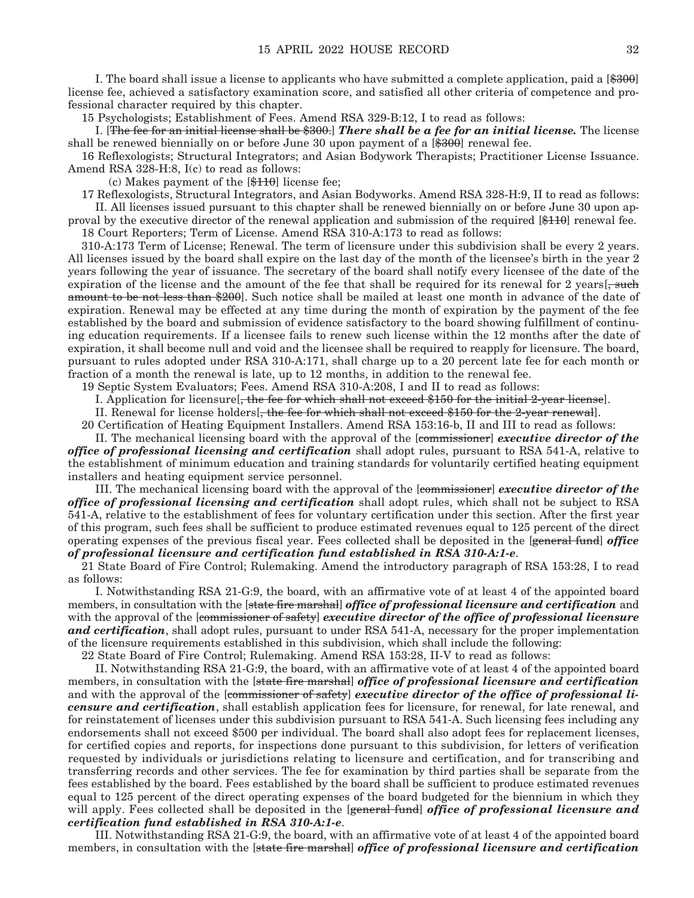I. The board shall issue a license to applicants who have submitted a complete application, paid a [~~$300~~] license fee, achieved a satisfactory examination score, and satisfied all other criteria of competence and professional character required by this chapter.

15 Psychologists; Establishment of Fees. Amend RSA 329-B:12, I to read as follows:

I. [~~The fee for an initial license shall be $300.~~] ***There shall be a fee for an initial license.*** The license shall be renewed biennially on or before June 30 upon payment of a [~~$300~~] renewal fee.

16 Reflexologists; Structural Integrators; and Asian Bodywork Therapists; Practitioner License Issuance. Amend RSA 328-H:8, I(c) to read as follows:

(c) Makes payment of the [~~$110~~] license fee;

17 Reflexologists, Structural Integrators, and Asian Bodyworks. Amend RSA 328-H:9, II to read as follows:

II. All licenses issued pursuant to this chapter shall be renewed biennially on or before June 30 upon approval by the executive director of the renewal application and submission of the required [~~$110~~] renewal fee.

18 Court Reporters; Term of License. Amend RSA 310-A:173 to read as follows:

310-A:173 Term of License; Renewal. The term of licensure under this subdivision shall be every 2 years. All licenses issued by the board shall expire on the last day of the month of the licensee's birth in the year 2 years following the year of issuance. The secretary of the board shall notify every licensee of the date of the expiration of the license and the amount of the fee that shall be required for its renewal for 2 years[~~, such amount to be not less than $200~~]. Such notice shall be mailed at least one month in advance of the date of expiration. Renewal may be effected at any time during the month of expiration by the payment of the fee established by the board and submission of evidence satisfactory to the board showing fulfillment of continuing education requirements. If a licensee fails to renew such license within the 12 months after the date of expiration, it shall become null and void and the licensee shall be required to reapply for licensure. The board, pursuant to rules adopted under RSA 310-A:171, shall charge up to a 20 percent late fee for each month or fraction of a month the renewal is late, up to 12 months, in addition to the renewal fee.

19 Septic System Evaluators; Fees. Amend RSA 310-A:208, I and II to read as follows:

I. Application for licensure[~~, the fee for which shall not exceed $150 for the initial 2-year license~~].

II. Renewal for license holders[~~, the fee for which shall not exceed $150 for the 2-year renewal~~].

20 Certification of Heating Equipment Installers. Amend RSA 153:16-b, II and III to read as follows:

II. The mechanical licensing board with the approval of the [~~commissioner~~] ***executive director of the office of professional licensing and certification*** shall adopt rules, pursuant to RSA 541-A, relative to the establishment of minimum education and training standards for voluntarily certified heating equipment installers and heating equipment service personnel.

III. The mechanical licensing board with the approval of the [~~commissioner~~] ***executive director of the office of professional licensing and certification*** shall adopt rules, which shall not be subject to RSA 541-A, relative to the establishment of fees for voluntary certification under this section. After the first year of this program, such fees shall be sufficient to produce estimated revenues equal to 125 percent of the direct operating expenses of the previous fiscal year. Fees collected shall be deposited in the [~~general fund~~] ***office of professional licensure and certification fund established in RSA 310-A:1-e***.

21 State Board of Fire Control; Rulemaking. Amend the introductory paragraph of RSA 153:28, I to read as follows:

I. Notwithstanding RSA 21-G:9, the board, with an affirmative vote of at least 4 of the appointed board members, in consultation with the [~~state fire marshal~~] ***office of professional licensure and certification*** and with the approval of the [~~commissioner of safety~~] ***executive director of the office of professional licensure and certification***, shall adopt rules, pursuant to under RSA 541-A, necessary for the proper implementation of the licensure requirements established in this subdivision, which shall include the following:

22 State Board of Fire Control; Rulemaking. Amend RSA 153:28, II-V to read as follows:

II. Notwithstanding RSA 21-G:9, the board, with an affirmative vote of at least 4 of the appointed board members, in consultation with the [~~state fire marshal~~] ***office of professional licensure and certification*** and with the approval of the [~~commissioner of safety~~] ***executive director of the office of professional licensure and certification***, shall establish application fees for licensure, for renewal, for late renewal, and for reinstatement of licenses under this subdivision pursuant to RSA 541-A. Such licensing fees including any endorsements shall not exceed $500 per individual. The board shall also adopt fees for replacement licenses, for certified copies and reports, for inspections done pursuant to this subdivision, for letters of verification requested by individuals or jurisdictions relating to licensure and certification, and for transcribing and transferring records and other services. The fee for examination by third parties shall be separate from the fees established by the board. Fees established by the board shall be sufficient to produce estimated revenues equal to 125 percent of the direct operating expenses of the board budgeted for the biennium in which they will apply. Fees collected shall be deposited in the [~~general fund~~] ***office of professional licensure and certification fund established in RSA 310-A:1-e***.

III. Notwithstanding RSA 21-G:9, the board, with an affirmative vote of at least 4 of the appointed board members, in consultation with the [~~state fire marshal~~] ***office of professional licensure and certification***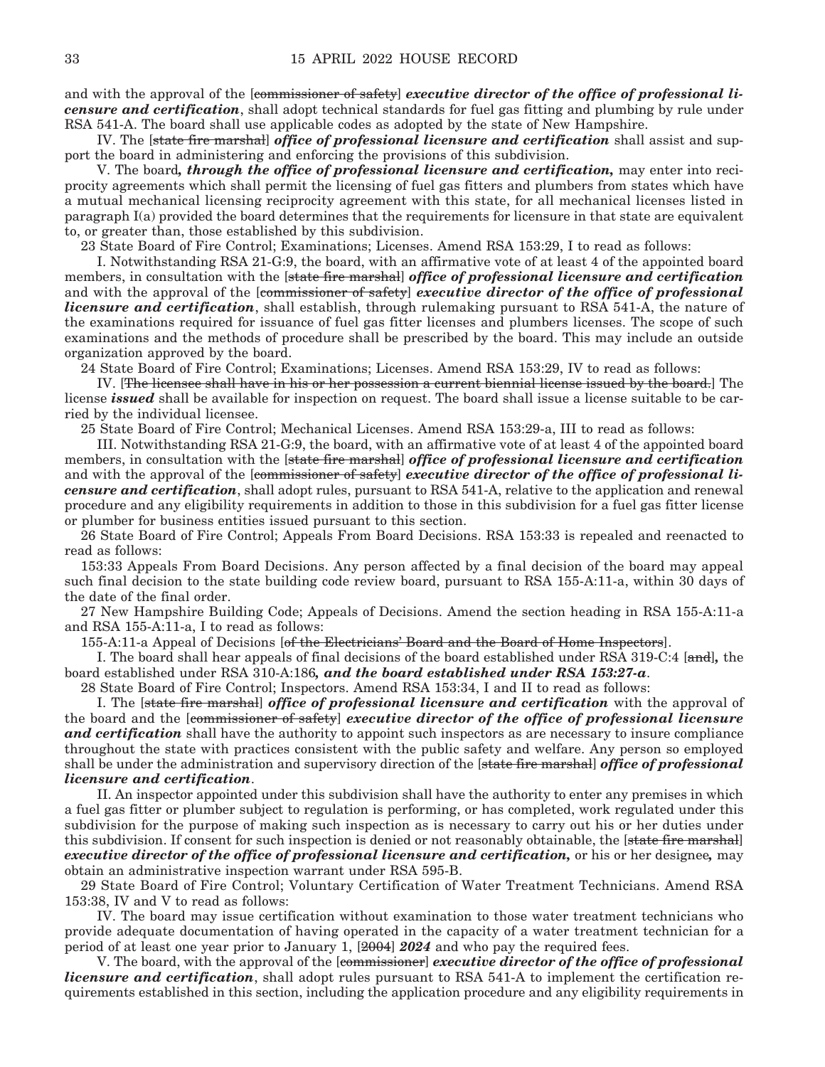and with the approval of the [~~commissioner of safety~~] ***executive director of the office of professional licensure and certification***, shall adopt technical standards for fuel gas fitting and plumbing by rule under RSA 541-A. The board shall use applicable codes as adopted by the state of New Hampshire.

IV. The [~~state fire marshal~~] ***office of professional licensure and certification*** shall assist and support the board in administering and enforcing the provisions of this subdivision.

V. The board***, through the office of professional licensure and certification,*** may enter into reciprocity agreements which shall permit the licensing of fuel gas fitters and plumbers from states which have a mutual mechanical licensing reciprocity agreement with this state, for all mechanical licenses listed in paragraph I(a) provided the board determines that the requirements for licensure in that state are equivalent to, or greater than, those established by this subdivision.

23 State Board of Fire Control; Examinations; Licenses. Amend RSA 153:29, I to read as follows:

I. Notwithstanding RSA 21-G:9, the board, with an affirmative vote of at least 4 of the appointed board members, in consultation with the [~~state fire marshal~~] ***office of professional licensure and certification*** and with the approval of the [~~commissioner of safety~~] ***executive director of the office of professional licensure and certification***, shall establish, through rulemaking pursuant to RSA 541-A, the nature of the examinations required for issuance of fuel gas fitter licenses and plumbers licenses. The scope of such examinations and the methods of procedure shall be prescribed by the board. This may include an outside organization approved by the board.

24 State Board of Fire Control; Examinations; Licenses. Amend RSA 153:29, IV to read as follows:

IV. [~~The licensee shall have in his or her possession a current biennial license issued by the board.~~] The license ***issued*** shall be available for inspection on request. The board shall issue a license suitable to be carried by the individual licensee.

25 State Board of Fire Control; Mechanical Licenses. Amend RSA 153:29-a, III to read as follows:

III. Notwithstanding RSA 21-G:9, the board, with an affirmative vote of at least 4 of the appointed board members, in consultation with the [~~state fire marshal~~] ***office of professional licensure and certification*** and with the approval of the [~~commissioner of safety~~] ***executive director of the office of professional licensure and certification***, shall adopt rules, pursuant to RSA 541-A, relative to the application and renewal procedure and any eligibility requirements in addition to those in this subdivision for a fuel gas fitter license or plumber for business entities issued pursuant to this section.

26 State Board of Fire Control; Appeals From Board Decisions. RSA 153:33 is repealed and reenacted to read as follows:

153:33 Appeals From Board Decisions. Any person affected by a final decision of the board may appeal such final decision to the state building code review board, pursuant to RSA 155-A:11-a, within 30 days of the date of the final order.

27 New Hampshire Building Code; Appeals of Decisions. Amend the section heading in RSA 155-A:11-a and RSA 155-A:11-a, I to read as follows:

155-A:11-a Appeal of Decisions [~~of the Electricians' Board and the Board of Home Inspectors~~].

I. The board shall hear appeals of final decisions of the board established under RSA 319-C:4 [~~and~~]***,*** the board established under RSA 310-A:186***, and the board established under RSA 153:27-a***.

28 State Board of Fire Control; Inspectors. Amend RSA 153:34, I and II to read as follows:

I. The [~~state fire marshal~~] ***office of professional licensure and certification*** with the approval of the board and the [~~commissioner of safety~~] ***executive director of the office of professional licensure and certification*** shall have the authority to appoint such inspectors as are necessary to insure compliance throughout the state with practices consistent with the public safety and welfare. Any person so employed shall be under the administration and supervisory direction of the [~~state fire marshal~~] ***office of professional licensure and certification***.

II. An inspector appointed under this subdivision shall have the authority to enter any premises in which a fuel gas fitter or plumber subject to regulation is performing, or has completed, work regulated under this subdivision for the purpose of making such inspection as is necessary to carry out his or her duties under this subdivision. If consent for such inspection is denied or not reasonably obtainable, the [~~state fire marshal~~] ***executive director of the office of professional licensure and certification,*** or his or her designee***,*** may obtain an administrative inspection warrant under RSA 595-B.

29 State Board of Fire Control; Voluntary Certification of Water Treatment Technicians. Amend RSA 153:38, IV and V to read as follows:

IV. The board may issue certification without examination to those water treatment technicians who provide adequate documentation of having operated in the capacity of a water treatment technician for a period of at least one year prior to January 1, [~~2004~~] ***2024*** and who pay the required fees.

V. The board, with the approval of the [~~commissioner~~] ***executive director of the office of professional licensure and certification***, shall adopt rules pursuant to RSA 541-A to implement the certification requirements established in this section, including the application procedure and any eligibility requirements in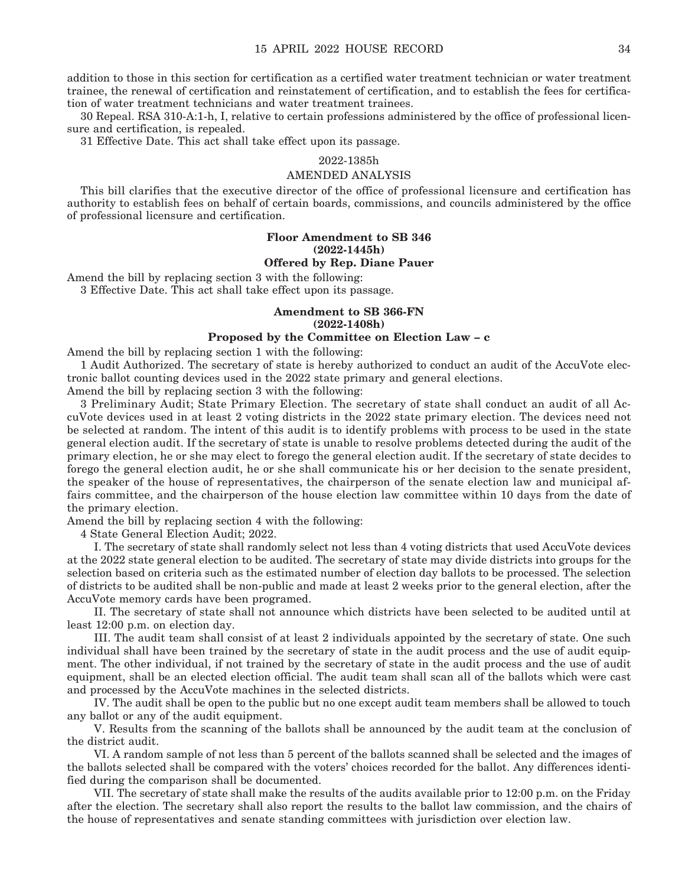addition to those in this section for certification as a certified water treatment technician or water treatment trainee, the renewal of certification and reinstatement of certification, and to establish the fees for certification of water treatment technicians and water treatment trainees.

30 Repeal. RSA 310-A:1-h, I, relative to certain professions administered by the office of professional licensure and certification, is repealed.

31 Effective Date. This act shall take effect upon its passage.

2022-1385h

AMENDED ANALYSIS

This bill clarifies that the executive director of the office of professional licensure and certification has authority to establish fees on behalf of certain boards, commissions, and councils administered by the office of professional licensure and certification.

**Floor Amendment to SB 346**
**(2022-1445h)**
**Offered by Rep. Diane Pauer**

Amend the bill by replacing section 3 with the following:

3 Effective Date. This act shall take effect upon its passage.

**Amendment to SB 366-FN**
**(2022-1408h)**
**Proposed by the Committee on Election Law – c**

Amend the bill by replacing section 1 with the following:

1 Audit Authorized. The secretary of state is hereby authorized to conduct an audit of the AccuVote electronic ballot counting devices used in the 2022 state primary and general elections.

Amend the bill by replacing section 3 with the following:

3 Preliminary Audit; State Primary Election. The secretary of state shall conduct an audit of all AccuVote devices used in at least 2 voting districts in the 2022 state primary election. The devices need not be selected at random. The intent of this audit is to identify problems with process to be used in the state general election audit. If the secretary of state is unable to resolve problems detected during the audit of the primary election, he or she may elect to forego the general election audit. If the secretary of state decides to forego the general election audit, he or she shall communicate his or her decision to the senate president, the speaker of the house of representatives, the chairperson of the senate election law and municipal affairs committee, and the chairperson of the house election law committee within 10 days from the date of the primary election.

Amend the bill by replacing section 4 with the following:

4 State General Election Audit; 2022.

I. The secretary of state shall randomly select not less than 4 voting districts that used AccuVote devices at the 2022 state general election to be audited. The secretary of state may divide districts into groups for the selection based on criteria such as the estimated number of election day ballots to be processed. The selection of districts to be audited shall be non-public and made at least 2 weeks prior to the general election, after the AccuVote memory cards have been programed.

II. The secretary of state shall not announce which districts have been selected to be audited until at least 12:00 p.m. on election day.

III. The audit team shall consist of at least 2 individuals appointed by the secretary of state. One such individual shall have been trained by the secretary of state in the audit process and the use of audit equipment. The other individual, if not trained by the secretary of state in the audit process and the use of audit equipment, shall be an elected election official. The audit team shall scan all of the ballots which were cast and processed by the AccuVote machines in the selected districts.

IV. The audit shall be open to the public but no one except audit team members shall be allowed to touch any ballot or any of the audit equipment.

V. Results from the scanning of the ballots shall be announced by the audit team at the conclusion of the district audit.

VI. A random sample of not less than 5 percent of the ballots scanned shall be selected and the images of the ballots selected shall be compared with the voters' choices recorded for the ballot. Any differences identified during the comparison shall be documented.

VII. The secretary of state shall make the results of the audits available prior to 12:00 p.m. on the Friday after the election. The secretary shall also report the results to the ballot law commission, and the chairs of the house of representatives and senate standing committees with jurisdiction over election law.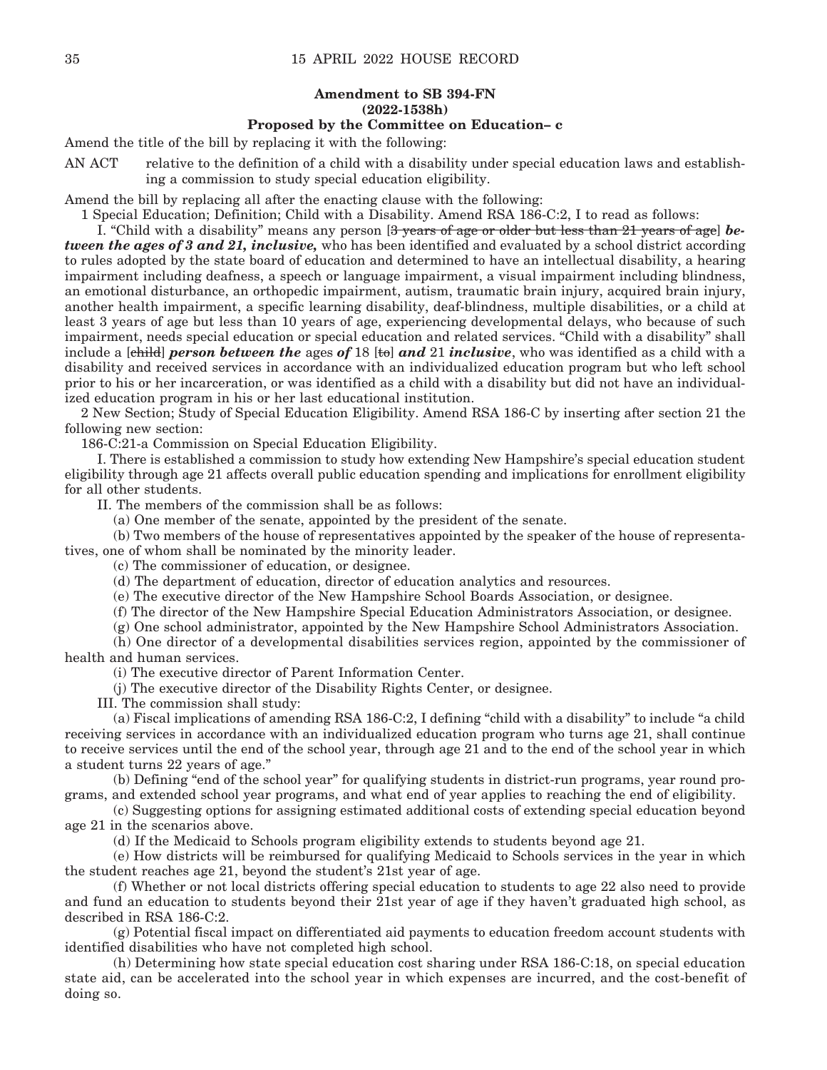**Amendment to SB 394-FN**
**(2022-1538h)**
**Proposed by the Committee on Education– c**

Amend the title of the bill by replacing it with the following:

AN ACT relative to the definition of a child with a disability under special education laws and establishing a commission to study special education eligibility.

Amend the bill by replacing all after the enacting clause with the following:

1 Special Education; Definition; Child with a Disability. Amend RSA 186-C:2, I to read as follows:

I. "Child with a disability" means any person [~~3 years of age or older but less than 21 years of age~~] ***between the ages of 3 and 21, inclusive,*** who has been identified and evaluated by a school district according to rules adopted by the state board of education and determined to have an intellectual disability, a hearing impairment including deafness, a speech or language impairment, a visual impairment including blindness, an emotional disturbance, an orthopedic impairment, autism, traumatic brain injury, acquired brain injury, another health impairment, a specific learning disability, deaf-blindness, multiple disabilities, or a child at least 3 years of age but less than 10 years of age, experiencing developmental delays, who because of such impairment, needs special education or special education and related services. "Child with a disability" shall include a [~~child~~] ***person between the*** ages ***of*** 18 [~~to~~] ***and*** 21 ***inclusive***, who was identified as a child with a disability and received services in accordance with an individualized education program but who left school prior to his or her incarceration, or was identified as a child with a disability but did not have an individualized education program in his or her last educational institution.

2 New Section; Study of Special Education Eligibility. Amend RSA 186-C by inserting after section 21 the following new section:

186-C:21-a Commission on Special Education Eligibility.

I. There is established a commission to study how extending New Hampshire's special education student eligibility through age 21 affects overall public education spending and implications for enrollment eligibility for all other students.

II. The members of the commission shall be as follows:

(a) One member of the senate, appointed by the president of the senate.

(b) Two members of the house of representatives appointed by the speaker of the house of representatives, one of whom shall be nominated by the minority leader.

(c) The commissioner of education, or designee.

(d) The department of education, director of education analytics and resources.

(e) The executive director of the New Hampshire School Boards Association, or designee.

(f) The director of the New Hampshire Special Education Administrators Association, or designee.

(g) One school administrator, appointed by the New Hampshire School Administrators Association.

(h) One director of a developmental disabilities services region, appointed by the commissioner of health and human services.

(i) The executive director of Parent Information Center.

(j) The executive director of the Disability Rights Center, or designee.

III. The commission shall study:

(a) Fiscal implications of amending RSA 186-C:2, I defining "child with a disability" to include "a child receiving services in accordance with an individualized education program who turns age 21, shall continue to receive services until the end of the school year, through age 21 and to the end of the school year in which a student turns 22 years of age."

(b) Defining "end of the school year" for qualifying students in district-run programs, year round programs, and extended school year programs, and what end of year applies to reaching the end of eligibility.

(c) Suggesting options for assigning estimated additional costs of extending special education beyond age 21 in the scenarios above.

(d) If the Medicaid to Schools program eligibility extends to students beyond age 21.

(e) How districts will be reimbursed for qualifying Medicaid to Schools services in the year in which the student reaches age 21, beyond the student's 21st year of age.

(f) Whether or not local districts offering special education to students to age 22 also need to provide and fund an education to students beyond their 21st year of age if they haven't graduated high school, as described in RSA 186-C:2.

(g) Potential fiscal impact on differentiated aid payments to education freedom account students with identified disabilities who have not completed high school.

(h) Determining how state special education cost sharing under RSA 186-C:18, on special education state aid, can be accelerated into the school year in which expenses are incurred, and the cost-benefit of doing so.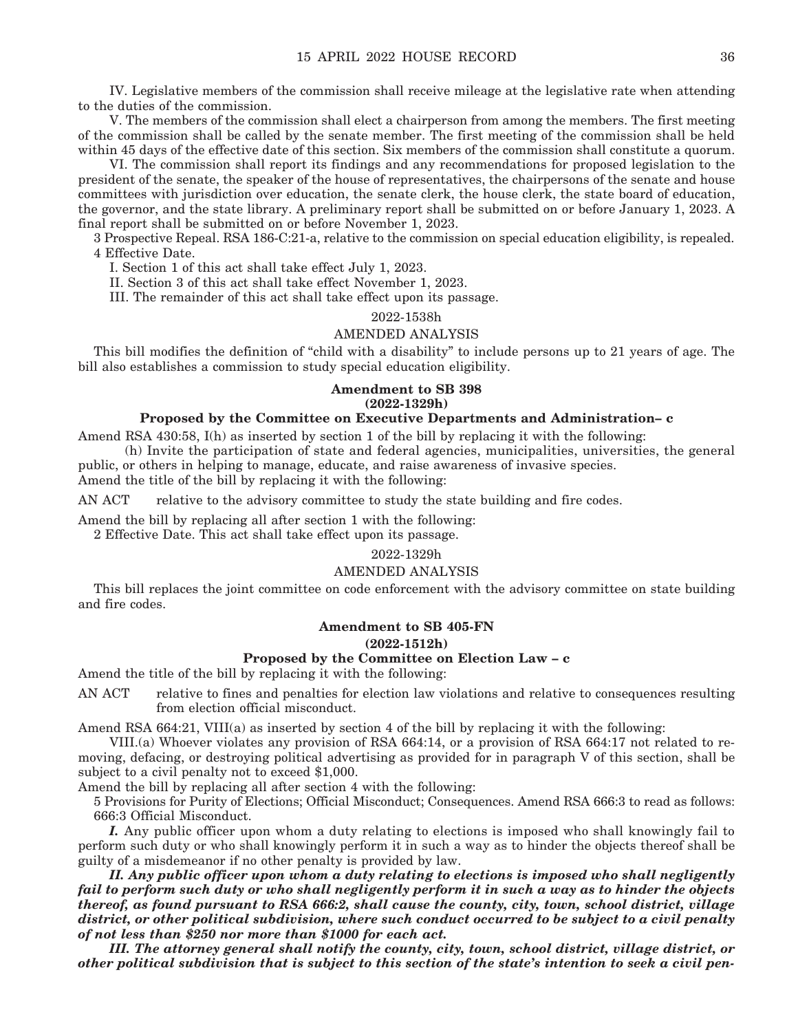IV. Legislative members of the commission shall receive mileage at the legislative rate when attending to the duties of the commission.

V. The members of the commission shall elect a chairperson from among the members. The first meeting of the commission shall be called by the senate member. The first meeting of the commission shall be held within 45 days of the effective date of this section. Six members of the commission shall constitute a quorum.

VI. The commission shall report its findings and any recommendations for proposed legislation to the president of the senate, the speaker of the house of representatives, the chairpersons of the senate and house committees with jurisdiction over education, the senate clerk, the house clerk, the state board of education, the governor, and the state library. A preliminary report shall be submitted on or before January 1, 2023. A final report shall be submitted on or before November 1, 2023.

3 Prospective Repeal. RSA 186-C:21-a, relative to the commission on special education eligibility, is repealed.

4 Effective Date.

I. Section 1 of this act shall take effect July 1, 2023.

II. Section 3 of this act shall take effect November 1, 2023.

III. The remainder of this act shall take effect upon its passage.

2022-1538h

AMENDED ANALYSIS

This bill modifies the definition of "child with a disability" to include persons up to 21 years of age. The bill also establishes a commission to study special education eligibility.

**Amendment to SB 398**
**(2022-1329h)**

**Proposed by the Committee on Executive Departments and Administration– c**

Amend RSA 430:58, I(h) as inserted by section 1 of the bill by replacing it with the following:

(h) Invite the participation of state and federal agencies, municipalities, universities, the general public, or others in helping to manage, educate, and raise awareness of invasive species.

Amend the title of the bill by replacing it with the following:

AN ACT relative to the advisory committee to study the state building and fire codes.

Amend the bill by replacing all after section 1 with the following:

2 Effective Date. This act shall take effect upon its passage.

2022-1329h

AMENDED ANALYSIS

This bill replaces the joint committee on code enforcement with the advisory committee on state building and fire codes.

**Amendment to SB 405-FN**
**(2022-1512h)**

**Proposed by the Committee on Election Law – c**

Amend the title of the bill by replacing it with the following:

AN ACT relative to fines and penalties for election law violations and relative to consequences resulting from election official misconduct.

Amend RSA 664:21, VIII(a) as inserted by section 4 of the bill by replacing it with the following:

VIII.(a) Whoever violates any provision of RSA 664:14, or a provision of RSA 664:17 not related to removing, defacing, or destroying political advertising as provided for in paragraph V of this section, shall be subject to a civil penalty not to exceed $1,000.

Amend the bill by replacing all after section 4 with the following:

5 Provisions for Purity of Elections; Official Misconduct; Consequences. Amend RSA 666:3 to read as follows:

666:3 Official Misconduct.

***I.*** Any public officer upon whom a duty relating to elections is imposed who shall knowingly fail to perform such duty or who shall knowingly perform it in such a way as to hinder the objects thereof shall be guilty of a misdemeanor if no other penalty is provided by law.

***II. Any public officer upon whom a duty relating to elections is imposed who shall negligently fail to perform such duty or who shall negligently perform it in such a way as to hinder the objects thereof, as found pursuant to RSA 666:2, shall cause the county, city, town, school district, village district, or other political subdivision, where such conduct occurred to be subject to a civil penalty of not less than $250 nor more than $1000 for each act.***

***III. The attorney general shall notify the county, city, town, school district, village district, or other political subdivision that is subject to this section of the state's intention to seek a civil pen-***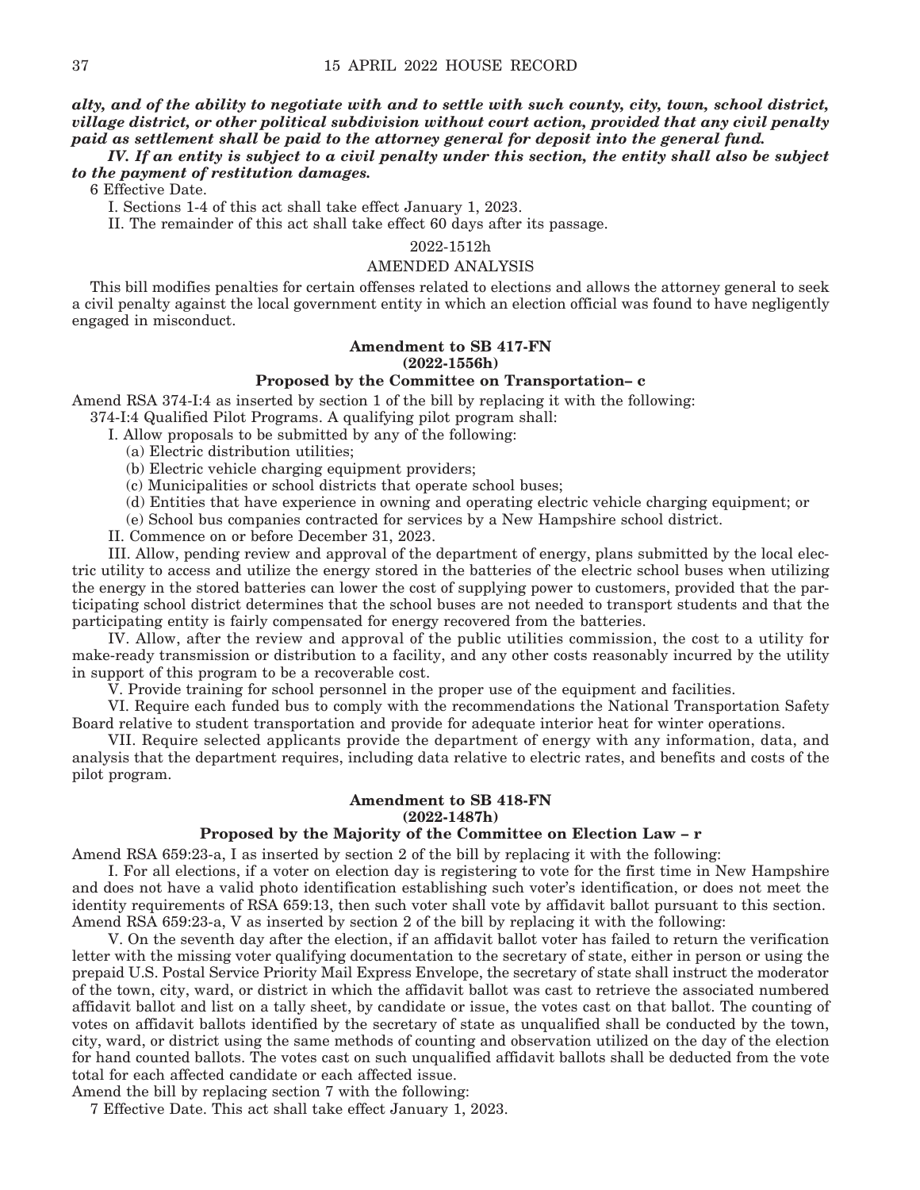***alty, and of the ability to negotiate with and to settle with such county, city, town, school district, village district, or other political subdivision without court action, provided that any civil penalty paid as settlement shall be paid to the attorney general for deposit into the general fund.***

***IV. If an entity is subject to a civil penalty under this section, the entity shall also be subject to the payment of restitution damages.***

6 Effective Date.

I. Sections 1-4 of this act shall take effect January 1, 2023.

II. The remainder of this act shall take effect 60 days after its passage.

2022-1512h

AMENDED ANALYSIS

This bill modifies penalties for certain offenses related to elections and allows the attorney general to seek a civil penalty against the local government entity in which an election official was found to have negligently engaged in misconduct.

**Amendment to SB 417-FN**
**(2022-1556h)**
**Proposed by the Committee on Transportation– c**

Amend RSA 374-I:4 as inserted by section 1 of the bill by replacing it with the following:

374-I:4 Qualified Pilot Programs. A qualifying pilot program shall:

I. Allow proposals to be submitted by any of the following:

(a) Electric distribution utilities;

(b) Electric vehicle charging equipment providers;

(c) Municipalities or school districts that operate school buses;

(d) Entities that have experience in owning and operating electric vehicle charging equipment; or

(e) School bus companies contracted for services by a New Hampshire school district.

II. Commence on or before December 31, 2023.

III. Allow, pending review and approval of the department of energy, plans submitted by the local electric utility to access and utilize the energy stored in the batteries of the electric school buses when utilizing the energy in the stored batteries can lower the cost of supplying power to customers, provided that the participating school district determines that the school buses are not needed to transport students and that the participating entity is fairly compensated for energy recovered from the batteries.

IV. Allow, after the review and approval of the public utilities commission, the cost to a utility for make-ready transmission or distribution to a facility, and any other costs reasonably incurred by the utility in support of this program to be a recoverable cost.

V. Provide training for school personnel in the proper use of the equipment and facilities.

VI. Require each funded bus to comply with the recommendations the National Transportation Safety Board relative to student transportation and provide for adequate interior heat for winter operations.

VII. Require selected applicants provide the department of energy with any information, data, and analysis that the department requires, including data relative to electric rates, and benefits and costs of the pilot program.

**Amendment to SB 418-FN**
**(2022-1487h)**
**Proposed by the Majority of the Committee on Election Law – r**

Amend RSA 659:23-a, I as inserted by section 2 of the bill by replacing it with the following:

I. For all elections, if a voter on election day is registering to vote for the first time in New Hampshire and does not have a valid photo identification establishing such voter's identification, or does not meet the identity requirements of RSA 659:13, then such voter shall vote by affidavit ballot pursuant to this section.

Amend RSA 659:23-a, V as inserted by section 2 of the bill by replacing it with the following:

V. On the seventh day after the election, if an affidavit ballot voter has failed to return the verification letter with the missing voter qualifying documentation to the secretary of state, either in person or using the prepaid U.S. Postal Service Priority Mail Express Envelope, the secretary of state shall instruct the moderator of the town, city, ward, or district in which the affidavit ballot was cast to retrieve the associated numbered affidavit ballot and list on a tally sheet, by candidate or issue, the votes cast on that ballot. The counting of votes on affidavit ballots identified by the secretary of state as unqualified shall be conducted by the town, city, ward, or district using the same methods of counting and observation utilized on the day of the election for hand counted ballots. The votes cast on such unqualified affidavit ballots shall be deducted from the vote total for each affected candidate or each affected issue.

Amend the bill by replacing section 7 with the following:

7 Effective Date. This act shall take effect January 1, 2023.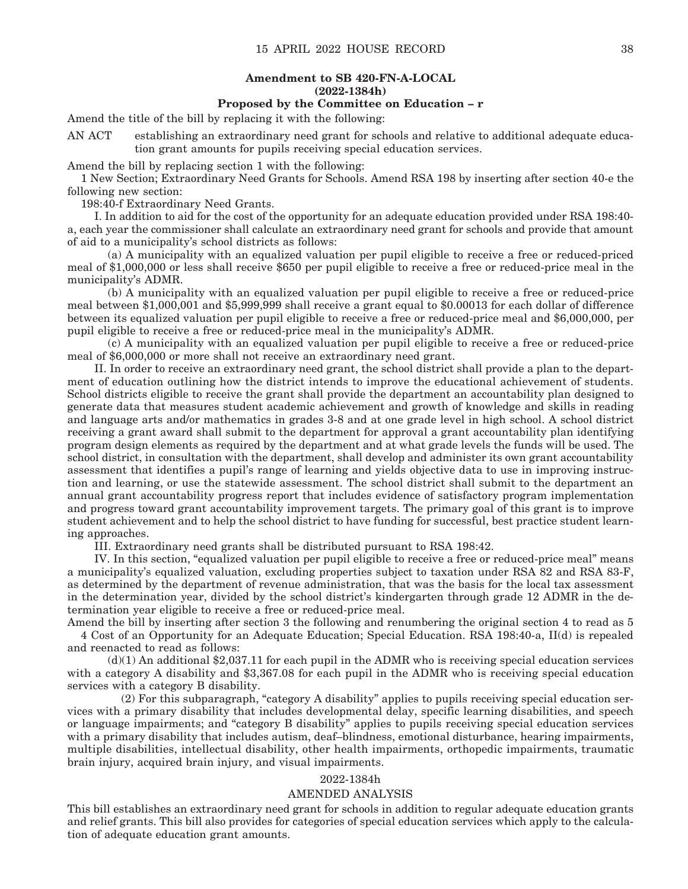**Amendment to SB 420-FN-A-LOCAL**
**(2022-1384h)**
**Proposed by the Committee on Education – r**

Amend the title of the bill by replacing it with the following:

AN ACT establishing an extraordinary need grant for schools and relative to additional adequate education grant amounts for pupils receiving special education services.

Amend the bill by replacing section 1 with the following:

1 New Section; Extraordinary Need Grants for Schools. Amend RSA 198 by inserting after section 40-e the following new section:

198:40-f Extraordinary Need Grants.

I. In addition to aid for the cost of the opportunity for an adequate education provided under RSA 198:40-a, each year the commissioner shall calculate an extraordinary need grant for schools and provide that amount of aid to a municipality's school districts as follows:

(a) A municipality with an equalized valuation per pupil eligible to receive a free or reduced-priced meal of $1,000,000 or less shall receive $650 per pupil eligible to receive a free or reduced-price meal in the municipality's ADMR.

(b) A municipality with an equalized valuation per pupil eligible to receive a free or reduced-price meal between $1,000,001 and $5,999,999 shall receive a grant equal to $0.00013 for each dollar of difference between its equalized valuation per pupil eligible to receive a free or reduced-price meal and $6,000,000, per pupil eligible to receive a free or reduced-price meal in the municipality's ADMR.

(c) A municipality with an equalized valuation per pupil eligible to receive a free or reduced-price meal of $6,000,000 or more shall not receive an extraordinary need grant.

II. In order to receive an extraordinary need grant, the school district shall provide a plan to the department of education outlining how the district intends to improve the educational achievement of students. School districts eligible to receive the grant shall provide the department an accountability plan designed to generate data that measures student academic achievement and growth of knowledge and skills in reading and language arts and/or mathematics in grades 3-8 and at one grade level in high school. A school district receiving a grant award shall submit to the department for approval a grant accountability plan identifying program design elements as required by the department and at what grade levels the funds will be used. The school district, in consultation with the department, shall develop and administer its own grant accountability assessment that identifies a pupil's range of learning and yields objective data to use in improving instruction and learning, or use the statewide assessment. The school district shall submit to the department an annual grant accountability progress report that includes evidence of satisfactory program implementation and progress toward grant accountability improvement targets. The primary goal of this grant is to improve student achievement and to help the school district to have funding for successful, best practice student learning approaches.

III. Extraordinary need grants shall be distributed pursuant to RSA 198:42.

IV. In this section, "equalized valuation per pupil eligible to receive a free or reduced-price meal" means a municipality's equalized valuation, excluding properties subject to taxation under RSA 82 and RSA 83-F, as determined by the department of revenue administration, that was the basis for the local tax assessment in the determination year, divided by the school district's kindergarten through grade 12 ADMR in the determination year eligible to receive a free or reduced-price meal.

Amend the bill by inserting after section 3 the following and renumbering the original section 4 to read as 5

4 Cost of an Opportunity for an Adequate Education; Special Education. RSA 198:40-a, II(d) is repealed and reenacted to read as follows:

(d)(1) An additional $2,037.11 for each pupil in the ADMR who is receiving special education services with a category A disability and $3,367.08 for each pupil in the ADMR who is receiving special education services with a category B disability.

(2) For this subparagraph, "category A disability" applies to pupils receiving special education services with a primary disability that includes developmental delay, specific learning disabilities, and speech or language impairments; and "category B disability" applies to pupils receiving special education services with a primary disability that includes autism, deaf–blindness, emotional disturbance, hearing impairments, multiple disabilities, intellectual disability, other health impairments, orthopedic impairments, traumatic brain injury, acquired brain injury, and visual impairments.

2022-1384h

AMENDED ANALYSIS

This bill establishes an extraordinary need grant for schools in addition to regular adequate education grants and relief grants. This bill also provides for categories of special education services which apply to the calculation of adequate education grant amounts.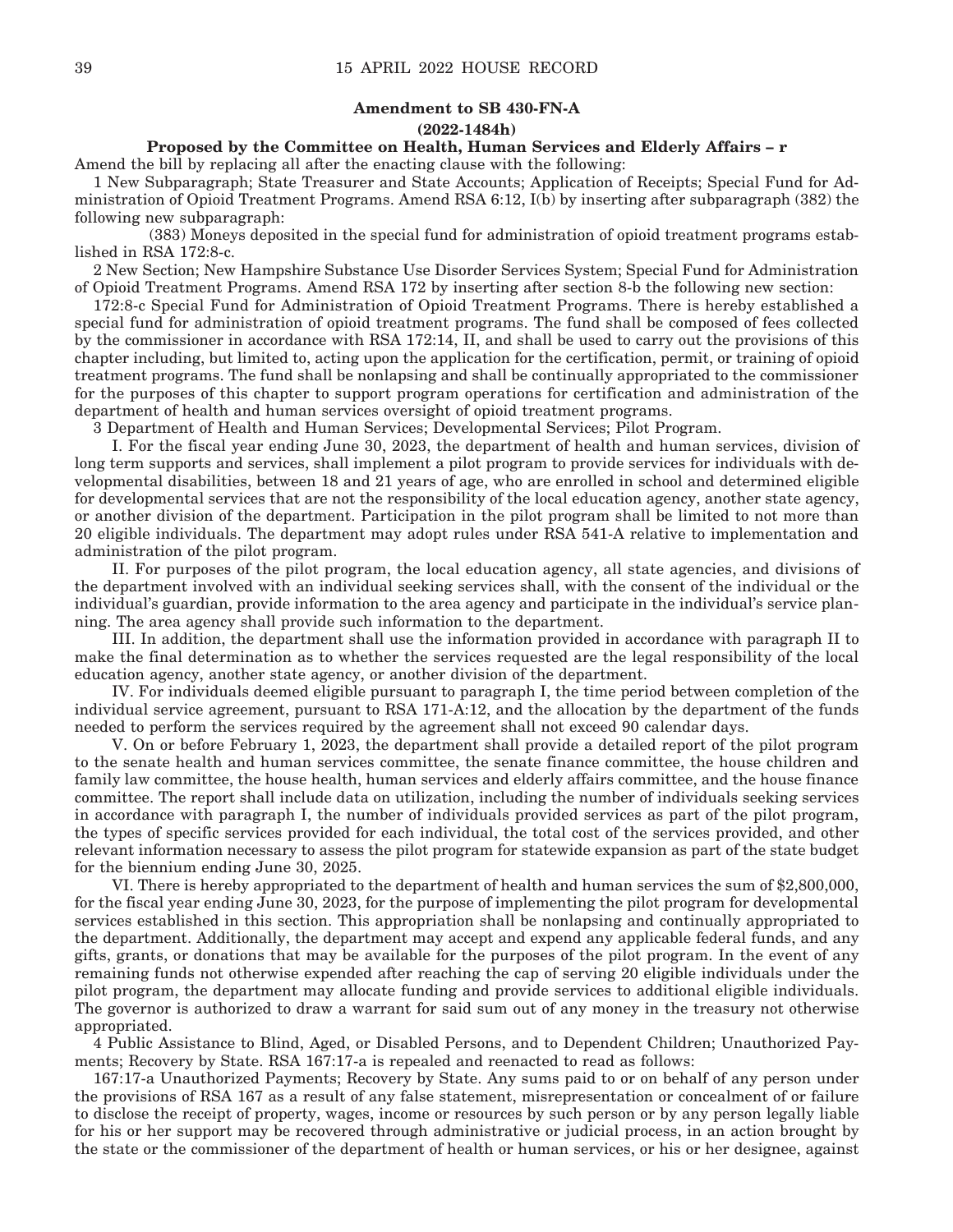**Amendment to SB 430-FN-A**

**(2022-1484h)**

**Proposed by the Committee on Health, Human Services and Elderly Affairs – r**

Amend the bill by replacing all after the enacting clause with the following:

1 New Subparagraph; State Treasurer and State Accounts; Application of Receipts; Special Fund for Administration of Opioid Treatment Programs. Amend RSA 6:12, I(b) by inserting after subparagraph (382) the following new subparagraph:

(383) Moneys deposited in the special fund for administration of opioid treatment programs established in RSA 172:8-c.

2 New Section; New Hampshire Substance Use Disorder Services System; Special Fund for Administration of Opioid Treatment Programs. Amend RSA 172 by inserting after section 8-b the following new section:

172:8-c Special Fund for Administration of Opioid Treatment Programs. There is hereby established a special fund for administration of opioid treatment programs. The fund shall be composed of fees collected by the commissioner in accordance with RSA 172:14, II, and shall be used to carry out the provisions of this chapter including, but limited to, acting upon the application for the certification, permit, or training of opioid treatment programs. The fund shall be nonlapsing and shall be continually appropriated to the commissioner for the purposes of this chapter to support program operations for certification and administration of the department of health and human services oversight of opioid treatment programs.

3 Department of Health and Human Services; Developmental Services; Pilot Program.

I. For the fiscal year ending June 30, 2023, the department of health and human services, division of long term supports and services, shall implement a pilot program to provide services for individuals with developmental disabilities, between 18 and 21 years of age, who are enrolled in school and determined eligible for developmental services that are not the responsibility of the local education agency, another state agency, or another division of the department. Participation in the pilot program shall be limited to not more than 20 eligible individuals. The department may adopt rules under RSA 541-A relative to implementation and administration of the pilot program.

II. For purposes of the pilot program, the local education agency, all state agencies, and divisions of the department involved with an individual seeking services shall, with the consent of the individual or the individual's guardian, provide information to the area agency and participate in the individual's service planning. The area agency shall provide such information to the department.

III. In addition, the department shall use the information provided in accordance with paragraph II to make the final determination as to whether the services requested are the legal responsibility of the local education agency, another state agency, or another division of the department.

IV. For individuals deemed eligible pursuant to paragraph I, the time period between completion of the individual service agreement, pursuant to RSA 171-A:12, and the allocation by the department of the funds needed to perform the services required by the agreement shall not exceed 90 calendar days.

V. On or before February 1, 2023, the department shall provide a detailed report of the pilot program to the senate health and human services committee, the senate finance committee, the house children and family law committee, the house health, human services and elderly affairs committee, and the house finance committee. The report shall include data on utilization, including the number of individuals seeking services in accordance with paragraph I, the number of individuals provided services as part of the pilot program, the types of specific services provided for each individual, the total cost of the services provided, and other relevant information necessary to assess the pilot program for statewide expansion as part of the state budget for the biennium ending June 30, 2025.

VI. There is hereby appropriated to the department of health and human services the sum of $2,800,000, for the fiscal year ending June 30, 2023, for the purpose of implementing the pilot program for developmental services established in this section. This appropriation shall be nonlapsing and continually appropriated to the department. Additionally, the department may accept and expend any applicable federal funds, and any gifts, grants, or donations that may be available for the purposes of the pilot program. In the event of any remaining funds not otherwise expended after reaching the cap of serving 20 eligible individuals under the pilot program, the department may allocate funding and provide services to additional eligible individuals. The governor is authorized to draw a warrant for said sum out of any money in the treasury not otherwise appropriated.

4 Public Assistance to Blind, Aged, or Disabled Persons, and to Dependent Children; Unauthorized Payments; Recovery by State. RSA 167:17-a is repealed and reenacted to read as follows:

167:17-a Unauthorized Payments; Recovery by State. Any sums paid to or on behalf of any person under the provisions of RSA 167 as a result of any false statement, misrepresentation or concealment of or failure to disclose the receipt of property, wages, income or resources by such person or by any person legally liable for his or her support may be recovered through administrative or judicial process, in an action brought by the state or the commissioner of the department of health or human services, or his or her designee, against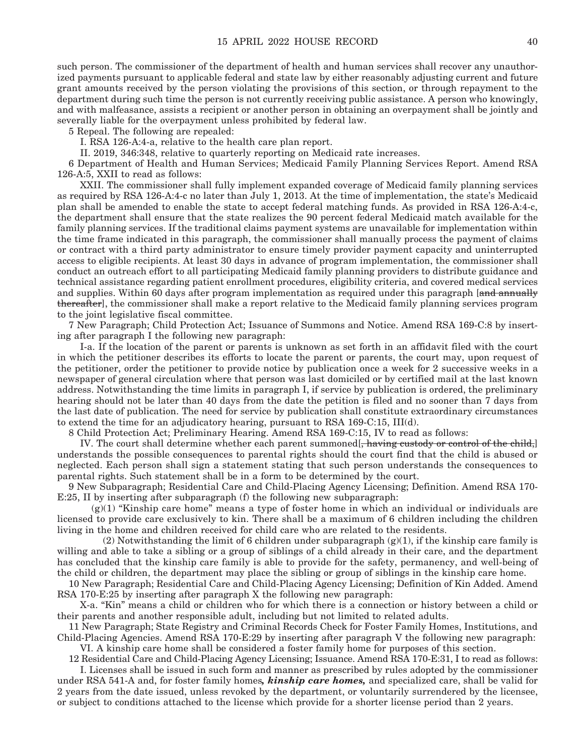such person. The commissioner of the department of health and human services shall recover any unauthorized payments pursuant to applicable federal and state law by either reasonably adjusting current and future grant amounts received by the person violating the provisions of this section, or through repayment to the department during such time the person is not currently receiving public assistance. A person who knowingly, and with malfeasance, assists a recipient or another person in obtaining an overpayment shall be jointly and severally liable for the overpayment unless prohibited by federal law.

5 Repeal. The following are repealed:

I. RSA 126-A:4-a, relative to the health care plan report.

II. 2019, 346:348, relative to quarterly reporting on Medicaid rate increases.

6 Department of Health and Human Services; Medicaid Family Planning Services Report. Amend RSA 126-A:5, XXII to read as follows:

XXII. The commissioner shall fully implement expanded coverage of Medicaid family planning services as required by RSA 126-A:4-c no later than July 1, 2013. At the time of implementation, the state's Medicaid plan shall be amended to enable the state to accept federal matching funds. As provided in RSA 126-A:4-c, the department shall ensure that the state realizes the 90 percent federal Medicaid match available for the family planning services. If the traditional claims payment systems are unavailable for implementation within the time frame indicated in this paragraph, the commissioner shall manually process the payment of claims or contract with a third party administrator to ensure timely provider payment capacity and uninterrupted access to eligible recipients. At least 30 days in advance of program implementation, the commissioner shall conduct an outreach effort to all participating Medicaid family planning providers to distribute guidance and technical assistance regarding patient enrollment procedures, eligibility criteria, and covered medical services and supplies. Within 60 days after program implementation as required under this paragraph [~~and annually thereafter~~], the commissioner shall make a report relative to the Medicaid family planning services program to the joint legislative fiscal committee.

7 New Paragraph; Child Protection Act; Issuance of Summons and Notice. Amend RSA 169-C:8 by inserting after paragraph I the following new paragraph:

I-a. If the location of the parent or parents is unknown as set forth in an affidavit filed with the court in which the petitioner describes its efforts to locate the parent or parents, the court may, upon request of the petitioner, order the petitioner to provide notice by publication once a week for 2 successive weeks in a newspaper of general circulation where that person was last domiciled or by certified mail at the last known address. Notwithstanding the time limits in paragraph I, if service by publication is ordered, the preliminary hearing should not be later than 40 days from the date the petition is filed and no sooner than 7 days from the last date of publication. The need for service by publication shall constitute extraordinary circumstances to extend the time for an adjudicatory hearing, pursuant to RSA 169-C:15, III(d).

8 Child Protection Act; Preliminary Hearing. Amend RSA 169-C:15, IV to read as follows:

IV. The court shall determine whether each parent summoned[~~, having custody or control of the child,~~] understands the possible consequences to parental rights should the court find that the child is abused or neglected. Each person shall sign a statement stating that such person understands the consequences to parental rights. Such statement shall be in a form to be determined by the court.

9 New Subparagraph; Residential Care and Child-Placing Agency Licensing; Definition. Amend RSA 170-E:25, II by inserting after subparagraph (f) the following new subparagraph:

(g)(1) "Kinship care home" means a type of foster home in which an individual or individuals are licensed to provide care exclusively to kin. There shall be a maximum of 6 children including the children living in the home and children received for child care who are related to the residents.

(2) Notwithstanding the limit of 6 children under subparagraph (g)(1), if the kinship care family is willing and able to take a sibling or a group of siblings of a child already in their care, and the department has concluded that the kinship care family is able to provide for the safety, permanency, and well-being of the child or children, the department may place the sibling or group of siblings in the kinship care home.

10 New Paragraph; Residential Care and Child-Placing Agency Licensing; Definition of Kin Added. Amend RSA 170-E:25 by inserting after paragraph X the following new paragraph:

X-a. "Kin" means a child or children who for which there is a connection or history between a child or their parents and another responsible adult, including but not limited to related adults.

11 New Paragraph; State Registry and Criminal Records Check for Foster Family Homes, Institutions, and Child-Placing Agencies. Amend RSA 170-E:29 by inserting after paragraph V the following new paragraph:

VI. A kinship care home shall be considered a foster family home for purposes of this section.

12 Residential Care and Child-Placing Agency Licensing; Issuance. Amend RSA 170-E:31, I to read as follows:

I. Licenses shall be issued in such form and manner as prescribed by rules adopted by the commissioner under RSA 541-A and, for foster family homes***, kinship care homes,*** and specialized care, shall be valid for 2 years from the date issued, unless revoked by the department, or voluntarily surrendered by the licensee, or subject to conditions attached to the license which provide for a shorter license period than 2 years.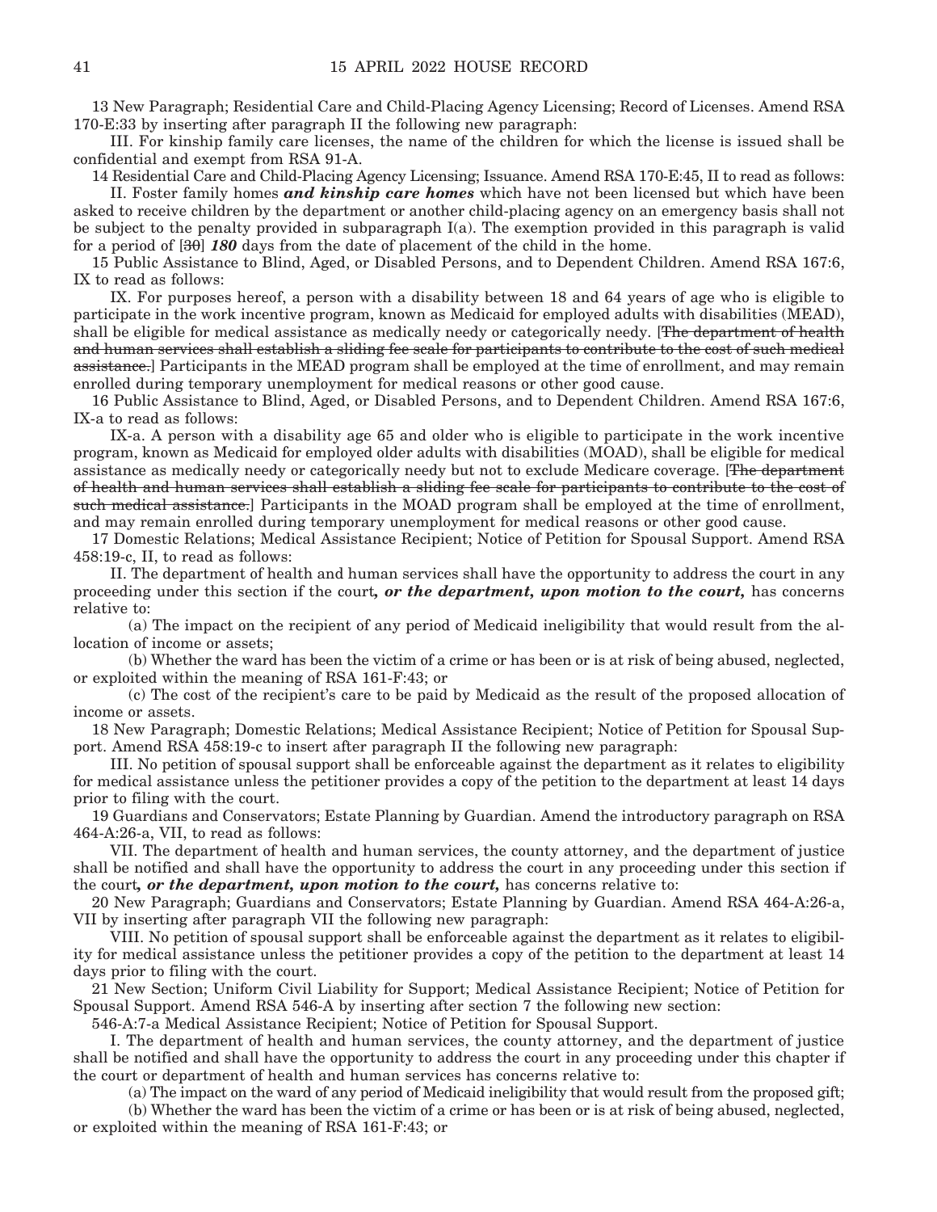13 New Paragraph; Residential Care and Child-Placing Agency Licensing; Record of Licenses. Amend RSA 170-E:33 by inserting after paragraph II the following new paragraph:

III. For kinship family care licenses, the name of the children for which the license is issued shall be confidential and exempt from RSA 91-A.

14 Residential Care and Child-Placing Agency Licensing; Issuance. Amend RSA 170-E:45, II to read as follows:

II. Foster family homes ***and kinship care homes*** which have not been licensed but which have been asked to receive children by the department or another child-placing agency on an emergency basis shall not be subject to the penalty provided in subparagraph I(a). The exemption provided in this paragraph is valid for a period of [~~30~~] ***180*** days from the date of placement of the child in the home.

15 Public Assistance to Blind, Aged, or Disabled Persons, and to Dependent Children. Amend RSA 167:6, IX to read as follows:

IX. For purposes hereof, a person with a disability between 18 and 64 years of age who is eligible to participate in the work incentive program, known as Medicaid for employed adults with disabilities (MEAD), shall be eligible for medical assistance as medically needy or categorically needy. [~~The department of health and human services shall establish a sliding fee scale for participants to contribute to the cost of such medical assistance.~~] Participants in the MEAD program shall be employed at the time of enrollment, and may remain enrolled during temporary unemployment for medical reasons or other good cause.

16 Public Assistance to Blind, Aged, or Disabled Persons, and to Dependent Children. Amend RSA 167:6, IX-a to read as follows:

IX-a. A person with a disability age 65 and older who is eligible to participate in the work incentive program, known as Medicaid for employed older adults with disabilities (MOAD), shall be eligible for medical assistance as medically needy or categorically needy but not to exclude Medicare coverage. [~~The department of health and human services shall establish a sliding fee scale for participants to contribute to the cost of such medical assistance.~~] Participants in the MOAD program shall be employed at the time of enrollment, and may remain enrolled during temporary unemployment for medical reasons or other good cause.

17 Domestic Relations; Medical Assistance Recipient; Notice of Petition for Spousal Support. Amend RSA 458:19-c, II, to read as follows:

II. The department of health and human services shall have the opportunity to address the court in any proceeding under this section if the court***, or the department, upon motion to the court,*** has concerns relative to:

(a) The impact on the recipient of any period of Medicaid ineligibility that would result from the allocation of income or assets;

(b) Whether the ward has been the victim of a crime or has been or is at risk of being abused, neglected, or exploited within the meaning of RSA 161-F:43; or

(c) The cost of the recipient's care to be paid by Medicaid as the result of the proposed allocation of income or assets.

18 New Paragraph; Domestic Relations; Medical Assistance Recipient; Notice of Petition for Spousal Support. Amend RSA 458:19-c to insert after paragraph II the following new paragraph:

III. No petition of spousal support shall be enforceable against the department as it relates to eligibility for medical assistance unless the petitioner provides a copy of the petition to the department at least 14 days prior to filing with the court.

19 Guardians and Conservators; Estate Planning by Guardian. Amend the introductory paragraph on RSA 464-A:26-a, VII, to read as follows:

VII. The department of health and human services, the county attorney, and the department of justice shall be notified and shall have the opportunity to address the court in any proceeding under this section if the court***, or the department, upon motion to the court,*** has concerns relative to:

20 New Paragraph; Guardians and Conservators; Estate Planning by Guardian. Amend RSA 464-A:26-a, VII by inserting after paragraph VII the following new paragraph:

VIII. No petition of spousal support shall be enforceable against the department as it relates to eligibility for medical assistance unless the petitioner provides a copy of the petition to the department at least 14 days prior to filing with the court.

21 New Section; Uniform Civil Liability for Support; Medical Assistance Recipient; Notice of Petition for Spousal Support. Amend RSA 546-A by inserting after section 7 the following new section:

546-A:7-a Medical Assistance Recipient; Notice of Petition for Spousal Support.

I. The department of health and human services, the county attorney, and the department of justice shall be notified and shall have the opportunity to address the court in any proceeding under this chapter if the court or department of health and human services has concerns relative to:

(a) The impact on the ward of any period of Medicaid ineligibility that would result from the proposed gift;

(b) Whether the ward has been the victim of a crime or has been or is at risk of being abused, neglected, or exploited within the meaning of RSA 161-F:43; or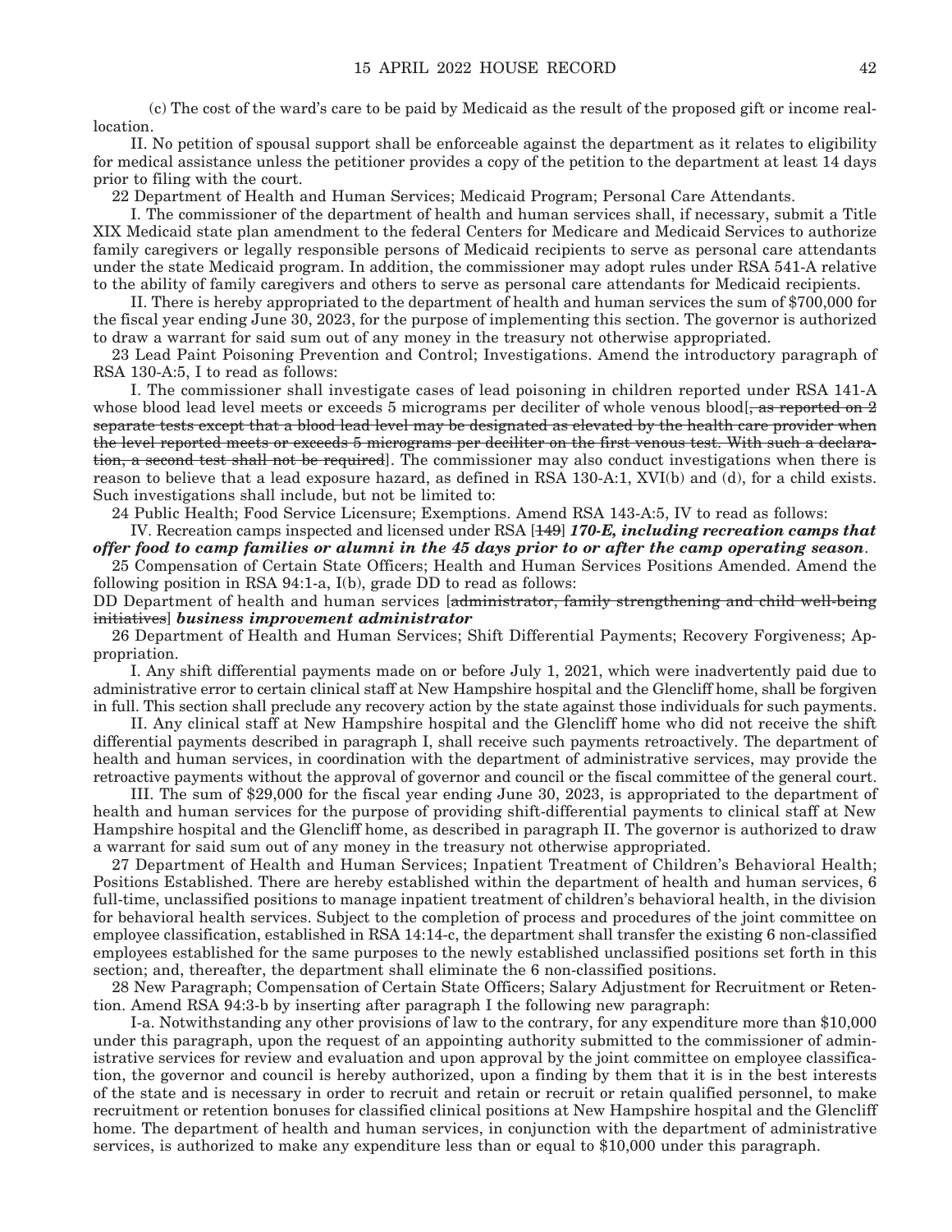(c) The cost of the ward's care to be paid by Medicaid as the result of the proposed gift or income reallocation.

II. No petition of spousal support shall be enforceable against the department as it relates to eligibility for medical assistance unless the petitioner provides a copy of the petition to the department at least 14 days prior to filing with the court.

22 Department of Health and Human Services; Medicaid Program; Personal Care Attendants.

I. The commissioner of the department of health and human services shall, if necessary, submit a Title XIX Medicaid state plan amendment to the federal Centers for Medicare and Medicaid Services to authorize family caregivers or legally responsible persons of Medicaid recipients to serve as personal care attendants under the state Medicaid program. In addition, the commissioner may adopt rules under RSA 541-A relative to the ability of family caregivers and others to serve as personal care attendants for Medicaid recipients.

II. There is hereby appropriated to the department of health and human services the sum of $700,000 for the fiscal year ending June 30, 2023, for the purpose of implementing this section. The governor is authorized to draw a warrant for said sum out of any money in the treasury not otherwise appropriated.

23 Lead Paint Poisoning Prevention and Control; Investigations. Amend the introductory paragraph of RSA 130-A:5, I to read as follows:

I. The commissioner shall investigate cases of lead poisoning in children reported under RSA 141-A whose blood lead level meets or exceeds 5 micrograms per deciliter of whole venous blood[~~, as reported on 2 separate tests except that a blood lead level may be designated as elevated by the health care provider when the level reported meets or exceeds 5 micrograms per deciliter on the first venous test. With such a declaration, a second test shall not be required~~]. The commissioner may also conduct investigations when there is reason to believe that a lead exposure hazard, as defined in RSA 130-A:1, XVI(b) and (d), for a child exists. Such investigations shall include, but not be limited to:

24 Public Health; Food Service Licensure; Exemptions. Amend RSA 143-A:5, IV to read as follows:

IV. Recreation camps inspected and licensed under RSA [~~149~~] ***170-E, including recreation camps that offer food to camp families or alumni in the 45 days prior to or after the camp operating season***.

25 Compensation of Certain State Officers; Health and Human Services Positions Amended. Amend the following position in RSA 94:1-a, I(b), grade DD to read as follows:

DD Department of health and human services [~~administrator, family strengthening and child well-being initiatives~~] ***business improvement administrator***

26 Department of Health and Human Services; Shift Differential Payments; Recovery Forgiveness; Appropriation.

I. Any shift differential payments made on or before July 1, 2021, which were inadvertently paid due to administrative error to certain clinical staff at New Hampshire hospital and the Glencliff home, shall be forgiven in full. This section shall preclude any recovery action by the state against those individuals for such payments.

II. Any clinical staff at New Hampshire hospital and the Glencliff home who did not receive the shift differential payments described in paragraph I, shall receive such payments retroactively. The department of health and human services, in coordination with the department of administrative services, may provide the retroactive payments without the approval of governor and council or the fiscal committee of the general court.

III. The sum of $29,000 for the fiscal year ending June 30, 2023, is appropriated to the department of health and human services for the purpose of providing shift-differential payments to clinical staff at New Hampshire hospital and the Glencliff home, as described in paragraph II. The governor is authorized to draw a warrant for said sum out of any money in the treasury not otherwise appropriated.

27 Department of Health and Human Services; Inpatient Treatment of Children's Behavioral Health; Positions Established. There are hereby established within the department of health and human services, 6 full-time, unclassified positions to manage inpatient treatment of children's behavioral health, in the division for behavioral health services. Subject to the completion of process and procedures of the joint committee on employee classification, established in RSA 14:14-c, the department shall transfer the existing 6 non-classified employees established for the same purposes to the newly established unclassified positions set forth in this section; and, thereafter, the department shall eliminate the 6 non-classified positions.

28 New Paragraph; Compensation of Certain State Officers; Salary Adjustment for Recruitment or Retention. Amend RSA 94:3-b by inserting after paragraph I the following new paragraph:

I-a. Notwithstanding any other provisions of law to the contrary, for any expenditure more than $10,000 under this paragraph, upon the request of an appointing authority submitted to the commissioner of administrative services for review and evaluation and upon approval by the joint committee on employee classification, the governor and council is hereby authorized, upon a finding by them that it is in the best interests of the state and is necessary in order to recruit and retain or recruit or retain qualified personnel, to make recruitment or retention bonuses for classified clinical positions at New Hampshire hospital and the Glencliff home. The department of health and human services, in conjunction with the department of administrative services, is authorized to make any expenditure less than or equal to $10,000 under this paragraph.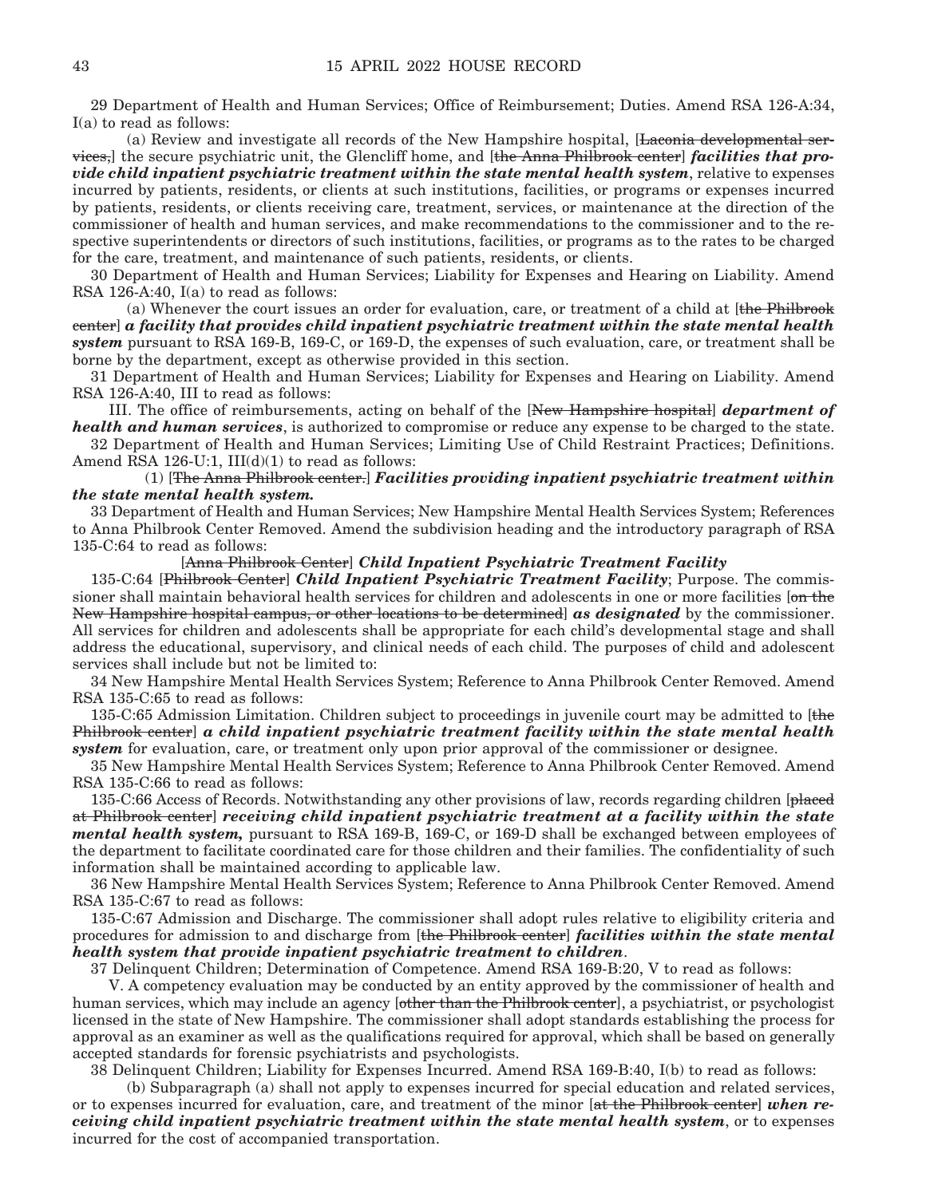29 Department of Health and Human Services; Office of Reimbursement; Duties. Amend RSA 126-A:34, I(a) to read as follows:

(a) Review and investigate all records of the New Hampshire hospital, [~~Laconia developmental services,~~] the secure psychiatric unit, the Glencliff home, and [~~the Anna Philbrook center~~] ***facilities that provide child inpatient psychiatric treatment within the state mental health system***, relative to expenses incurred by patients, residents, or clients at such institutions, facilities, or programs or expenses incurred by patients, residents, or clients receiving care, treatment, services, or maintenance at the direction of the commissioner of health and human services, and make recommendations to the commissioner and to the respective superintendents or directors of such institutions, facilities, or programs as to the rates to be charged for the care, treatment, and maintenance of such patients, residents, or clients.

30 Department of Health and Human Services; Liability for Expenses and Hearing on Liability. Amend RSA 126-A:40, I(a) to read as follows:

(a) Whenever the court issues an order for evaluation, care, or treatment of a child at [~~the Philbrook center~~] ***a facility that provides child inpatient psychiatric treatment within the state mental health system*** pursuant to RSA 169-B, 169-C, or 169-D, the expenses of such evaluation, care, or treatment shall be borne by the department, except as otherwise provided in this section.

31 Department of Health and Human Services; Liability for Expenses and Hearing on Liability. Amend RSA 126-A:40, III to read as follows:

III. The office of reimbursements, acting on behalf of the [~~New Hampshire hospital~~] ***department of health and human services***, is authorized to compromise or reduce any expense to be charged to the state.

32 Department of Health and Human Services; Limiting Use of Child Restraint Practices; Definitions. Amend RSA 126-U:1, III(d)(1) to read as follows:

(1) [~~The Anna Philbrook center.~~] ***Facilities providing inpatient psychiatric treatment within the state mental health system.***

33 Department of Health and Human Services; New Hampshire Mental Health Services System; References to Anna Philbrook Center Removed. Amend the subdivision heading and the introductory paragraph of RSA 135-C:64 to read as follows:

[~~Anna Philbrook Center~~] ***Child Inpatient Psychiatric Treatment Facility***

135-C:64 [~~Philbrook Center~~] ***Child Inpatient Psychiatric Treatment Facility***; Purpose. The commissioner shall maintain behavioral health services for children and adolescents in one or more facilities [~~on the New Hampshire hospital campus, or other locations to be determined~~] ***as designated*** by the commissioner. All services for children and adolescents shall be appropriate for each child's developmental stage and shall address the educational, supervisory, and clinical needs of each child. The purposes of child and adolescent services shall include but not be limited to:

34 New Hampshire Mental Health Services System; Reference to Anna Philbrook Center Removed. Amend RSA 135-C:65 to read as follows:

135-C:65 Admission Limitation. Children subject to proceedings in juvenile court may be admitted to [~~the Philbrook center~~] ***a child inpatient psychiatric treatment facility within the state mental health system*** for evaluation, care, or treatment only upon prior approval of the commissioner or designee.

35 New Hampshire Mental Health Services System; Reference to Anna Philbrook Center Removed. Amend RSA 135-C:66 to read as follows:

135-C:66 Access of Records. Notwithstanding any other provisions of law, records regarding children [~~placed at Philbrook center~~] ***receiving child inpatient psychiatric treatment at a facility within the state mental health system,*** pursuant to RSA 169-B, 169-C, or 169-D shall be exchanged between employees of the department to facilitate coordinated care for those children and their families. The confidentiality of such information shall be maintained according to applicable law.

36 New Hampshire Mental Health Services System; Reference to Anna Philbrook Center Removed. Amend RSA 135-C:67 to read as follows:

135-C:67 Admission and Discharge. The commissioner shall adopt rules relative to eligibility criteria and procedures for admission to and discharge from [~~the Philbrook center~~] ***facilities within the state mental health system that provide inpatient psychiatric treatment to children***.

37 Delinquent Children; Determination of Competence. Amend RSA 169-B:20, V to read as follows:

V. A competency evaluation may be conducted by an entity approved by the commissioner of health and human services, which may include an agency [~~other than the Philbrook center~~], a psychiatrist, or psychologist licensed in the state of New Hampshire. The commissioner shall adopt standards establishing the process for approval as an examiner as well as the qualifications required for approval, which shall be based on generally accepted standards for forensic psychiatrists and psychologists.

38 Delinquent Children; Liability for Expenses Incurred. Amend RSA 169-B:40, I(b) to read as follows:

(b) Subparagraph (a) shall not apply to expenses incurred for special education and related services, or to expenses incurred for evaluation, care, and treatment of the minor [~~at the Philbrook center~~] ***when receiving child inpatient psychiatric treatment within the state mental health system***, or to expenses incurred for the cost of accompanied transportation.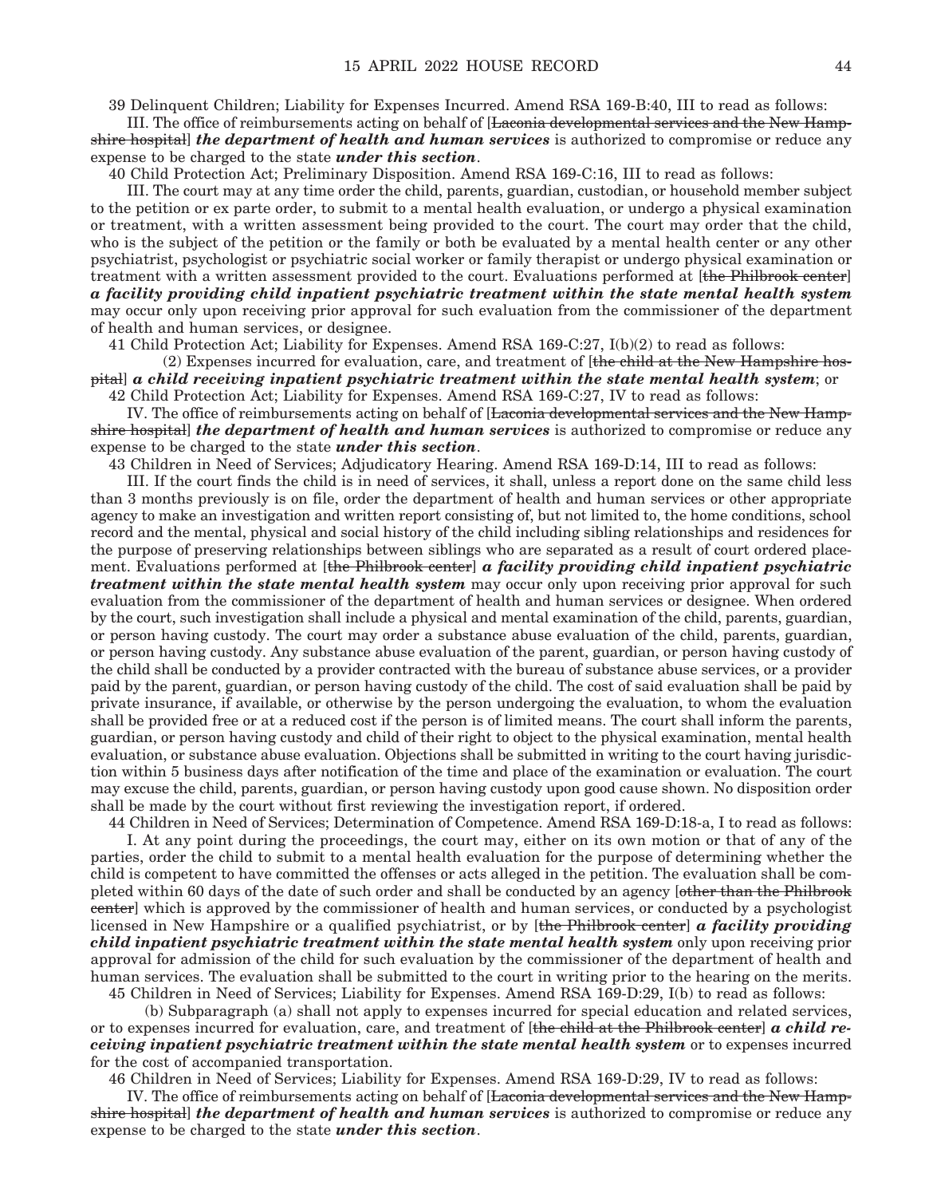39 Delinquent Children; Liability for Expenses Incurred. Amend RSA 169-B:40, III to read as follows:

III. The office of reimbursements acting on behalf of [~~Laconia developmental services and the New Hampshire hospital~~] ***the department of health and human services*** is authorized to compromise or reduce any expense to be charged to the state ***under this section***.

40 Child Protection Act; Preliminary Disposition. Amend RSA 169-C:16, III to read as follows:

III. The court may at any time order the child, parents, guardian, custodian, or household member subject to the petition or ex parte order, to submit to a mental health evaluation, or undergo a physical examination or treatment, with a written assessment being provided to the court. The court may order that the child, who is the subject of the petition or the family or both be evaluated by a mental health center or any other psychiatrist, psychologist or psychiatric social worker or family therapist or undergo physical examination or treatment with a written assessment provided to the court. Evaluations performed at [~~the Philbrook center~~] ***a facility providing child inpatient psychiatric treatment within the state mental health system*** may occur only upon receiving prior approval for such evaluation from the commissioner of the department of health and human services, or designee.

41 Child Protection Act; Liability for Expenses. Amend RSA 169-C:27, I(b)(2) to read as follows:

(2) Expenses incurred for evaluation, care, and treatment of [~~the child at the New Hampshire hospital~~] ***a child receiving inpatient psychiatric treatment within the state mental health system***; or

42 Child Protection Act; Liability for Expenses. Amend RSA 169-C:27, IV to read as follows:

IV. The office of reimbursements acting on behalf of [~~Laconia developmental services and the New Hampshire hospital~~] ***the department of health and human services*** is authorized to compromise or reduce any expense to be charged to the state ***under this section***.

43 Children in Need of Services; Adjudicatory Hearing. Amend RSA 169-D:14, III to read as follows:

III. If the court finds the child is in need of services, it shall, unless a report done on the same child less than 3 months previously is on file, order the department of health and human services or other appropriate agency to make an investigation and written report consisting of, but not limited to, the home conditions, school record and the mental, physical and social history of the child including sibling relationships and residences for the purpose of preserving relationships between siblings who are separated as a result of court ordered placement. Evaluations performed at [~~the Philbrook center~~] ***a facility providing child inpatient psychiatric treatment within the state mental health system*** may occur only upon receiving prior approval for such evaluation from the commissioner of the department of health and human services or designee. When ordered by the court, such investigation shall include a physical and mental examination of the child, parents, guardian, or person having custody. The court may order a substance abuse evaluation of the child, parents, guardian, or person having custody. Any substance abuse evaluation of the parent, guardian, or person having custody of the child shall be conducted by a provider contracted with the bureau of substance abuse services, or a provider paid by the parent, guardian, or person having custody of the child. The cost of said evaluation shall be paid by private insurance, if available, or otherwise by the person undergoing the evaluation, to whom the evaluation shall be provided free or at a reduced cost if the person is of limited means. The court shall inform the parents, guardian, or person having custody and child of their right to object to the physical examination, mental health evaluation, or substance abuse evaluation. Objections shall be submitted in writing to the court having jurisdiction within 5 business days after notification of the time and place of the examination or evaluation. The court may excuse the child, parents, guardian, or person having custody upon good cause shown. No disposition order shall be made by the court without first reviewing the investigation report, if ordered.

44 Children in Need of Services; Determination of Competence. Amend RSA 169-D:18-a, I to read as follows:

I. At any point during the proceedings, the court may, either on its own motion or that of any of the parties, order the child to submit to a mental health evaluation for the purpose of determining whether the child is competent to have committed the offenses or acts alleged in the petition. The evaluation shall be completed within 60 days of the date of such order and shall be conducted by an agency [~~other than the Philbrook center~~] which is approved by the commissioner of health and human services, or conducted by a psychologist licensed in New Hampshire or a qualified psychiatrist, or by [~~the Philbrook center~~] ***a facility providing child inpatient psychiatric treatment within the state mental health system*** only upon receiving prior approval for admission of the child for such evaluation by the commissioner of the department of health and human services. The evaluation shall be submitted to the court in writing prior to the hearing on the merits.

45 Children in Need of Services; Liability for Expenses. Amend RSA 169-D:29, I(b) to read as follows:

(b) Subparagraph (a) shall not apply to expenses incurred for special education and related services, or to expenses incurred for evaluation, care, and treatment of [~~the child at the Philbrook center~~] ***a child receiving inpatient psychiatric treatment within the state mental health system*** or to expenses incurred for the cost of accompanied transportation.

46 Children in Need of Services; Liability for Expenses. Amend RSA 169-D:29, IV to read as follows:

IV. The office of reimbursements acting on behalf of [~~Laconia developmental services and the New Hampshire hospital~~] ***the department of health and human services*** is authorized to compromise or reduce any expense to be charged to the state ***under this section***.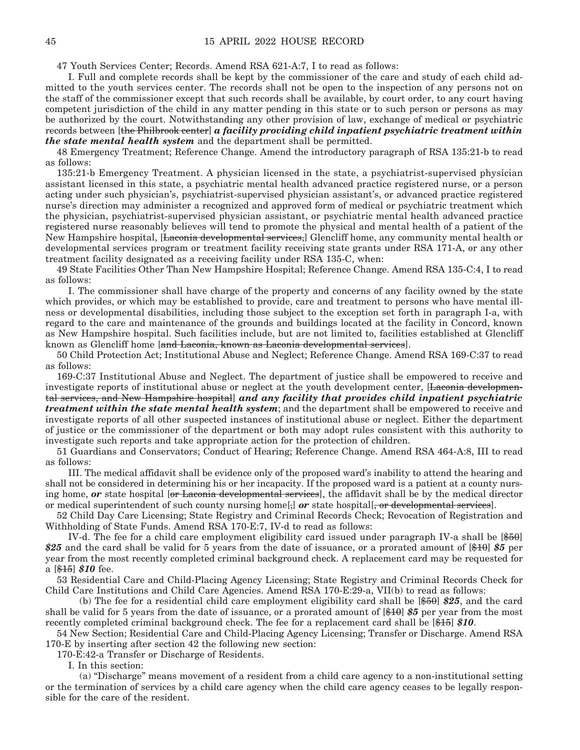47 Youth Services Center; Records. Amend RSA 621-A:7, I to read as follows:

I. Full and complete records shall be kept by the commissioner of the care and study of each child admitted to the youth services center. The records shall not be open to the inspection of any persons not on the staff of the commissioner except that such records shall be available, by court order, to any court having competent jurisdiction of the child in any matter pending in this state or to such person or persons as may be authorized by the court. Notwithstanding any other provision of law, exchange of medical or psychiatric records between [~~the Philbrook center~~] ***a facility providing child inpatient psychiatric treatment within the state mental health system*** and the department shall be permitted.

48 Emergency Treatment; Reference Change. Amend the introductory paragraph of RSA 135:21-b to read as follows:

135:21-b Emergency Treatment. A physician licensed in the state, a psychiatrist-supervised physician assistant licensed in this state, a psychiatric mental health advanced practice registered nurse, or a person acting under such physician's, psychiatrist-supervised physician assistant's, or advanced practice registered nurse's direction may administer a recognized and approved form of medical or psychiatric treatment which the physician, psychiatrist-supervised physician assistant, or psychiatric mental health advanced practice registered nurse reasonably believes will tend to promote the physical and mental health of a patient of the New Hampshire hospital, [~~Laconia developmental services,~~] Glencliff home, any community mental health or developmental services program or treatment facility receiving state grants under RSA 171-A, or any other treatment facility designated as a receiving facility under RSA 135-C, when:

49 State Facilities Other Than New Hampshire Hospital; Reference Change. Amend RSA 135-C:4, I to read as follows:

I. The commissioner shall have charge of the property and concerns of any facility owned by the state which provides, or which may be established to provide, care and treatment to persons who have mental illness or developmental disabilities, including those subject to the exception set forth in paragraph I-a, with regard to the care and maintenance of the grounds and buildings located at the facility in Concord, known as New Hampshire hospital. Such facilities include, but are not limited to, facilities established at Glencliff known as Glencliff home [~~and Laconia, known as Laconia developmental services~~].

50 Child Protection Act; Institutional Abuse and Neglect; Reference Change. Amend RSA 169-C:37 to read as follows:

169-C:37 Institutional Abuse and Neglect. The department of justice shall be empowered to receive and investigate reports of institutional abuse or neglect at the youth development center, [~~Laconia developmental services, and New Hampshire hospital~~] ***and any facility that provides child inpatient psychiatric treatment within the state mental health system***; and the department shall be empowered to receive and investigate reports of all other suspected instances of institutional abuse or neglect. Either the department of justice or the commissioner of the department or both may adopt rules consistent with this authority to investigate such reports and take appropriate action for the protection of children.

51 Guardians and Conservators; Conduct of Hearing; Reference Change. Amend RSA 464-A:8, III to read as follows:

III. The medical affidavit shall be evidence only of the proposed ward's inability to attend the hearing and shall not be considered in determining his or her incapacity. If the proposed ward is a patient at a county nursing home, ***or*** state hospital [~~or Laconia developmental services~~], the affidavit shall be by the medical director or medical superintendent of such county nursing home[~~,~~] ***or*** state hospital[~~, or developmental services~~].

52 Child Day Care Licensing; State Registry and Criminal Records Check; Revocation of Registration and Withholding of State Funds. Amend RSA 170-E:7, IV-d to read as follows:

IV-d. The fee for a child care employment eligibility card issued under paragraph IV-a shall be [~~$50~~] ***$25*** and the card shall be valid for 5 years from the date of issuance, or a prorated amount of [~~$10~~] ***$5*** per year from the most recently completed criminal background check. A replacement card may be requested for a [~~$15~~] ***$10*** fee.

53 Residential Care and Child-Placing Agency Licensing; State Registry and Criminal Records Check for Child Care Institutions and Child Care Agencies. Amend RSA 170-E:29-a, VII(b) to read as follows:

(b) The fee for a residential child care employment eligibility card shall be [~~$50~~] ***$25***, and the card shall be valid for 5 years from the date of issuance, or a prorated amount of [~~$10~~] ***$5*** per year from the most recently completed criminal background check. The fee for a replacement card shall be [~~$15~~] ***$10***.

54 New Section; Residential Care and Child-Placing Agency Licensing; Transfer or Discharge. Amend RSA 170-E by inserting after section 42 the following new section:

170-E:42-a Transfer or Discharge of Residents.

I. In this section:

(a) "Discharge" means movement of a resident from a child care agency to a non-institutional setting or the termination of services by a child care agency when the child care agency ceases to be legally responsible for the care of the resident.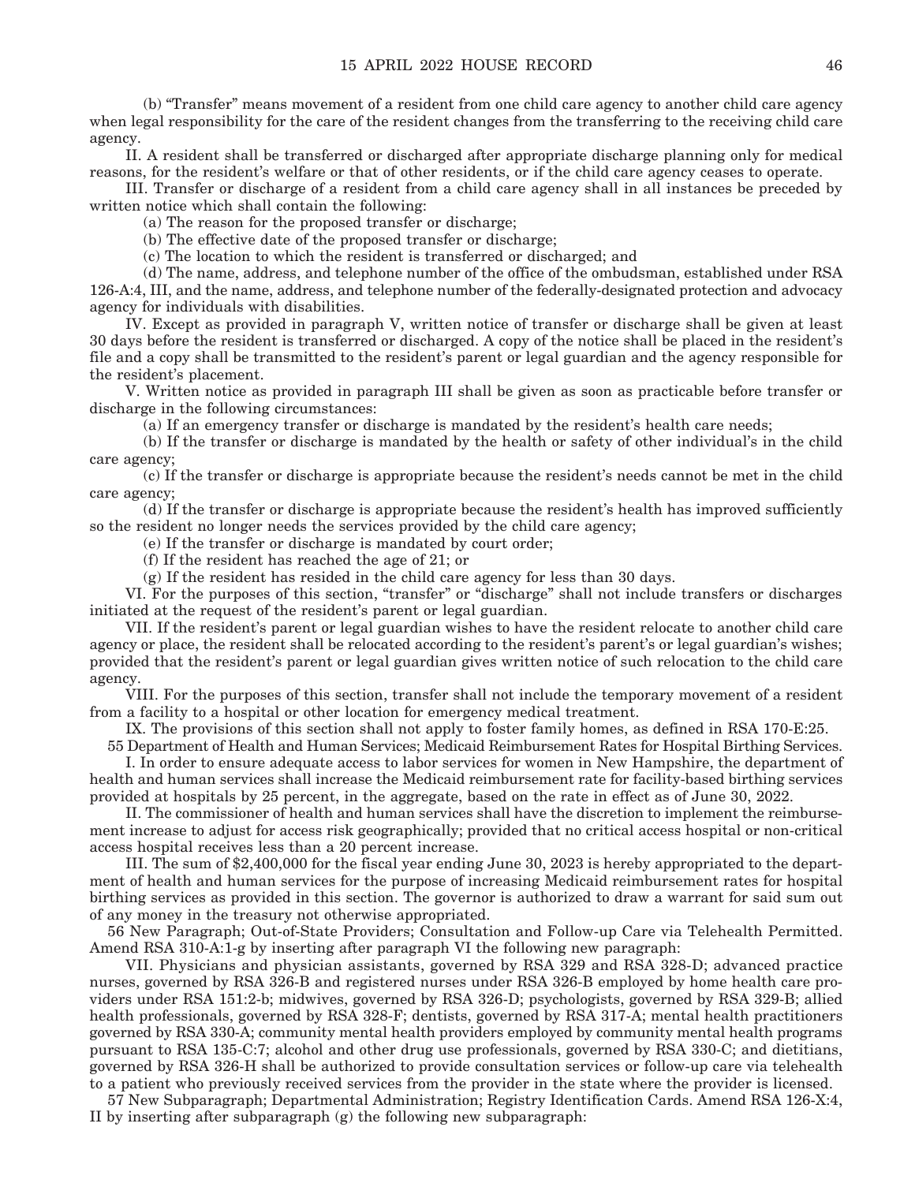(b) "Transfer" means movement of a resident from one child care agency to another child care agency when legal responsibility for the care of the resident changes from the transferring to the receiving child care agency.

II. A resident shall be transferred or discharged after appropriate discharge planning only for medical reasons, for the resident's welfare or that of other residents, or if the child care agency ceases to operate.

III. Transfer or discharge of a resident from a child care agency shall in all instances be preceded by written notice which shall contain the following:

(a) The reason for the proposed transfer or discharge;

(b) The effective date of the proposed transfer or discharge;

(c) The location to which the resident is transferred or discharged; and

(d) The name, address, and telephone number of the office of the ombudsman, established under RSA 126-A:4, III, and the name, address, and telephone number of the federally-designated protection and advocacy agency for individuals with disabilities.

IV. Except as provided in paragraph V, written notice of transfer or discharge shall be given at least 30 days before the resident is transferred or discharged. A copy of the notice shall be placed in the resident's file and a copy shall be transmitted to the resident's parent or legal guardian and the agency responsible for the resident's placement.

V. Written notice as provided in paragraph III shall be given as soon as practicable before transfer or discharge in the following circumstances:

(a) If an emergency transfer or discharge is mandated by the resident's health care needs;

(b) If the transfer or discharge is mandated by the health or safety of other individual's in the child care agency;

(c) If the transfer or discharge is appropriate because the resident's needs cannot be met in the child care agency;

(d) If the transfer or discharge is appropriate because the resident's health has improved sufficiently so the resident no longer needs the services provided by the child care agency;

(e) If the transfer or discharge is mandated by court order;

(f) If the resident has reached the age of 21; or

(g) If the resident has resided in the child care agency for less than 30 days.

VI. For the purposes of this section, "transfer" or "discharge" shall not include transfers or discharges initiated at the request of the resident's parent or legal guardian.

VII. If the resident's parent or legal guardian wishes to have the resident relocate to another child care agency or place, the resident shall be relocated according to the resident's parent's or legal guardian's wishes; provided that the resident's parent or legal guardian gives written notice of such relocation to the child care agency.

VIII. For the purposes of this section, transfer shall not include the temporary movement of a resident from a facility to a hospital or other location for emergency medical treatment.

IX. The provisions of this section shall not apply to foster family homes, as defined in RSA 170-E:25.

55 Department of Health and Human Services; Medicaid Reimbursement Rates for Hospital Birthing Services.

I. In order to ensure adequate access to labor services for women in New Hampshire, the department of health and human services shall increase the Medicaid reimbursement rate for facility-based birthing services provided at hospitals by 25 percent, in the aggregate, based on the rate in effect as of June 30, 2022.

II. The commissioner of health and human services shall have the discretion to implement the reimbursement increase to adjust for access risk geographically; provided that no critical access hospital or non-critical access hospital receives less than a 20 percent increase.

III. The sum of $2,400,000 for the fiscal year ending June 30, 2023 is hereby appropriated to the department of health and human services for the purpose of increasing Medicaid reimbursement rates for hospital birthing services as provided in this section. The governor is authorized to draw a warrant for said sum out of any money in the treasury not otherwise appropriated.

56 New Paragraph; Out-of-State Providers; Consultation and Follow-up Care via Telehealth Permitted. Amend RSA 310-A:1-g by inserting after paragraph VI the following new paragraph:

VII. Physicians and physician assistants, governed by RSA 329 and RSA 328-D; advanced practice nurses, governed by RSA 326-B and registered nurses under RSA 326-B employed by home health care providers under RSA 151:2-b; midwives, governed by RSA 326-D; psychologists, governed by RSA 329-B; allied health professionals, governed by RSA 328-F; dentists, governed by RSA 317-A; mental health practitioners governed by RSA 330-A; community mental health providers employed by community mental health programs pursuant to RSA 135-C:7; alcohol and other drug use professionals, governed by RSA 330-C; and dietitians, governed by RSA 326-H shall be authorized to provide consultation services or follow-up care via telehealth to a patient who previously received services from the provider in the state where the provider is licensed.

57 New Subparagraph; Departmental Administration; Registry Identification Cards. Amend RSA 126-X:4, II by inserting after subparagraph (g) the following new subparagraph: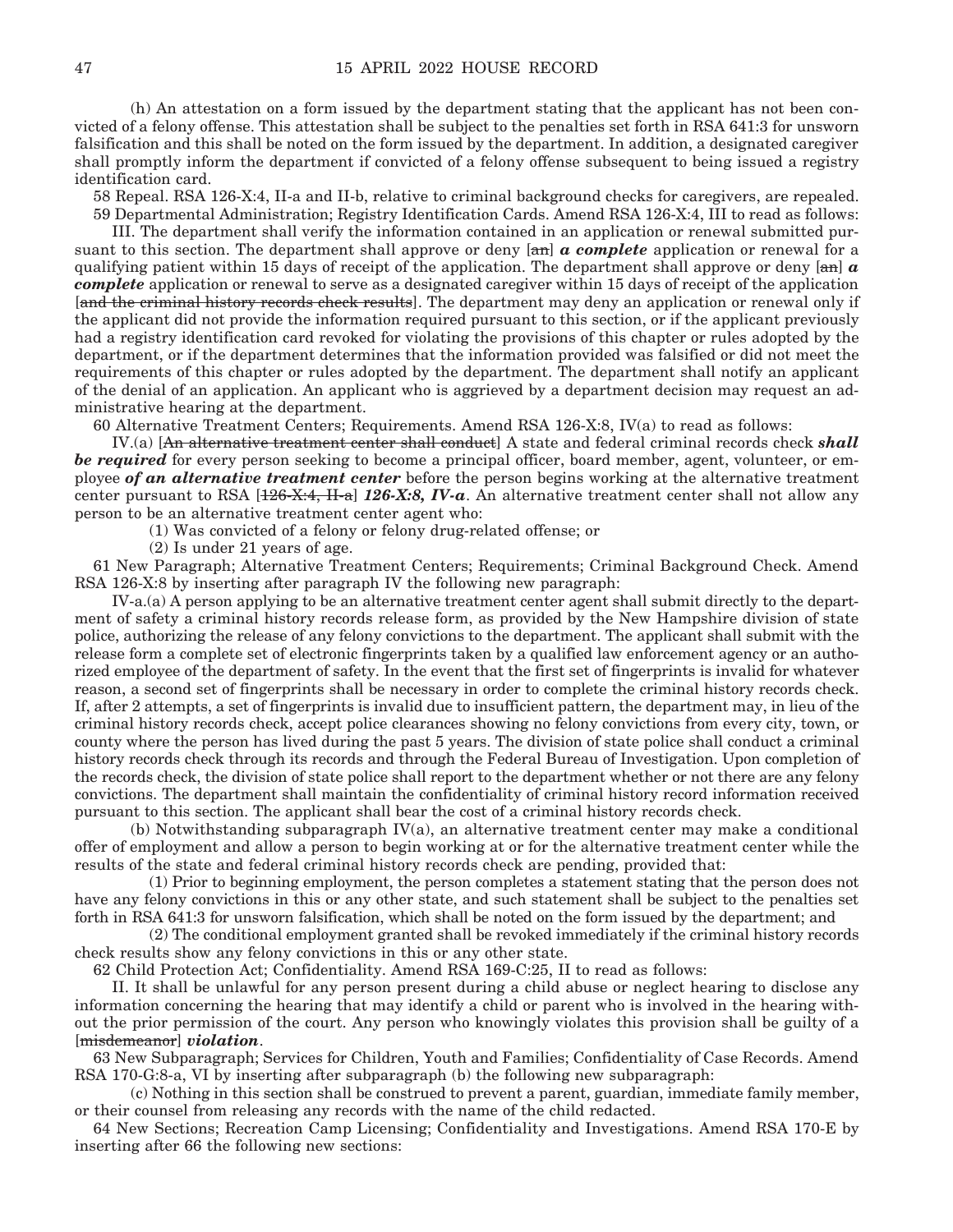(h) An attestation on a form issued by the department stating that the applicant has not been convicted of a felony offense. This attestation shall be subject to the penalties set forth in RSA 641:3 for unsworn falsification and this shall be noted on the form issued by the department. In addition, a designated caregiver shall promptly inform the department if convicted of a felony offense subsequent to being issued a registry identification card.

58 Repeal. RSA 126-X:4, II-a and II-b, relative to criminal background checks for caregivers, are repealed.

59 Departmental Administration; Registry Identification Cards. Amend RSA 126-X:4, III to read as follows:

III. The department shall verify the information contained in an application or renewal submitted pursuant to this section. The department shall approve or deny [~~an~~] ***a complete*** application or renewal for a qualifying patient within 15 days of receipt of the application. The department shall approve or deny [~~an~~] ***a complete*** application or renewal to serve as a designated caregiver within 15 days of receipt of the application [~~and the criminal history records check results~~]. The department may deny an application or renewal only if the applicant did not provide the information required pursuant to this section, or if the applicant previously had a registry identification card revoked for violating the provisions of this chapter or rules adopted by the department, or if the department determines that the information provided was falsified or did not meet the requirements of this chapter or rules adopted by the department. The department shall notify an applicant of the denial of an application. An applicant who is aggrieved by a department decision may request an administrative hearing at the department.

60 Alternative Treatment Centers; Requirements. Amend RSA 126-X:8, IV(a) to read as follows:

IV.(a) [~~An alternative treatment center shall conduct~~] A state and federal criminal records check ***shall be required*** for every person seeking to become a principal officer, board member, agent, volunteer, or employee ***of an alternative treatment center*** before the person begins working at the alternative treatment center pursuant to RSA [~~126-X:4, II-a~~] ***126-X:8, IV-a***. An alternative treatment center shall not allow any person to be an alternative treatment center agent who:

(1) Was convicted of a felony or felony drug-related offense; or

(2) Is under 21 years of age.

61 New Paragraph; Alternative Treatment Centers; Requirements; Criminal Background Check. Amend RSA 126-X:8 by inserting after paragraph IV the following new paragraph:

IV-a.(a) A person applying to be an alternative treatment center agent shall submit directly to the department of safety a criminal history records release form, as provided by the New Hampshire division of state police, authorizing the release of any felony convictions to the department. The applicant shall submit with the release form a complete set of electronic fingerprints taken by a qualified law enforcement agency or an authorized employee of the department of safety. In the event that the first set of fingerprints is invalid for whatever reason, a second set of fingerprints shall be necessary in order to complete the criminal history records check. If, after 2 attempts, a set of fingerprints is invalid due to insufficient pattern, the department may, in lieu of the criminal history records check, accept police clearances showing no felony convictions from every city, town, or county where the person has lived during the past 5 years. The division of state police shall conduct a criminal history records check through its records and through the Federal Bureau of Investigation. Upon completion of the records check, the division of state police shall report to the department whether or not there are any felony convictions. The department shall maintain the confidentiality of criminal history record information received pursuant to this section. The applicant shall bear the cost of a criminal history records check.

(b) Notwithstanding subparagraph IV(a), an alternative treatment center may make a conditional offer of employment and allow a person to begin working at or for the alternative treatment center while the results of the state and federal criminal history records check are pending, provided that:

(1) Prior to beginning employment, the person completes a statement stating that the person does not have any felony convictions in this or any other state, and such statement shall be subject to the penalties set forth in RSA 641:3 for unsworn falsification, which shall be noted on the form issued by the department; and

(2) The conditional employment granted shall be revoked immediately if the criminal history records check results show any felony convictions in this or any other state.

62 Child Protection Act; Confidentiality. Amend RSA 169-C:25, II to read as follows:

II. It shall be unlawful for any person present during a child abuse or neglect hearing to disclose any information concerning the hearing that may identify a child or parent who is involved in the hearing without the prior permission of the court. Any person who knowingly violates this provision shall be guilty of a [~~misdemeanor~~] ***violation***.

63 New Subparagraph; Services for Children, Youth and Families; Confidentiality of Case Records. Amend RSA 170-G:8-a, VI by inserting after subparagraph (b) the following new subparagraph:

(c) Nothing in this section shall be construed to prevent a parent, guardian, immediate family member, or their counsel from releasing any records with the name of the child redacted.

64 New Sections; Recreation Camp Licensing; Confidentiality and Investigations. Amend RSA 170-E by inserting after 66 the following new sections: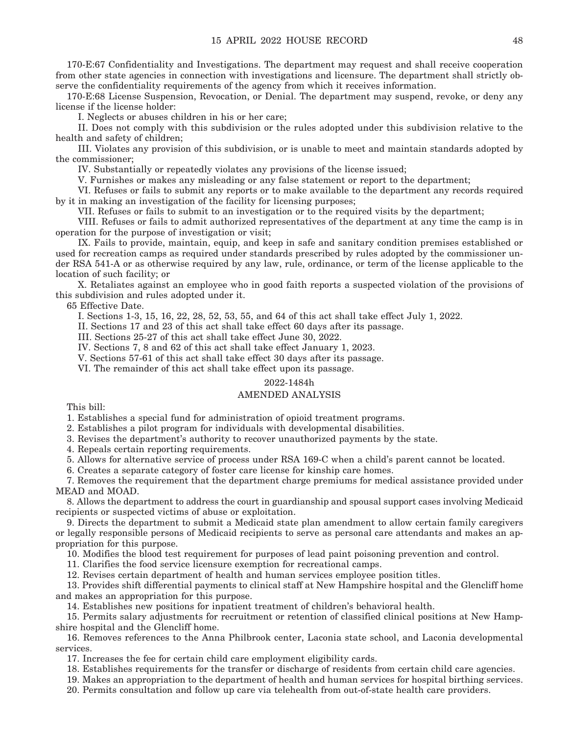170-E:67 Confidentiality and Investigations. The department may request and shall receive cooperation from other state agencies in connection with investigations and licensure. The department shall strictly observe the confidentiality requirements of the agency from which it receives information.

170-E:68 License Suspension, Revocation, or Denial. The department may suspend, revoke, or deny any license if the license holder:

I. Neglects or abuses children in his or her care;

II. Does not comply with this subdivision or the rules adopted under this subdivision relative to the health and safety of children;

III. Violates any provision of this subdivision, or is unable to meet and maintain standards adopted by the commissioner;

IV. Substantially or repeatedly violates any provisions of the license issued;

V. Furnishes or makes any misleading or any false statement or report to the department;

VI. Refuses or fails to submit any reports or to make available to the department any records required by it in making an investigation of the facility for licensing purposes;

VII. Refuses or fails to submit to an investigation or to the required visits by the department;

VIII. Refuses or fails to admit authorized representatives of the department at any time the camp is in operation for the purpose of investigation or visit;

IX. Fails to provide, maintain, equip, and keep in safe and sanitary condition premises established or used for recreation camps as required under standards prescribed by rules adopted by the commissioner under RSA 541-A or as otherwise required by any law, rule, ordinance, or term of the license applicable to the location of such facility; or

X. Retaliates against an employee who in good faith reports a suspected violation of the provisions of this subdivision and rules adopted under it.

65 Effective Date.

I. Sections 1-3, 15, 16, 22, 28, 52, 53, 55, and 64 of this act shall take effect July 1, 2022.

II. Sections 17 and 23 of this act shall take effect 60 days after its passage.

III. Sections 25-27 of this act shall take effect June 30, 2022.

IV. Sections 7, 8 and 62 of this act shall take effect January 1, 2023.

V. Sections 57-61 of this act shall take effect 30 days after its passage.

VI. The remainder of this act shall take effect upon its passage.

2022-1484h

AMENDED ANALYSIS

This bill:

1. Establishes a special fund for administration of opioid treatment programs.
2. Establishes a pilot program for individuals with developmental disabilities.
3. Revises the department's authority to recover unauthorized payments by the state.
4. Repeals certain reporting requirements.
5. Allows for alternative service of process under RSA 169-C when a child's parent cannot be located.
6. Creates a separate category of foster care license for kinship care homes.
7. Removes the requirement that the department charge premiums for medical assistance provided under MEAD and MOAD.
8. Allows the department to address the court in guardianship and spousal support cases involving Medicaid recipients or suspected victims of abuse or exploitation.
9. Directs the department to submit a Medicaid state plan amendment to allow certain family caregivers or legally responsible persons of Medicaid recipients to serve as personal care attendants and makes an appropriation for this purpose.
10. Modifies the blood test requirement for purposes of lead paint poisoning prevention and control.
11. Clarifies the food service licensure exemption for recreational camps.
12. Revises certain department of health and human services employee position titles.
13. Provides shift differential payments to clinical staff at New Hampshire hospital and the Glencliff home and makes an appropriation for this purpose.
14. Establishes new positions for inpatient treatment of children's behavioral health.
15. Permits salary adjustments for recruitment or retention of classified clinical positions at New Hampshire hospital and the Glencliff home.
16. Removes references to the Anna Philbrook center, Laconia state school, and Laconia developmental services.
17. Increases the fee for certain child care employment eligibility cards.
18. Establishes requirements for the transfer or discharge of residents from certain child care agencies.
19. Makes an appropriation to the department of health and human services for hospital birthing services.
20. Permits consultation and follow up care via telehealth from out-of-state health care providers.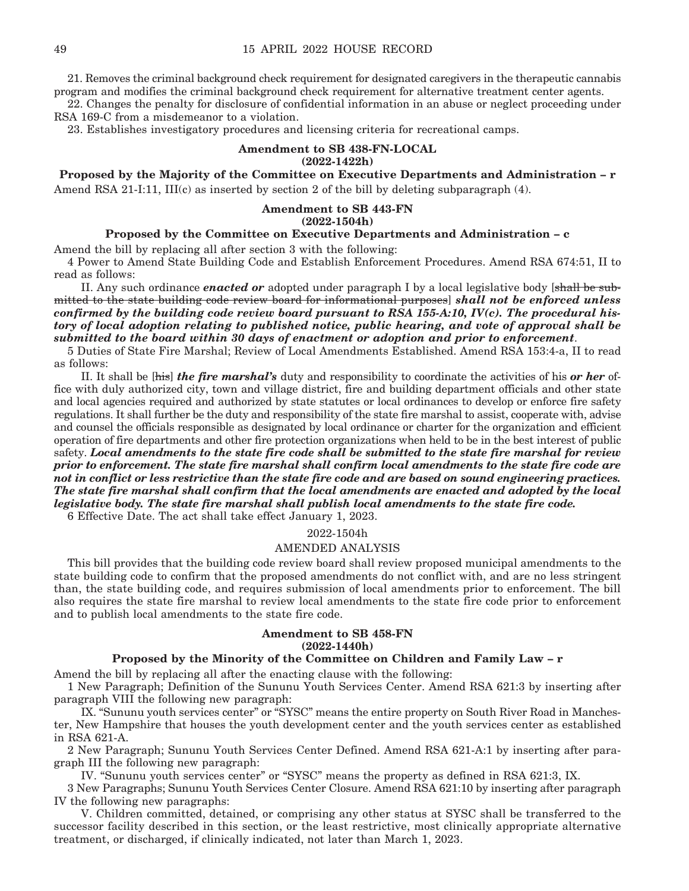21. Removes the criminal background check requirement for designated caregivers in the therapeutic cannabis program and modifies the criminal background check requirement for alternative treatment center agents.

22. Changes the penalty for disclosure of confidential information in an abuse or neglect proceeding under RSA 169-C from a misdemeanor to a violation.

23. Establishes investigatory procedures and licensing criteria for recreational camps.

**Amendment to SB 438-FN-LOCAL**
**(2022-1422h)**

**Proposed by the Majority of the Committee on Executive Departments and Administration – r**

Amend RSA 21-I:11, III(c) as inserted by section 2 of the bill by deleting subparagraph (4).

**Amendment to SB 443-FN**
**(2022-1504h)**

**Proposed by the Committee on Executive Departments and Administration – c**

Amend the bill by replacing all after section 3 with the following:

4 Power to Amend State Building Code and Establish Enforcement Procedures. Amend RSA 674:51, II to read as follows:

II. Any such ordinance ***enacted or*** adopted under paragraph I by a local legislative body [~~shall be submitted to the state building code review board for informational purposes~~] ***shall not be enforced unless confirmed by the building code review board pursuant to RSA 155-A:10, IV(c). The procedural history of local adoption relating to published notice, public hearing, and vote of approval shall be submitted to the board within 30 days of enactment or adoption and prior to enforcement***.

5 Duties of State Fire Marshal; Review of Local Amendments Established. Amend RSA 153:4-a, II to read as follows:

II. It shall be [~~his~~] ***the fire marshal's*** duty and responsibility to coordinate the activities of his ***or her*** office with duly authorized city, town and village district, fire and building department officials and other state and local agencies required and authorized by state statutes or local ordinances to develop or enforce fire safety regulations. It shall further be the duty and responsibility of the state fire marshal to assist, cooperate with, advise and counsel the officials responsible as designated by local ordinance or charter for the organization and efficient operation of fire departments and other fire protection organizations when held to be in the best interest of public safety. ***Local amendments to the state fire code shall be submitted to the state fire marshal for review prior to enforcement. The state fire marshal shall confirm local amendments to the state fire code are not in conflict or less restrictive than the state fire code and are based on sound engineering practices. The state fire marshal shall confirm that the local amendments are enacted and adopted by the local legislative body. The state fire marshal shall publish local amendments to the state fire code.***

6 Effective Date. The act shall take effect January 1, 2023.

2022-1504h

AMENDED ANALYSIS

This bill provides that the building code review board shall review proposed municipal amendments to the state building code to confirm that the proposed amendments do not conflict with, and are no less stringent than, the state building code, and requires submission of local amendments prior to enforcement. The bill also requires the state fire marshal to review local amendments to the state fire code prior to enforcement and to publish local amendments to the state fire code.

**Amendment to SB 458-FN**
**(2022-1440h)**

**Proposed by the Minority of the Committee on Children and Family Law – r**

Amend the bill by replacing all after the enacting clause with the following:

1 New Paragraph; Definition of the Sununu Youth Services Center. Amend RSA 621:3 by inserting after paragraph VIII the following new paragraph:

IX. "Sununu youth services center" or "SYSC" means the entire property on South River Road in Manchester, New Hampshire that houses the youth development center and the youth services center as established in RSA 621-A.

2 New Paragraph; Sununu Youth Services Center Defined. Amend RSA 621-A:1 by inserting after paragraph III the following new paragraph:

IV. "Sununu youth services center" or "SYSC" means the property as defined in RSA 621:3, IX.

3 New Paragraphs; Sununu Youth Services Center Closure. Amend RSA 621:10 by inserting after paragraph IV the following new paragraphs:

V. Children committed, detained, or comprising any other status at SYSC shall be transferred to the successor facility described in this section, or the least restrictive, most clinically appropriate alternative treatment, or discharged, if clinically indicated, not later than March 1, 2023.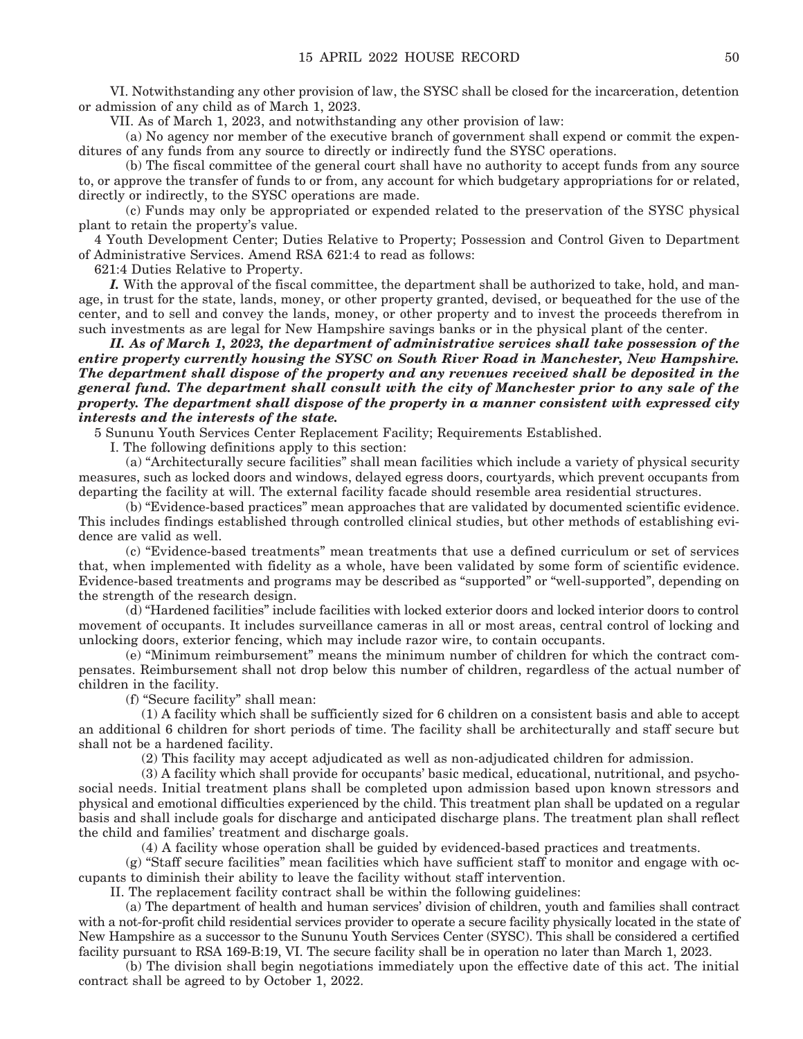VI. Notwithstanding any other provision of law, the SYSC shall be closed for the incarceration, detention or admission of any child as of March 1, 2023.

VII. As of March 1, 2023, and notwithstanding any other provision of law:

(a) No agency nor member of the executive branch of government shall expend or commit the expenditures of any funds from any source to directly or indirectly fund the SYSC operations.

(b) The fiscal committee of the general court shall have no authority to accept funds from any source to, or approve the transfer of funds to or from, any account for which budgetary appropriations for or related, directly or indirectly, to the SYSC operations are made.

(c) Funds may only be appropriated or expended related to the preservation of the SYSC physical plant to retain the property's value.

4 Youth Development Center; Duties Relative to Property; Possession and Control Given to Department of Administrative Services. Amend RSA 621:4 to read as follows:

621:4 Duties Relative to Property.

***I.*** With the approval of the fiscal committee, the department shall be authorized to take, hold, and manage, in trust for the state, lands, money, or other property granted, devised, or bequeathed for the use of the center, and to sell and convey the lands, money, or other property and to invest the proceeds therefrom in such investments as are legal for New Hampshire savings banks or in the physical plant of the center.

***II. As of March 1, 2023, the department of administrative services shall take possession of the entire property currently housing the SYSC on South River Road in Manchester, New Hampshire. The department shall dispose of the property and any revenues received shall be deposited in the general fund. The department shall consult with the city of Manchester prior to any sale of the property. The department shall dispose of the property in a manner consistent with expressed city interests and the interests of the state.***

5 Sununu Youth Services Center Replacement Facility; Requirements Established.

I. The following definitions apply to this section:

(a) "Architecturally secure facilities" shall mean facilities which include a variety of physical security measures, such as locked doors and windows, delayed egress doors, courtyards, which prevent occupants from departing the facility at will. The external facility facade should resemble area residential structures.

(b) "Evidence-based practices" mean approaches that are validated by documented scientific evidence. This includes findings established through controlled clinical studies, but other methods of establishing evidence are valid as well.

(c) "Evidence-based treatments" mean treatments that use a defined curriculum or set of services that, when implemented with fidelity as a whole, have been validated by some form of scientific evidence. Evidence-based treatments and programs may be described as "supported" or "well-supported", depending on the strength of the research design.

(d) "Hardened facilities" include facilities with locked exterior doors and locked interior doors to control movement of occupants. It includes surveillance cameras in all or most areas, central control of locking and unlocking doors, exterior fencing, which may include razor wire, to contain occupants.

(e) "Minimum reimbursement" means the minimum number of children for which the contract compensates. Reimbursement shall not drop below this number of children, regardless of the actual number of children in the facility.

(f) "Secure facility" shall mean:

(1) A facility which shall be sufficiently sized for 6 children on a consistent basis and able to accept an additional 6 children for short periods of time. The facility shall be architecturally and staff secure but shall not be a hardened facility.

(2) This facility may accept adjudicated as well as non-adjudicated children for admission.

(3) A facility which shall provide for occupants' basic medical, educational, nutritional, and psychosocial needs. Initial treatment plans shall be completed upon admission based upon known stressors and physical and emotional difficulties experienced by the child. This treatment plan shall be updated on a regular basis and shall include goals for discharge and anticipated discharge plans. The treatment plan shall reflect the child and families' treatment and discharge goals.

(4) A facility whose operation shall be guided by evidenced-based practices and treatments.

(g) "Staff secure facilities" mean facilities which have sufficient staff to monitor and engage with occupants to diminish their ability to leave the facility without staff intervention.

II. The replacement facility contract shall be within the following guidelines:

(a) The department of health and human services' division of children, youth and families shall contract with a not-for-profit child residential services provider to operate a secure facility physically located in the state of New Hampshire as a successor to the Sununu Youth Services Center (SYSC). This shall be considered a certified facility pursuant to RSA 169-B:19, VI. The secure facility shall be in operation no later than March 1, 2023.

(b) The division shall begin negotiations immediately upon the effective date of this act. The initial contract shall be agreed to by October 1, 2022.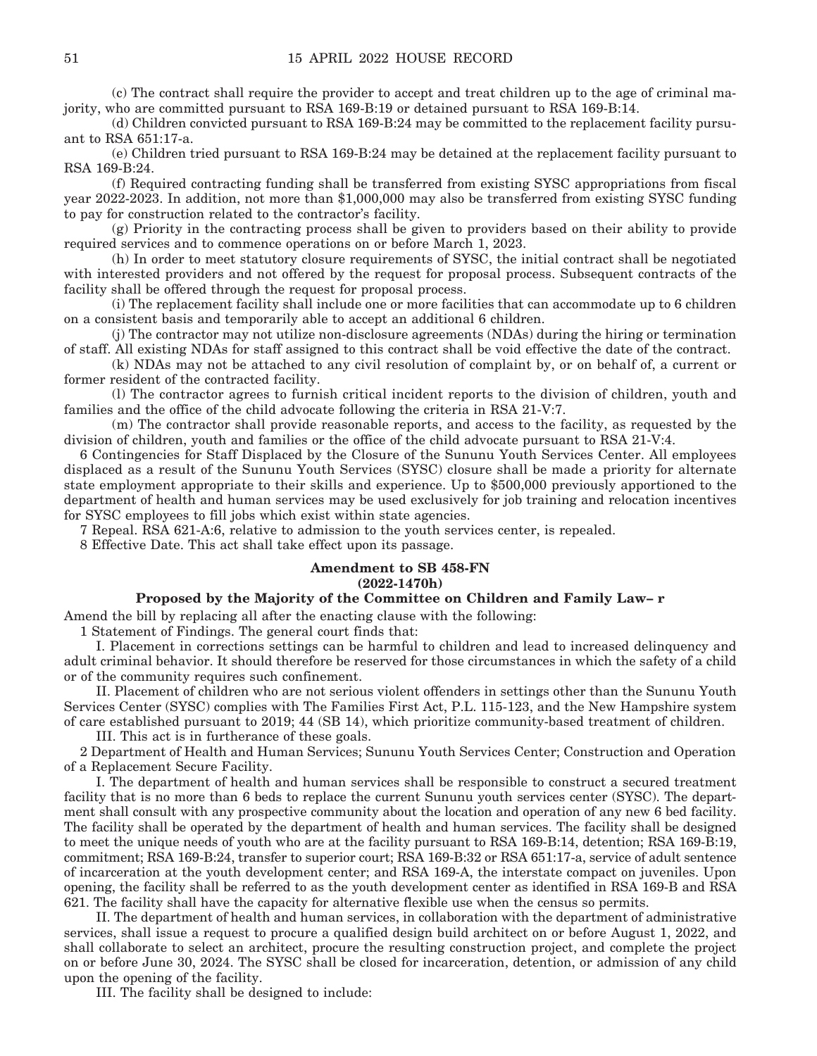(c) The contract shall require the provider to accept and treat children up to the age of criminal majority, who are committed pursuant to RSA 169-B:19 or detained pursuant to RSA 169-B:14.

(d) Children convicted pursuant to RSA 169-B:24 may be committed to the replacement facility pursuant to RSA 651:17-a.

(e) Children tried pursuant to RSA 169-B:24 may be detained at the replacement facility pursuant to RSA 169-B:24.

(f) Required contracting funding shall be transferred from existing SYSC appropriations from fiscal year 2022-2023. In addition, not more than $1,000,000 may also be transferred from existing SYSC funding to pay for construction related to the contractor's facility.

(g) Priority in the contracting process shall be given to providers based on their ability to provide required services and to commence operations on or before March 1, 2023.

(h) In order to meet statutory closure requirements of SYSC, the initial contract shall be negotiated with interested providers and not offered by the request for proposal process. Subsequent contracts of the facility shall be offered through the request for proposal process.

(i) The replacement facility shall include one or more facilities that can accommodate up to 6 children on a consistent basis and temporarily able to accept an additional 6 children.

(j) The contractor may not utilize non-disclosure agreements (NDAs) during the hiring or termination of staff. All existing NDAs for staff assigned to this contract shall be void effective the date of the contract.

(k) NDAs may not be attached to any civil resolution of complaint by, or on behalf of, a current or former resident of the contracted facility.

(l) The contractor agrees to furnish critical incident reports to the division of children, youth and families and the office of the child advocate following the criteria in RSA 21-V:7.

(m) The contractor shall provide reasonable reports, and access to the facility, as requested by the division of children, youth and families or the office of the child advocate pursuant to RSA 21-V:4.

6 Contingencies for Staff Displaced by the Closure of the Sununu Youth Services Center. All employees displaced as a result of the Sununu Youth Services (SYSC) closure shall be made a priority for alternate state employment appropriate to their skills and experience. Up to $500,000 previously apportioned to the department of health and human services may be used exclusively for job training and relocation incentives for SYSC employees to fill jobs which exist within state agencies.

7 Repeal. RSA 621-A:6, relative to admission to the youth services center, is repealed.

8 Effective Date. This act shall take effect upon its passage.

**Amendment to SB 458-FN**
**(2022-1470h)**
**Proposed by the Majority of the Committee on Children and Family Law– r**

Amend the bill by replacing all after the enacting clause with the following:

1 Statement of Findings. The general court finds that:

I. Placement in corrections settings can be harmful to children and lead to increased delinquency and adult criminal behavior. It should therefore be reserved for those circumstances in which the safety of a child or of the community requires such confinement.

II. Placement of children who are not serious violent offenders in settings other than the Sununu Youth Services Center (SYSC) complies with The Families First Act, P.L. 115-123, and the New Hampshire system of care established pursuant to 2019; 44 (SB 14), which prioritize community-based treatment of children.

III. This act is in furtherance of these goals.

2 Department of Health and Human Services; Sununu Youth Services Center; Construction and Operation of a Replacement Secure Facility.

I. The department of health and human services shall be responsible to construct a secured treatment facility that is no more than 6 beds to replace the current Sununu youth services center (SYSC). The department shall consult with any prospective community about the location and operation of any new 6 bed facility. The facility shall be operated by the department of health and human services. The facility shall be designed to meet the unique needs of youth who are at the facility pursuant to RSA 169-B:14, detention; RSA 169-B:19, commitment; RSA 169-B:24, transfer to superior court; RSA 169-B:32 or RSA 651:17-a, service of adult sentence of incarceration at the youth development center; and RSA 169-A, the interstate compact on juveniles. Upon opening, the facility shall be referred to as the youth development center as identified in RSA 169-B and RSA 621. The facility shall have the capacity for alternative flexible use when the census so permits.

II. The department of health and human services, in collaboration with the department of administrative services, shall issue a request to procure a qualified design build architect on or before August 1, 2022, and shall collaborate to select an architect, procure the resulting construction project, and complete the project on or before June 30, 2024. The SYSC shall be closed for incarceration, detention, or admission of any child upon the opening of the facility.

III. The facility shall be designed to include: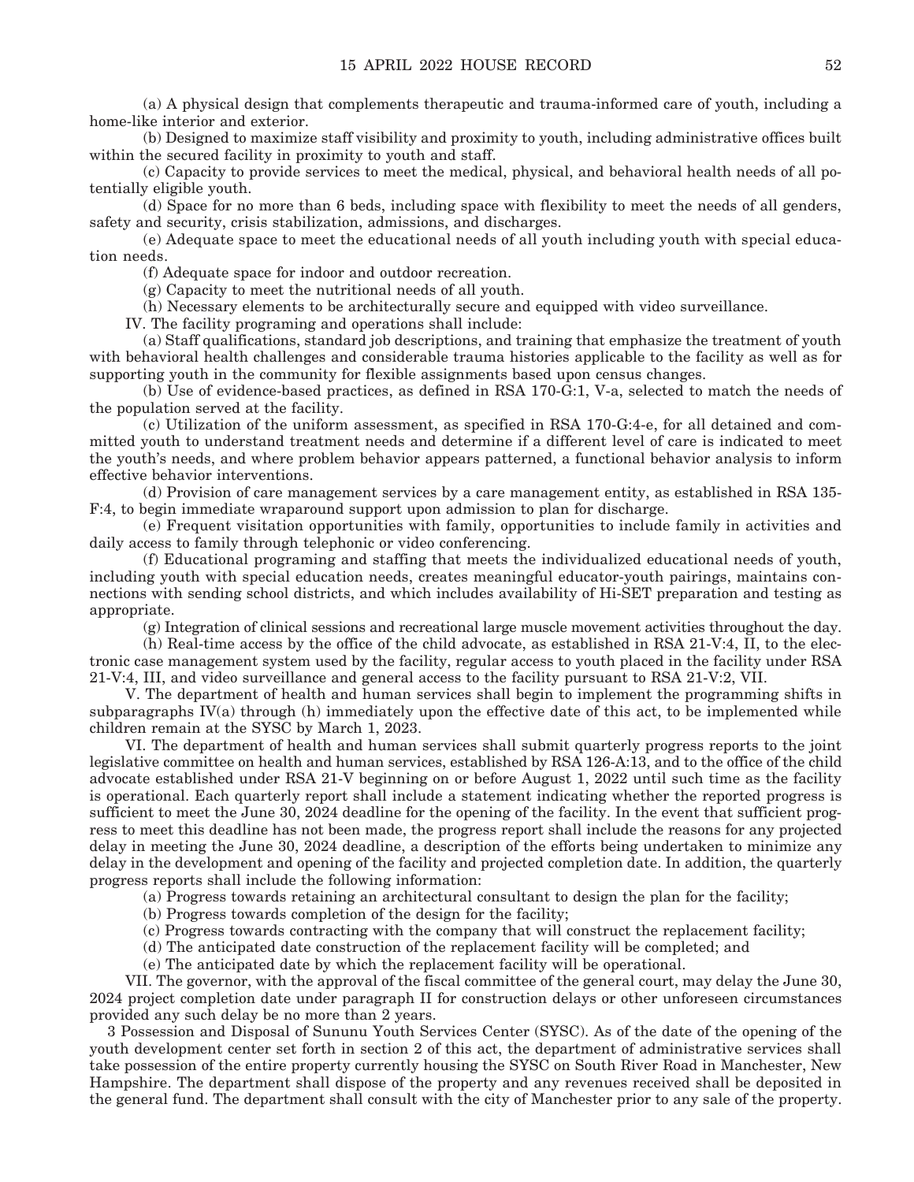(a) A physical design that complements therapeutic and trauma-informed care of youth, including a home-like interior and exterior.

(b) Designed to maximize staff visibility and proximity to youth, including administrative offices built within the secured facility in proximity to youth and staff.

(c) Capacity to provide services to meet the medical, physical, and behavioral health needs of all potentially eligible youth.

(d) Space for no more than 6 beds, including space with flexibility to meet the needs of all genders, safety and security, crisis stabilization, admissions, and discharges.

(e) Adequate space to meet the educational needs of all youth including youth with special education needs.

(f) Adequate space for indoor and outdoor recreation.

(g) Capacity to meet the nutritional needs of all youth.

(h) Necessary elements to be architecturally secure and equipped with video surveillance.

IV. The facility programing and operations shall include:

(a) Staff qualifications, standard job descriptions, and training that emphasize the treatment of youth with behavioral health challenges and considerable trauma histories applicable to the facility as well as for supporting youth in the community for flexible assignments based upon census changes.

(b) Use of evidence-based practices, as defined in RSA 170-G:1, V-a, selected to match the needs of the population served at the facility.

(c) Utilization of the uniform assessment, as specified in RSA 170-G:4-e, for all detained and committed youth to understand treatment needs and determine if a different level of care is indicated to meet the youth's needs, and where problem behavior appears patterned, a functional behavior analysis to inform effective behavior interventions.

(d) Provision of care management services by a care management entity, as established in RSA 135-F:4, to begin immediate wraparound support upon admission to plan for discharge.

(e) Frequent visitation opportunities with family, opportunities to include family in activities and daily access to family through telephonic or video conferencing.

(f) Educational programing and staffing that meets the individualized educational needs of youth, including youth with special education needs, creates meaningful educator-youth pairings, maintains connections with sending school districts, and which includes availability of Hi-SET preparation and testing as appropriate.

(g) Integration of clinical sessions and recreational large muscle movement activities throughout the day.

(h) Real-time access by the office of the child advocate, as established in RSA 21-V:4, II, to the electronic case management system used by the facility, regular access to youth placed in the facility under RSA 21-V:4, III, and video surveillance and general access to the facility pursuant to RSA 21-V:2, VII.

V. The department of health and human services shall begin to implement the programming shifts in subparagraphs IV(a) through (h) immediately upon the effective date of this act, to be implemented while children remain at the SYSC by March 1, 2023.

VI. The department of health and human services shall submit quarterly progress reports to the joint legislative committee on health and human services, established by RSA 126-A:13, and to the office of the child advocate established under RSA 21-V beginning on or before August 1, 2022 until such time as the facility is operational. Each quarterly report shall include a statement indicating whether the reported progress is sufficient to meet the June 30, 2024 deadline for the opening of the facility. In the event that sufficient progress to meet this deadline has not been made, the progress report shall include the reasons for any projected delay in meeting the June 30, 2024 deadline, a description of the efforts being undertaken to minimize any delay in the development and opening of the facility and projected completion date. In addition, the quarterly progress reports shall include the following information:

(a) Progress towards retaining an architectural consultant to design the plan for the facility;

(b) Progress towards completion of the design for the facility;

(c) Progress towards contracting with the company that will construct the replacement facility;

(d) The anticipated date construction of the replacement facility will be completed; and

(e) The anticipated date by which the replacement facility will be operational.

VII. The governor, with the approval of the fiscal committee of the general court, may delay the June 30, 2024 project completion date under paragraph II for construction delays or other unforeseen circumstances provided any such delay be no more than 2 years.

3 Possession and Disposal of Sununu Youth Services Center (SYSC). As of the date of the opening of the youth development center set forth in section 2 of this act, the department of administrative services shall take possession of the entire property currently housing the SYSC on South River Road in Manchester, New Hampshire. The department shall dispose of the property and any revenues received shall be deposited in the general fund. The department shall consult with the city of Manchester prior to any sale of the property.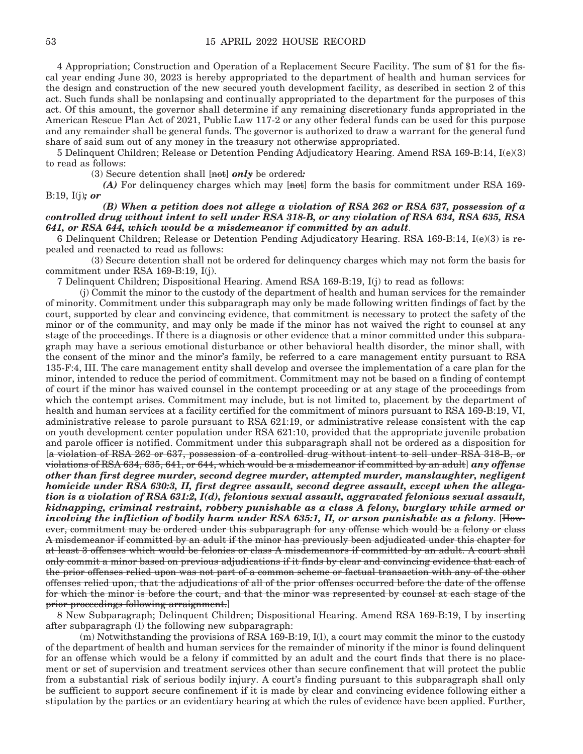4 Appropriation; Construction and Operation of a Replacement Secure Facility. The sum of $1 for the fiscal year ending June 30, 2023 is hereby appropriated to the department of health and human services for the design and construction of the new secured youth development facility, as described in section 2 of this act. Such funds shall be nonlapsing and continually appropriated to the department for the purposes of this act. Of this amount, the governor shall determine if any remaining discretionary funds appropriated in the American Rescue Plan Act of 2021, Public Law 117-2 or any other federal funds can be used for this purpose and any remainder shall be general funds. The governor is authorized to draw a warrant for the general fund share of said sum out of any money in the treasury not otherwise appropriated.

5 Delinquent Children; Release or Detention Pending Adjudicatory Hearing. Amend RSA 169-B:14, I(e)(3) to read as follows:

(3) Secure detention shall [~~not~~] ***only*** be ordered***:***

***(A)*** For delinquency charges which may [~~not~~] form the basis for commitment under RSA 169-B:19, I(j)***; or***

***(B) When a petition does not allege a violation of RSA 262 or RSA 637, possession of a controlled drug without intent to sell under RSA 318-B, or any violation of RSA 634, RSA 635, RSA 641, or RSA 644, which would be a misdemeanor if committed by an adult***.

6 Delinquent Children; Release or Detention Pending Adjudicatory Hearing. RSA 169-B:14, I(e)(3) is repealed and reenacted to read as follows:

(3) Secure detention shall not be ordered for delinquency charges which may not form the basis for commitment under RSA 169-B:19, I(j).

7 Delinquent Children; Dispositional Hearing. Amend RSA 169-B:19, I(j) to read as follows:

(j) Commit the minor to the custody of the department of health and human services for the remainder of minority. Commitment under this subparagraph may only be made following written findings of fact by the court, supported by clear and convincing evidence, that commitment is necessary to protect the safety of the minor or of the community, and may only be made if the minor has not waived the right to counsel at any stage of the proceedings. If there is a diagnosis or other evidence that a minor committed under this subparagraph may have a serious emotional disturbance or other behavioral health disorder, the minor shall, with the consent of the minor and the minor's family, be referred to a care management entity pursuant to RSA 135-F:4, III. The care management entity shall develop and oversee the implementation of a care plan for the minor, intended to reduce the period of commitment. Commitment may not be based on a finding of contempt of court if the minor has waived counsel in the contempt proceeding or at any stage of the proceedings from which the contempt arises. Commitment may include, but is not limited to, placement by the department of health and human services at a facility certified for the commitment of minors pursuant to RSA 169-B:19, VI, administrative release to parole pursuant to RSA 621:19, or administrative release consistent with the cap on youth development center population under RSA 621:10, provided that the appropriate juvenile probation and parole officer is notified. Commitment under this subparagraph shall not be ordered as a disposition for [~~a violation of RSA 262 or 637, possession of a controlled drug without intent to sell under RSA 318-B, or violations of RSA 634, 635, 641, or 644, which would be a misdemeanor if committed by an adult~~] ***any offense other than first degree murder, second degree murder, attempted murder, manslaughter, negligent homicide under RSA 630:3, II, first degree assault, second degree assault, except when the allegation is a violation of RSA 631:2, I(d), felonious sexual assault, aggravated felonious sexual assault, kidnapping, criminal restraint, robbery punishable as a class A felony, burglary while armed or involving the infliction of bodily harm under RSA 635:1, II, or arson punishable as a felony***. [~~However, commitment may be ordered under this subparagraph for any offense which would be a felony or class A misdemeanor if committed by an adult if the minor has previously been adjudicated under this chapter for at least 3 offenses which would be felonies or class A misdemeanors if committed by an adult. A court shall only commit a minor based on previous adjudications if it finds by clear and convincing evidence that each of the prior offenses relied upon was not part of a common scheme or factual transaction with any of the other offenses relied upon, that the adjudications of all of the prior offenses occurred before the date of the offense for which the minor is before the court, and that the minor was represented by counsel at each stage of the prior proceedings following arraignment.~~]

8 New Subparagraph; Delinquent Children; Dispositional Hearing. Amend RSA 169-B:19, I by inserting after subparagraph (l) the following new subparagraph:

(m) Notwithstanding the provisions of RSA 169-B:19, I(l), a court may commit the minor to the custody of the department of health and human services for the remainder of minority if the minor is found delinquent for an offense which would be a felony if committed by an adult and the court finds that there is no placement or set of supervision and treatment services other than secure confinement that will protect the public from a substantial risk of serious bodily injury. A court's finding pursuant to this subparagraph shall only be sufficient to support secure confinement if it is made by clear and convincing evidence following either a stipulation by the parties or an evidentiary hearing at which the rules of evidence have been applied. Further,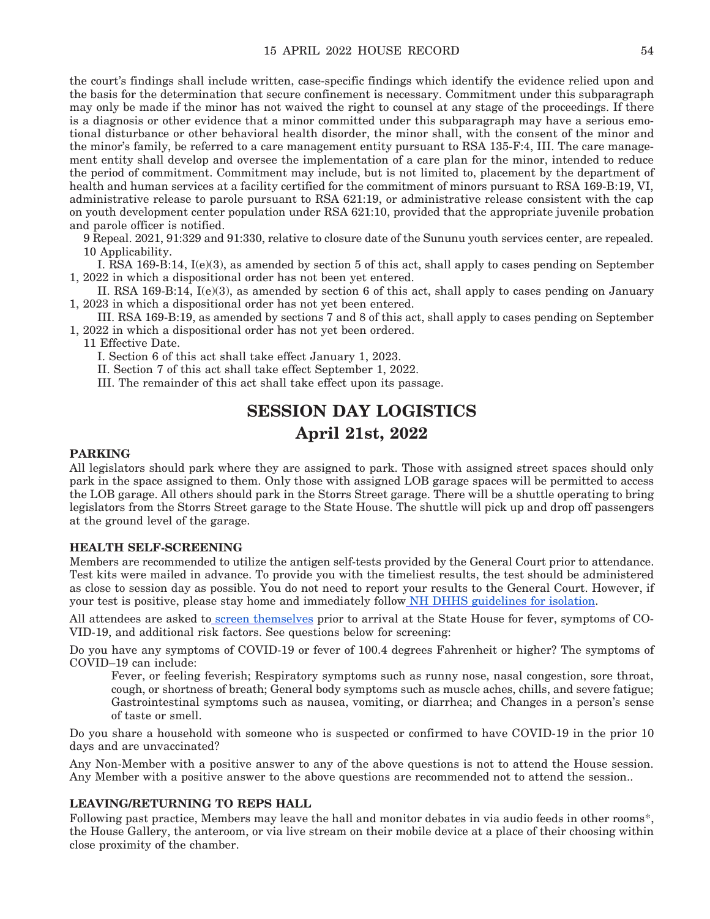the court's findings shall include written, case-specific findings which identify the evidence relied upon and the basis for the determination that secure confinement is necessary. Commitment under this subparagraph may only be made if the minor has not waived the right to counsel at any stage of the proceedings. If there is a diagnosis or other evidence that a minor committed under this subparagraph may have a serious emotional disturbance or other behavioral health disorder, the minor shall, with the consent of the minor and the minor's family, be referred to a care management entity pursuant to RSA 135-F:4, III. The care management entity shall develop and oversee the implementation of a care plan for the minor, intended to reduce the period of commitment. Commitment may include, but is not limited to, placement by the department of health and human services at a facility certified for the commitment of minors pursuant to RSA 169-B:19, VI, administrative release to parole pursuant to RSA 621:19, or administrative release consistent with the cap on youth development center population under RSA 621:10, provided that the appropriate juvenile probation and parole officer is notified.

9 Repeal. 2021, 91:329 and 91:330, relative to closure date of the Sununu youth services center, are repealed.

10 Applicability.

I. RSA 169-B:14, I(e)(3), as amended by section 5 of this act, shall apply to cases pending on September 1, 2022 in which a dispositional order has not been yet entered.

II. RSA 169-B:14, I(e)(3), as amended by section 6 of this act, shall apply to cases pending on January 1, 2023 in which a dispositional order has not yet been entered.

III. RSA 169-B:19, as amended by sections 7 and 8 of this act, shall apply to cases pending on September 1, 2022 in which a dispositional order has not yet been ordered.

11 Effective Date.

I. Section 6 of this act shall take effect January 1, 2023.

II. Section 7 of this act shall take effect September 1, 2022.

III. The remainder of this act shall take effect upon its passage.

# SESSION DAY LOGISTICS
# April 21st, 2022

### PARKING

All legislators should park where they are assigned to park. Those with assigned street spaces should only park in the space assigned to them. Only those with assigned LOB garage spaces will be permitted to access the LOB garage. All others should park in the Storrs Street garage. There will be a shuttle operating to bring legislators from the Storrs Street garage to the State House. The shuttle will pick up and drop off passengers at the ground level of the garage.

### HEALTH SELF-SCREENING

Members are recommended to utilize the antigen self-tests provided by the General Court prior to attendance. Test kits were mailed in advance. To provide you with the timeliest results, the test should be administered as close to session day as possible. You do not need to report your results to the General Court. However, if your test is positive, please stay home and immediately follow NH DHHS guidelines for isolation.

All attendees are asked to screen themselves prior to arrival at the State House for fever, symptoms of COVID-19, and additional risk factors. See questions below for screening:

Do you have any symptoms of COVID-19 or fever of 100.4 degrees Fahrenheit or higher? The symptoms of COVID–19 can include:

Fever, or feeling feverish; Respiratory symptoms such as runny nose, nasal congestion, sore throat, cough, or shortness of breath; General body symptoms such as muscle aches, chills, and severe fatigue; Gastrointestinal symptoms such as nausea, vomiting, or diarrhea; and Changes in a person's sense of taste or smell.

Do you share a household with someone who is suspected or confirmed to have COVID-19 in the prior 10 days and are unvaccinated?

Any Non-Member with a positive answer to any of the above questions is not to attend the House session. Any Member with a positive answer to the above questions are recommended not to attend the session..

### LEAVING/RETURNING TO REPS HALL

Following past practice, Members may leave the hall and monitor debates in via audio feeds in other rooms*, the House Gallery, the anteroom, or via live stream on their mobile device at a place of their choosing within close proximity of the chamber.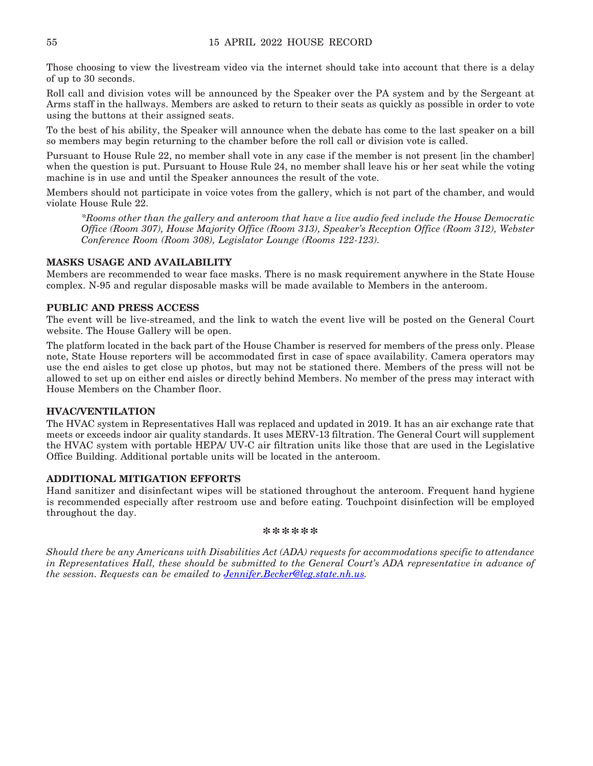Those choosing to view the livestream video via the internet should take into account that there is a delay of up to 30 seconds.

Roll call and division votes will be announced by the Speaker over the PA system and by the Sergeant at Arms staff in the hallways. Members are asked to return to their seats as quickly as possible in order to vote using the buttons at their assigned seats.

To the best of his ability, the Speaker will announce when the debate has come to the last speaker on a bill so members may begin returning to the chamber before the roll call or division vote is called.

Pursuant to House Rule 22, no member shall vote in any case if the member is not present [in the chamber] when the question is put. Pursuant to House Rule 24, no member shall leave his or her seat while the voting machine is in use and until the Speaker announces the result of the vote.

Members should not participate in voice votes from the gallery, which is not part of the chamber, and would violate House Rule 22.

> *\*Rooms other than the gallery and anteroom that have a live audio feed include the House Democratic Office (Room 307), House Majority Office (Room 313), Speaker's Reception Office (Room 312), Webster Conference Room (Room 308), Legislator Lounge (Rooms 122-123).*

**MASKS USAGE AND AVAILABILITY**

Members are recommended to wear face masks. There is no mask requirement anywhere in the State House complex. N-95 and regular disposable masks will be made available to Members in the anteroom.

**PUBLIC AND PRESS ACCESS**

The event will be live-streamed, and the link to watch the event live will be posted on the General Court website. The House Gallery will be open.

The platform located in the back part of the House Chamber is reserved for members of the press only. Please note, State House reporters will be accommodated first in case of space availability. Camera operators may use the end aisles to get close up photos, but may not be stationed there. Members of the press will not be allowed to set up on either end aisles or directly behind Members. No member of the press may interact with House Members on the Chamber floor.

**HVAC/VENTILATION**

The HVAC system in Representatives Hall was replaced and updated in 2019. It has an air exchange rate that meets or exceeds indoor air quality standards. It uses MERV-13 filtration. The General Court will supplement the HVAC system with portable HEPA/ UV-C air filtration units like those that are used in the Legislative Office Building. Additional portable units will be located in the anteroom.

**ADDITIONAL MITIGATION EFFORTS**

Hand sanitizer and disinfectant wipes will be stationed throughout the anteroom. Frequent hand hygiene is recommended especially after restroom use and before eating. Touchpoint disinfection will be employed throughout the day.

\*\*\*\*\*\*

*Should there be any Americans with Disabilities Act (ADA) requests for accommodations specific to attendance in Representatives Hall, these should be submitted to the General Court's ADA representative in advance of the session. Requests can be emailed to [Jennifer.Becker@leg.state.nh.us](mailto:Jennifer.Becker@leg.state.nh.us).*